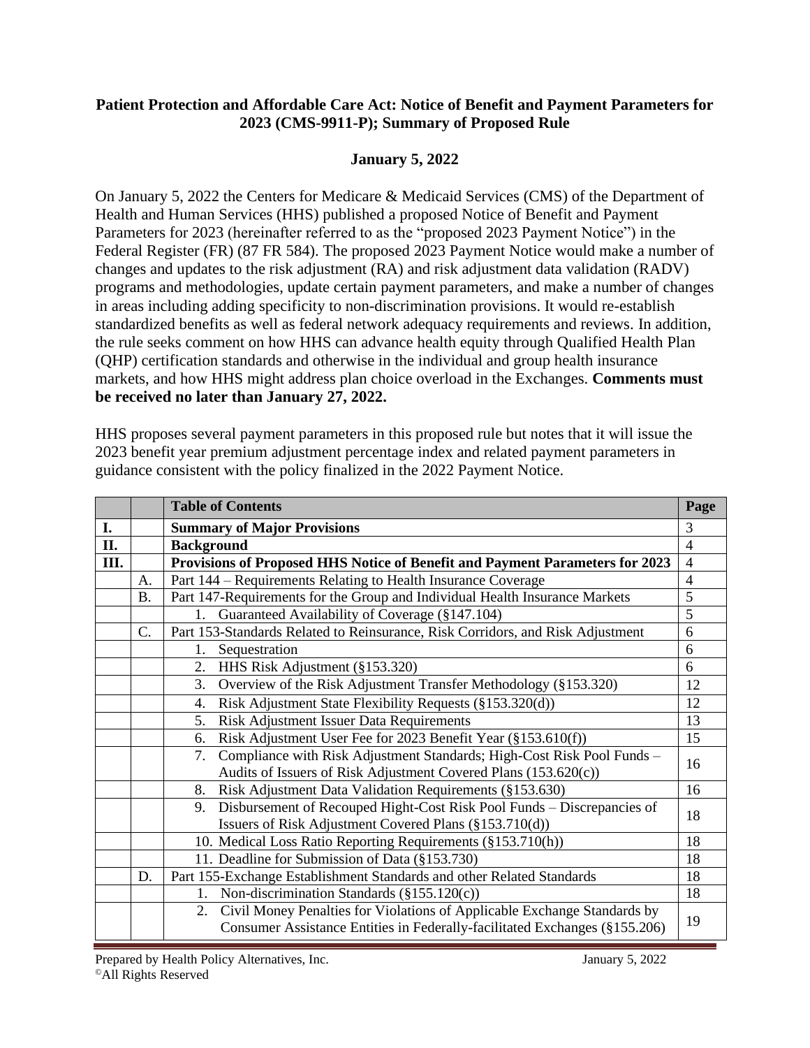**Patient Protection and Affordable Care Act: Notice of Benefit and Payment Parameters for 2023 (CMS-9911-P); Summary of Proposed Rule**

**January 5, 2022**

On January 5, 2022 the Centers for Medicare & Medicaid Services (CMS) of the Department of Health and Human Services (HHS) published a proposed Notice of Benefit and Payment Parameters for 2023 (hereinafter referred to as the "proposed 2023 Payment Notice") in the Federal Register (FR) (87 FR 584). The proposed 2023 Payment Notice would make a number of changes and updates to the risk adjustment (RA) and risk adjustment data validation (RADV) programs and methodologies, update certain payment parameters, and make a number of changes in areas including adding specificity to non-discrimination provisions. It would re-establish standardized benefits as well as federal network adequacy requirements and reviews. In addition, the rule seeks comment on how HHS can advance health equity through Qualified Health Plan (QHP) certification standards and otherwise in the individual and group health insurance markets, and how HHS might address plan choice overload in the Exchanges. **Comments must be received no later than January 27, 2022.**

HHS proposes several payment parameters in this proposed rule but notes that it will issue the 2023 benefit year premium adjustment percentage index and related payment parameters in guidance consistent with the policy finalized in the 2022 Payment Notice.

| | | **Table of Contents** | **Page** |
|---|---|---|---|
| **I.** | | **Summary of Major Provisions** | 3 |
| **II.** | | **Background** | 4 |
| **III.** | | **Provisions of Proposed HHS Notice of Benefit and Payment Parameters for 2023** | 4 |
| | A. | Part 144 – Requirements Relating to Health Insurance Coverage | 4 |
| | B. | Part 147-Requirements for the Group and Individual Health Insurance Markets | 5 |
| | | 1. Guaranteed Availability of Coverage (§147.104) | 5 |
| | C. | Part 153-Standards Related to Reinsurance, Risk Corridors, and Risk Adjustment | 6 |
| | | 1. Sequestration | 6 |
| | | 2. HHS Risk Adjustment (§153.320) | 6 |
| | | 3. Overview of the Risk Adjustment Transfer Methodology (§153.320) | 12 |
| | | 4. Risk Adjustment State Flexibility Requests (§153.320(d)) | 12 |
| | | 5. Risk Adjustment Issuer Data Requirements | 13 |
| | | 6. Risk Adjustment User Fee for 2023 Benefit Year (§153.610(f)) | 15 |
| | | 7. Compliance with Risk Adjustment Standards; High-Cost Risk Pool Funds – Audits of Issuers of Risk Adjustment Covered Plans (153.620(c)) | 16 |
| | | 8. Risk Adjustment Data Validation Requirements (§153.630) | 16 |
| | | 9. Disbursement of Recouped Hight-Cost Risk Pool Funds – Discrepancies of Issuers of Risk Adjustment Covered Plans (§153.710(d)) | 18 |
| | | 10. Medical Loss Ratio Reporting Requirements (§153.710(h)) | 18 |
| | | 11. Deadline for Submission of Data (§153.730) | 18 |
| | D. | Part 155-Exchange Establishment Standards and other Related Standards | 18 |
| | | 1. Non-discrimination Standards (§155.120(c)) | 18 |
| | | 2. Civil Money Penalties for Violations of Applicable Exchange Standards by Consumer Assistance Entities in Federally-facilitated Exchanges (§155.206) | 19 |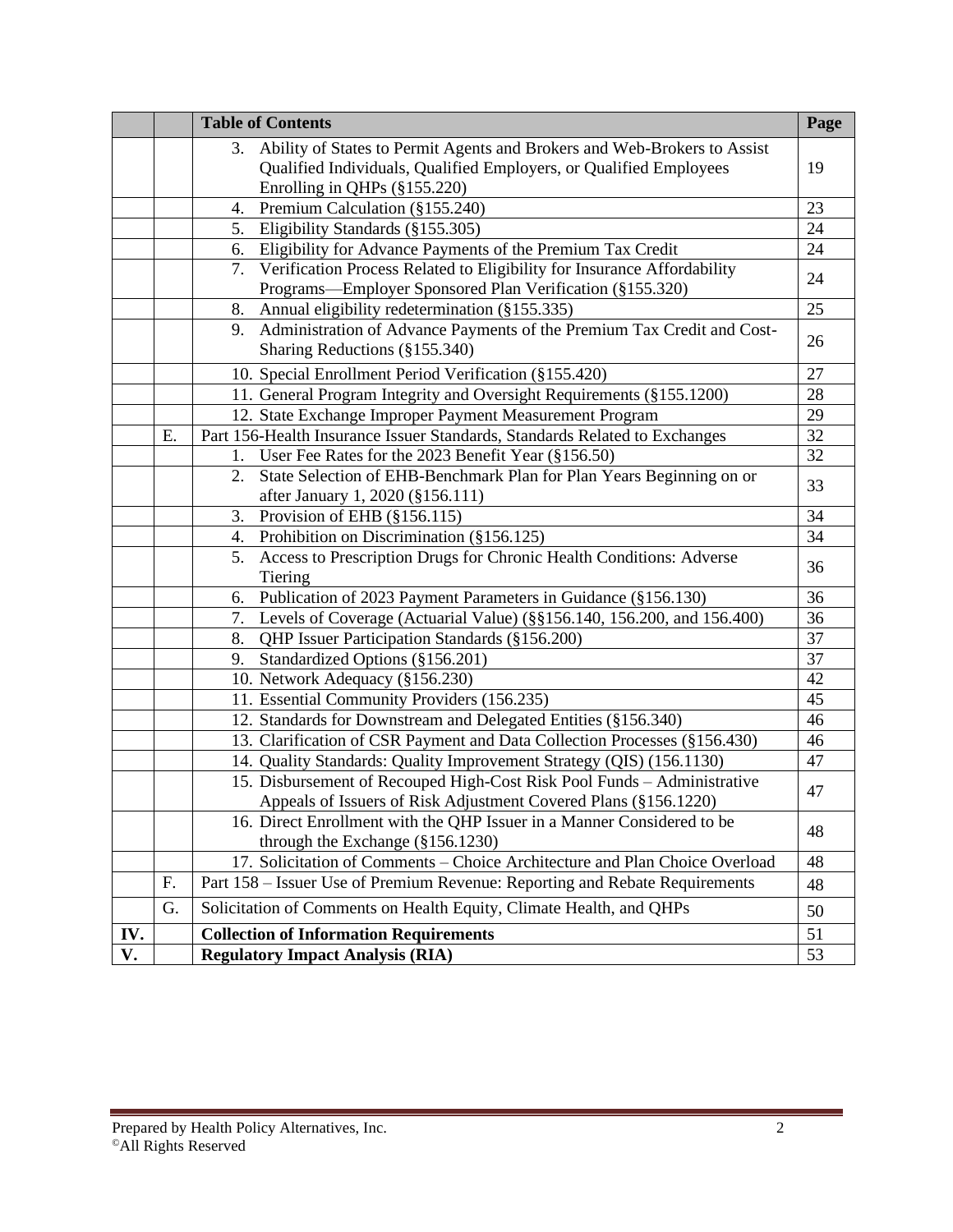| | | Table of Contents | Page |
|---|---|---|---|
| | | 3. Ability of States to Permit Agents and Brokers and Web-Brokers to Assist Qualified Individuals, Qualified Employers, or Qualified Employees Enrolling in QHPs (§155.220) | 19 |
| | | 4. Premium Calculation (§155.240) | 23 |
| | | 5. Eligibility Standards (§155.305) | 24 |
| | | 6. Eligibility for Advance Payments of the Premium Tax Credit | 24 |
| | | 7. Verification Process Related to Eligibility for Insurance Affordability Programs—Employer Sponsored Plan Verification (§155.320) | 24 |
| | | 8. Annual eligibility redetermination (§155.335) | 25 |
| | | 9. Administration of Advance Payments of the Premium Tax Credit and Cost-Sharing Reductions (§155.340) | 26 |
| | | 10. Special Enrollment Period Verification (§155.420) | 27 |
| | | 11. General Program Integrity and Oversight Requirements (§155.1200) | 28 |
| | | 12. State Exchange Improper Payment Measurement Program | 29 |
| | E. | Part 156-Health Insurance Issuer Standards, Standards Related to Exchanges | 32 |
| | | 1. User Fee Rates for the 2023 Benefit Year (§156.50) | 32 |
| | | 2. State Selection of EHB-Benchmark Plan for Plan Years Beginning on or after January 1, 2020 (§156.111) | 33 |
| | | 3. Provision of EHB (§156.115) | 34 |
| | | 4. Prohibition on Discrimination (§156.125) | 34 |
| | | 5. Access to Prescription Drugs for Chronic Health Conditions: Adverse Tiering | 36 |
| | | 6. Publication of 2023 Payment Parameters in Guidance (§156.130) | 36 |
| | | 7. Levels of Coverage (Actuarial Value) (§§156.140, 156.200, and 156.400) | 36 |
| | | 8. QHP Issuer Participation Standards (§156.200) | 37 |
| | | 9. Standardized Options (§156.201) | 37 |
| | | 10. Network Adequacy (§156.230) | 42 |
| | | 11. Essential Community Providers (156.235) | 45 |
| | | 12. Standards for Downstream and Delegated Entities (§156.340) | 46 |
| | | 13. Clarification of CSR Payment and Data Collection Processes (§156.430) | 46 |
| | | 14. Quality Standards: Quality Improvement Strategy (QIS) (156.1130) | 47 |
| | | 15. Disbursement of Recouped High-Cost Risk Pool Funds – Administrative Appeals of Issuers of Risk Adjustment Covered Plans (§156.1220) | 47 |
| | | 16. Direct Enrollment with the QHP Issuer in a Manner Considered to be through the Exchange (§156.1230) | 48 |
| | | 17. Solicitation of Comments – Choice Architecture and Plan Choice Overload | 48 |
| | F. | Part 158 – Issuer Use of Premium Revenue: Reporting and Rebate Requirements | 48 |
| | G. | Solicitation of Comments on Health Equity, Climate Health, and QHPs | 50 |
| **IV.** | | **Collection of Information Requirements** | 51 |
| **V.** | | **Regulatory Impact Analysis (RIA)** | 53 |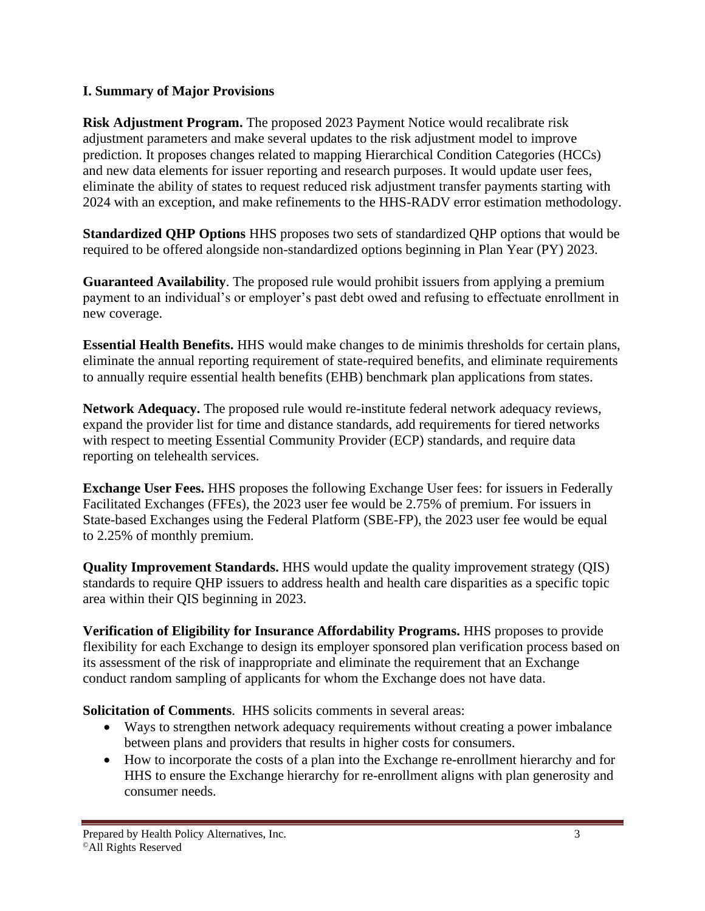## I. Summary of Major Provisions

**Risk Adjustment Program.** The proposed 2023 Payment Notice would recalibrate risk adjustment parameters and make several updates to the risk adjustment model to improve prediction. It proposes changes related to mapping Hierarchical Condition Categories (HCCs) and new data elements for issuer reporting and research purposes. It would update user fees, eliminate the ability of states to request reduced risk adjustment transfer payments starting with 2024 with an exception, and make refinements to the HHS-RADV error estimation methodology.

**Standardized QHP Options** HHS proposes two sets of standardized QHP options that would be required to be offered alongside non-standardized options beginning in Plan Year (PY) 2023.

**Guaranteed Availability**. The proposed rule would prohibit issuers from applying a premium payment to an individual's or employer's past debt owed and refusing to effectuate enrollment in new coverage.

**Essential Health Benefits.** HHS would make changes to de minimis thresholds for certain plans, eliminate the annual reporting requirement of state-required benefits, and eliminate requirements to annually require essential health benefits (EHB) benchmark plan applications from states.

**Network Adequacy.** The proposed rule would re-institute federal network adequacy reviews, expand the provider list for time and distance standards, add requirements for tiered networks with respect to meeting Essential Community Provider (ECP) standards, and require data reporting on telehealth services.

**Exchange User Fees.** HHS proposes the following Exchange User fees: for issuers in Federally Facilitated Exchanges (FFEs), the 2023 user fee would be 2.75% of premium. For issuers in State-based Exchanges using the Federal Platform (SBE-FP), the 2023 user fee would be equal to 2.25% of monthly premium.

**Quality Improvement Standards.** HHS would update the quality improvement strategy (QIS) standards to require QHP issuers to address health and health care disparities as a specific topic area within their QIS beginning in 2023.

**Verification of Eligibility for Insurance Affordability Programs.** HHS proposes to provide flexibility for each Exchange to design its employer sponsored plan verification process based on its assessment of the risk of inappropriate and eliminate the requirement that an Exchange conduct random sampling of applicants for whom the Exchange does not have data.

**Solicitation of Comments**. HHS solicits comments in several areas:

- Ways to strengthen network adequacy requirements without creating a power imbalance between plans and providers that results in higher costs for consumers.
- How to incorporate the costs of a plan into the Exchange re-enrollment hierarchy and for HHS to ensure the Exchange hierarchy for re-enrollment aligns with plan generosity and consumer needs.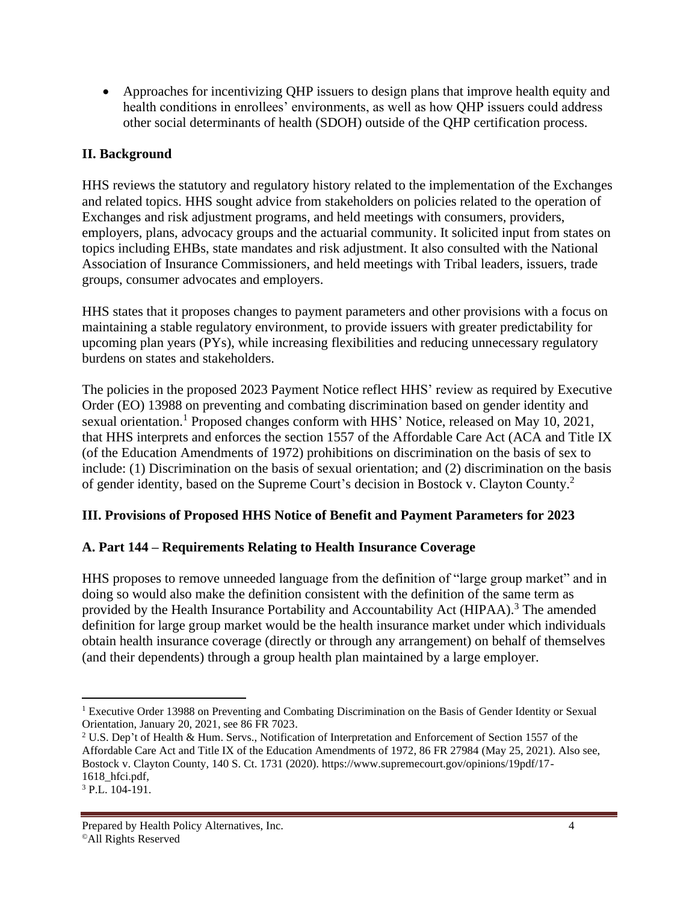- Approaches for incentivizing QHP issuers to design plans that improve health equity and health conditions in enrollees' environments, as well as how QHP issuers could address other social determinants of health (SDOH) outside of the QHP certification process.

## II. Background

HHS reviews the statutory and regulatory history related to the implementation of the Exchanges and related topics. HHS sought advice from stakeholders on policies related to the operation of Exchanges and risk adjustment programs, and held meetings with consumers, providers, employers, plans, advocacy groups and the actuarial community. It solicited input from states on topics including EHBs, state mandates and risk adjustment. It also consulted with the National Association of Insurance Commissioners, and held meetings with Tribal leaders, issuers, trade groups, consumer advocates and employers.

HHS states that it proposes changes to payment parameters and other provisions with a focus on maintaining a stable regulatory environment, to provide issuers with greater predictability for upcoming plan years (PYs), while increasing flexibilities and reducing unnecessary regulatory burdens on states and stakeholders.

The policies in the proposed 2023 Payment Notice reflect HHS' review as required by Executive Order (EO) 13988 on preventing and combating discrimination based on gender identity and sexual orientation.[1] Proposed changes conform with HHS' Notice, released on May 10, 2021, that HHS interprets and enforces the section 1557 of the Affordable Care Act (ACA and Title IX (of the Education Amendments of 1972) prohibitions on discrimination on the basis of sex to include: (1) Discrimination on the basis of sexual orientation; and (2) discrimination on the basis of gender identity, based on the Supreme Court's decision in Bostock v. Clayton County.[2]

## III. Provisions of Proposed HHS Notice of Benefit and Payment Parameters for 2023

### A. Part 144 – Requirements Relating to Health Insurance Coverage

HHS proposes to remove unneeded language from the definition of "large group market" and in doing so would also make the definition consistent with the definition of the same term as provided by the Health Insurance Portability and Accountability Act (HIPAA).[3] The amended definition for large group market would be the health insurance market under which individuals obtain health insurance coverage (directly or through any arrangement) on behalf of themselves (and their dependents) through a group health plan maintained by a large employer.

---

[1] Executive Order 13988 on Preventing and Combating Discrimination on the Basis of Gender Identity or Sexual Orientation, January 20, 2021, see 86 FR 7023.

[2] U.S. Dep't of Health & Hum. Servs., Notification of Interpretation and Enforcement of Section 1557 of the Affordable Care Act and Title IX of the Education Amendments of 1972, 86 FR 27984 (May 25, 2021). Also see, Bostock v. Clayton County, 140 S. Ct. 1731 (2020). https://www.supremecourt.gov/opinions/19pdf/17-1618_hfci.pdf,

[3] P.L. 104-191.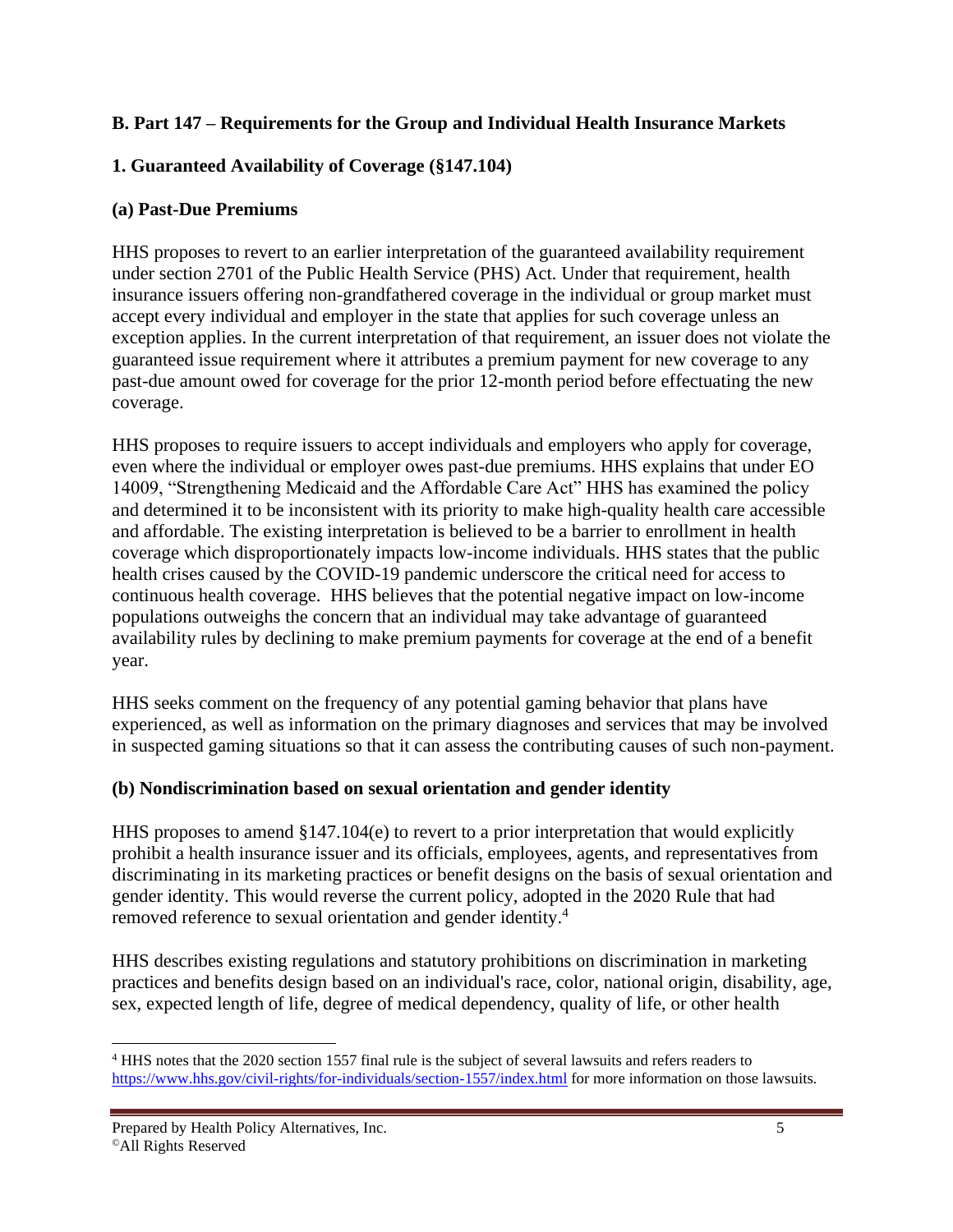## B. Part 147 – Requirements for the Group and Individual Health Insurance Markets

### 1. Guaranteed Availability of Coverage (§147.104)

#### (a) Past-Due Premiums

HHS proposes to revert to an earlier interpretation of the guaranteed availability requirement under section 2701 of the Public Health Service (PHS) Act. Under that requirement, health insurance issuers offering non-grandfathered coverage in the individual or group market must accept every individual and employer in the state that applies for such coverage unless an exception applies. In the current interpretation of that requirement, an issuer does not violate the guaranteed issue requirement where it attributes a premium payment for new coverage to any past-due amount owed for coverage for the prior 12-month period before effectuating the new coverage.

HHS proposes to require issuers to accept individuals and employers who apply for coverage, even where the individual or employer owes past-due premiums. HHS explains that under EO 14009, "Strengthening Medicaid and the Affordable Care Act" HHS has examined the policy and determined it to be inconsistent with its priority to make high-quality health care accessible and affordable. The existing interpretation is believed to be a barrier to enrollment in health coverage which disproportionately impacts low-income individuals. HHS states that the public health crises caused by the COVID-19 pandemic underscore the critical need for access to continuous health coverage. HHS believes that the potential negative impact on low-income populations outweighs the concern that an individual may take advantage of guaranteed availability rules by declining to make premium payments for coverage at the end of a benefit year.

HHS seeks comment on the frequency of any potential gaming behavior that plans have experienced, as well as information on the primary diagnoses and services that may be involved in suspected gaming situations so that it can assess the contributing causes of such non-payment.

#### (b) Nondiscrimination based on sexual orientation and gender identity

HHS proposes to amend §147.104(e) to revert to a prior interpretation that would explicitly prohibit a health insurance issuer and its officials, employees, agents, and representatives from discriminating in its marketing practices or benefit designs on the basis of sexual orientation and gender identity. This would reverse the current policy, adopted in the 2020 Rule that had removed reference to sexual orientation and gender identity.[4]

HHS describes existing regulations and statutory prohibitions on discrimination in marketing practices and benefits design based on an individual's race, color, national origin, disability, age, sex, expected length of life, degree of medical dependency, quality of life, or other health

---

[4] HHS notes that the 2020 section 1557 final rule is the subject of several lawsuits and refers readers to https://www.hhs.gov/civil-rights/for-individuals/section-1557/index.html for more information on those lawsuits.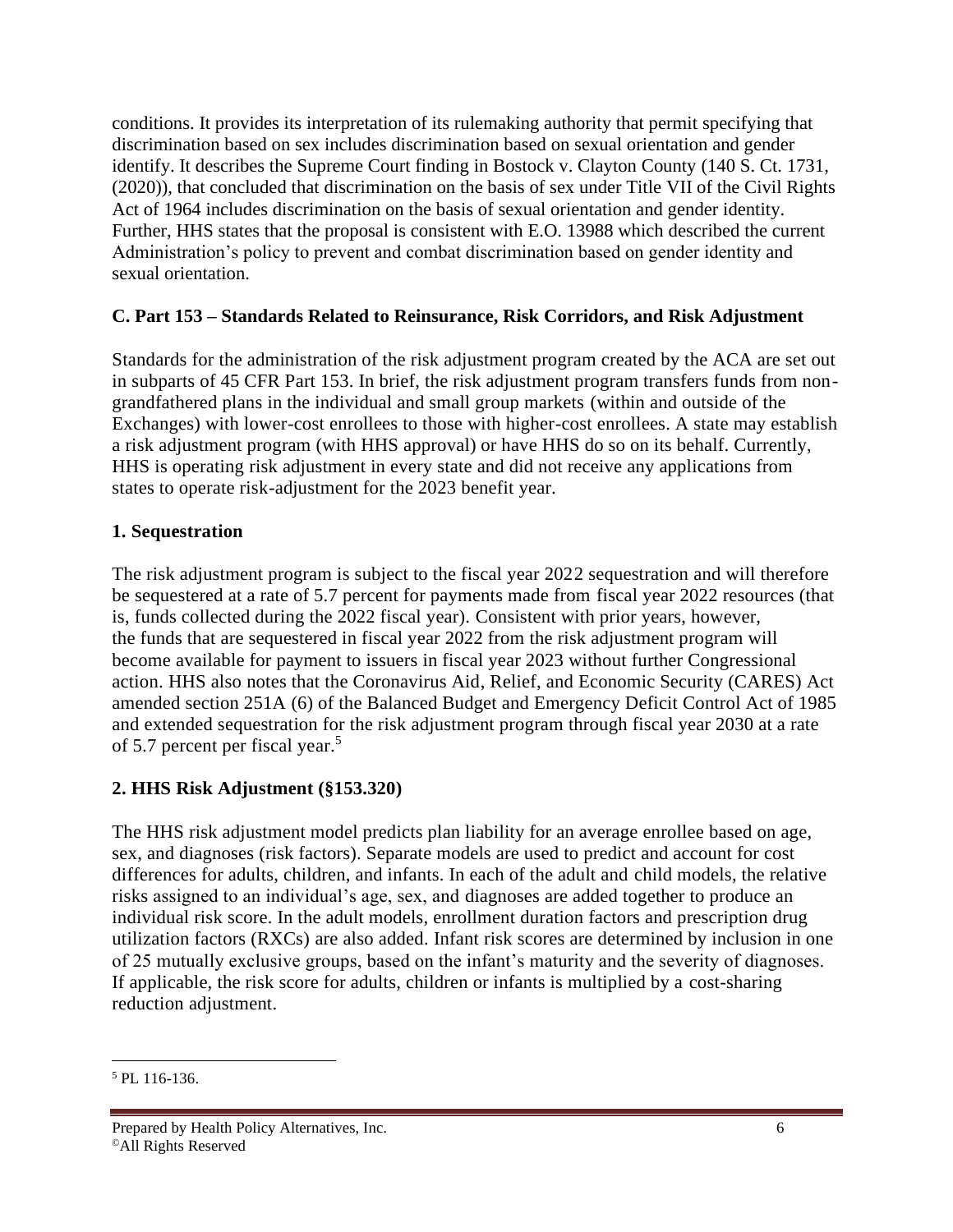conditions. It provides its interpretation of its rulemaking authority that permit specifying that discrimination based on sex includes discrimination based on sexual orientation and gender identify. It describes the Supreme Court finding in Bostock v. Clayton County (140 S. Ct. 1731, (2020)), that concluded that discrimination on the basis of sex under Title VII of the Civil Rights Act of 1964 includes discrimination on the basis of sexual orientation and gender identity. Further, HHS states that the proposal is consistent with E.O. 13988 which described the current Administration's policy to prevent and combat discrimination based on gender identity and sexual orientation.

### C. Part 153 – Standards Related to Reinsurance, Risk Corridors, and Risk Adjustment

Standards for the administration of the risk adjustment program created by the ACA are set out in subparts of 45 CFR Part 153. In brief, the risk adjustment program transfers funds from non-grandfathered plans in the individual and small group markets (within and outside of the Exchanges) with lower-cost enrollees to those with higher-cost enrollees. A state may establish a risk adjustment program (with HHS approval) or have HHS do so on its behalf. Currently, HHS is operating risk adjustment in every state and did not receive any applications from states to operate risk-adjustment for the 2023 benefit year.

#### 1. Sequestration

The risk adjustment program is subject to the fiscal year 2022 sequestration and will therefore be sequestered at a rate of 5.7 percent for payments made from fiscal year 2022 resources (that is, funds collected during the 2022 fiscal year). Consistent with prior years, however, the funds that are sequestered in fiscal year 2022 from the risk adjustment program will become available for payment to issuers in fiscal year 2023 without further Congressional action. HHS also notes that the Coronavirus Aid, Relief, and Economic Security (CARES) Act amended section 251A (6) of the Balanced Budget and Emergency Deficit Control Act of 1985 and extended sequestration for the risk adjustment program through fiscal year 2030 at a rate of 5.7 percent per fiscal year.[5]

#### 2. HHS Risk Adjustment (§153.320)

The HHS risk adjustment model predicts plan liability for an average enrollee based on age, sex, and diagnoses (risk factors). Separate models are used to predict and account for cost differences for adults, children, and infants. In each of the adult and child models, the relative risks assigned to an individual's age, sex, and diagnoses are added together to produce an individual risk score. In the adult models, enrollment duration factors and prescription drug utilization factors (RXCs) are also added. Infant risk scores are determined by inclusion in one of 25 mutually exclusive groups, based on the infant's maturity and the severity of diagnoses. If applicable, the risk score for adults, children or infants is multiplied by a cost-sharing reduction adjustment.

---

[5] PL 116-136.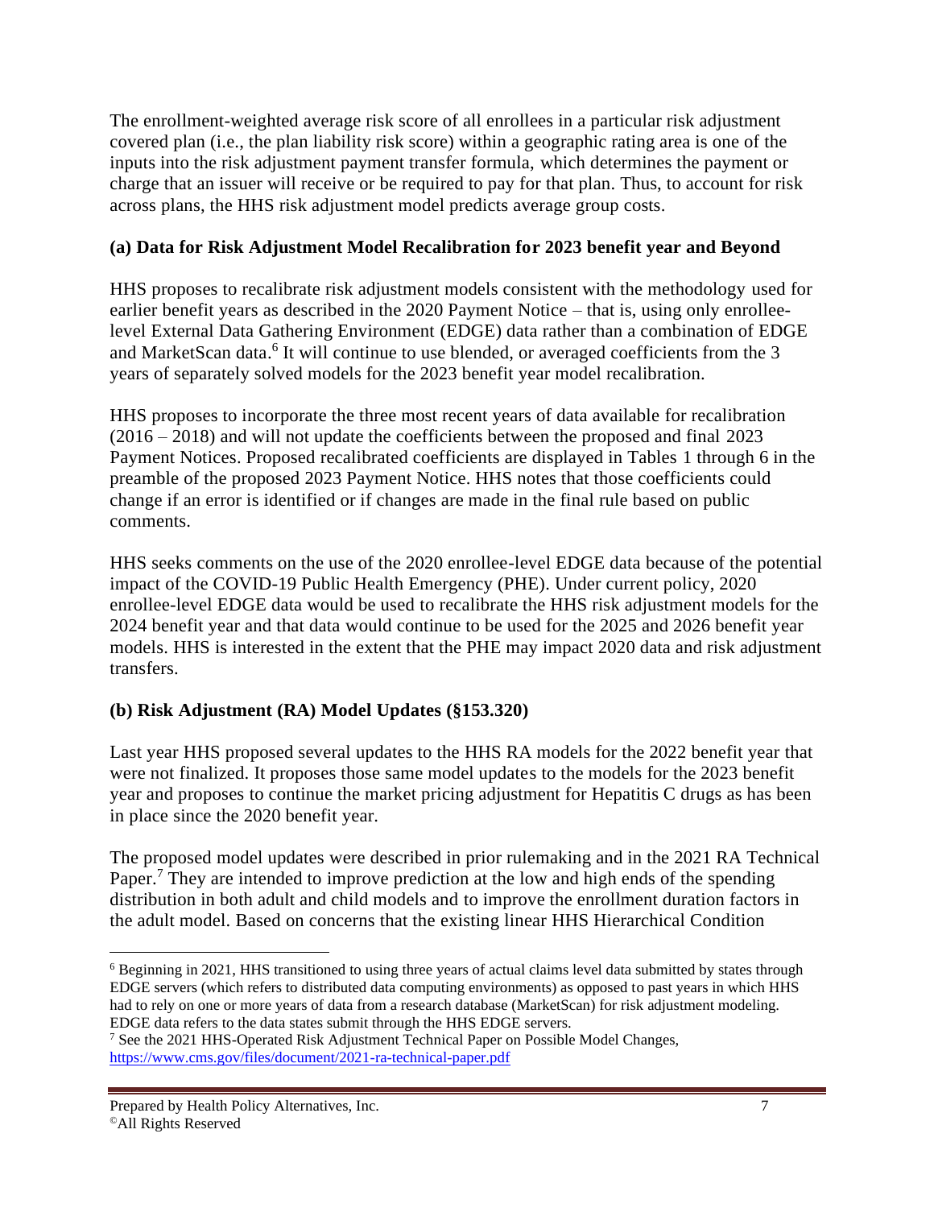The enrollment-weighted average risk score of all enrollees in a particular risk adjustment covered plan (i.e., the plan liability risk score) within a geographic rating area is one of the inputs into the risk adjustment payment transfer formula, which determines the payment or charge that an issuer will receive or be required to pay for that plan. Thus, to account for risk across plans, the HHS risk adjustment model predicts average group costs.

### (a) Data for Risk Adjustment Model Recalibration for 2023 benefit year and Beyond

HHS proposes to recalibrate risk adjustment models consistent with the methodology used for earlier benefit years as described in the 2020 Payment Notice – that is, using only enrollee-level External Data Gathering Environment (EDGE) data rather than a combination of EDGE and MarketScan data.[6] It will continue to use blended, or averaged coefficients from the 3 years of separately solved models for the 2023 benefit year model recalibration.

HHS proposes to incorporate the three most recent years of data available for recalibration (2016 – 2018) and will not update the coefficients between the proposed and final 2023 Payment Notices. Proposed recalibrated coefficients are displayed in Tables 1 through 6 in the preamble of the proposed 2023 Payment Notice. HHS notes that those coefficients could change if an error is identified or if changes are made in the final rule based on public comments.

HHS seeks comments on the use of the 2020 enrollee-level EDGE data because of the potential impact of the COVID-19 Public Health Emergency (PHE). Under current policy, 2020 enrollee-level EDGE data would be used to recalibrate the HHS risk adjustment models for the 2024 benefit year and that data would continue to be used for the 2025 and 2026 benefit year models. HHS is interested in the extent that the PHE may impact 2020 data and risk adjustment transfers.

### (b) Risk Adjustment (RA) Model Updates (§153.320)

Last year HHS proposed several updates to the HHS RA models for the 2022 benefit year that were not finalized. It proposes those same model updates to the models for the 2023 benefit year and proposes to continue the market pricing adjustment for Hepatitis C drugs as has been in place since the 2020 benefit year.

The proposed model updates were described in prior rulemaking and in the 2021 RA Technical Paper.[7] They are intended to improve prediction at the low and high ends of the spending distribution in both adult and child models and to improve the enrollment duration factors in the adult model. Based on concerns that the existing linear HHS Hierarchical Condition

---

[6] Beginning in 2021, HHS transitioned to using three years of actual claims level data submitted by states through EDGE servers (which refers to distributed data computing environments) as opposed to past years in which HHS had to rely on one or more years of data from a research database (MarketScan) for risk adjustment modeling. EDGE data refers to the data states submit through the HHS EDGE servers.

[7] See the 2021 HHS-Operated Risk Adjustment Technical Paper on Possible Model Changes, https://www.cms.gov/files/document/2021-ra-technical-paper.pdf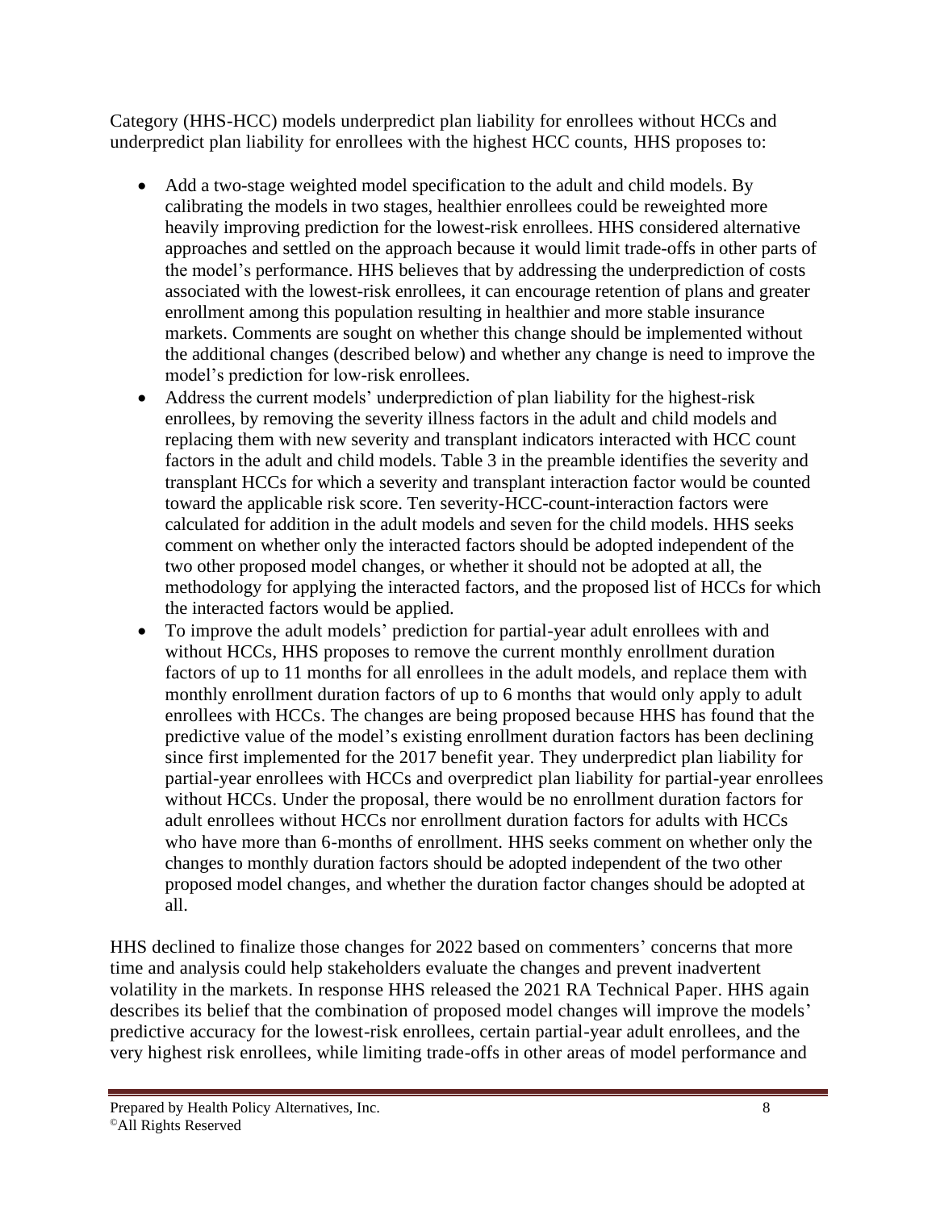Category (HHS-HCC) models underpredict plan liability for enrollees without HCCs and underpredict plan liability for enrollees with the highest HCC counts, HHS proposes to:

- Add a two-stage weighted model specification to the adult and child models. By calibrating the models in two stages, healthier enrollees could be reweighted more heavily improving prediction for the lowest-risk enrollees. HHS considered alternative approaches and settled on the approach because it would limit trade-offs in other parts of the model's performance. HHS believes that by addressing the underprediction of costs associated with the lowest-risk enrollees, it can encourage retention of plans and greater enrollment among this population resulting in healthier and more stable insurance markets. Comments are sought on whether this change should be implemented without the additional changes (described below) and whether any change is need to improve the model's prediction for low-risk enrollees.
- Address the current models' underprediction of plan liability for the highest-risk enrollees, by removing the severity illness factors in the adult and child models and replacing them with new severity and transplant indicators interacted with HCC count factors in the adult and child models. Table 3 in the preamble identifies the severity and transplant HCCs for which a severity and transplant interaction factor would be counted toward the applicable risk score. Ten severity-HCC-count-interaction factors were calculated for addition in the adult models and seven for the child models. HHS seeks comment on whether only the interacted factors should be adopted independent of the two other proposed model changes, or whether it should not be adopted at all, the methodology for applying the interacted factors, and the proposed list of HCCs for which the interacted factors would be applied.
- To improve the adult models' prediction for partial-year adult enrollees with and without HCCs, HHS proposes to remove the current monthly enrollment duration factors of up to 11 months for all enrollees in the adult models, and replace them with monthly enrollment duration factors of up to 6 months that would only apply to adult enrollees with HCCs. The changes are being proposed because HHS has found that the predictive value of the model's existing enrollment duration factors has been declining since first implemented for the 2017 benefit year. They underpredict plan liability for partial-year enrollees with HCCs and overpredict plan liability for partial-year enrollees without HCCs. Under the proposal, there would be no enrollment duration factors for adult enrollees without HCCs nor enrollment duration factors for adults with HCCs who have more than 6-months of enrollment. HHS seeks comment on whether only the changes to monthly duration factors should be adopted independent of the two other proposed model changes, and whether the duration factor changes should be adopted at all.

HHS declined to finalize those changes for 2022 based on commenters' concerns that more time and analysis could help stakeholders evaluate the changes and prevent inadvertent volatility in the markets. In response HHS released the 2021 RA Technical Paper. HHS again describes its belief that the combination of proposed model changes will improve the models' predictive accuracy for the lowest-risk enrollees, certain partial-year adult enrollees, and the very highest risk enrollees, while limiting trade-offs in other areas of model performance and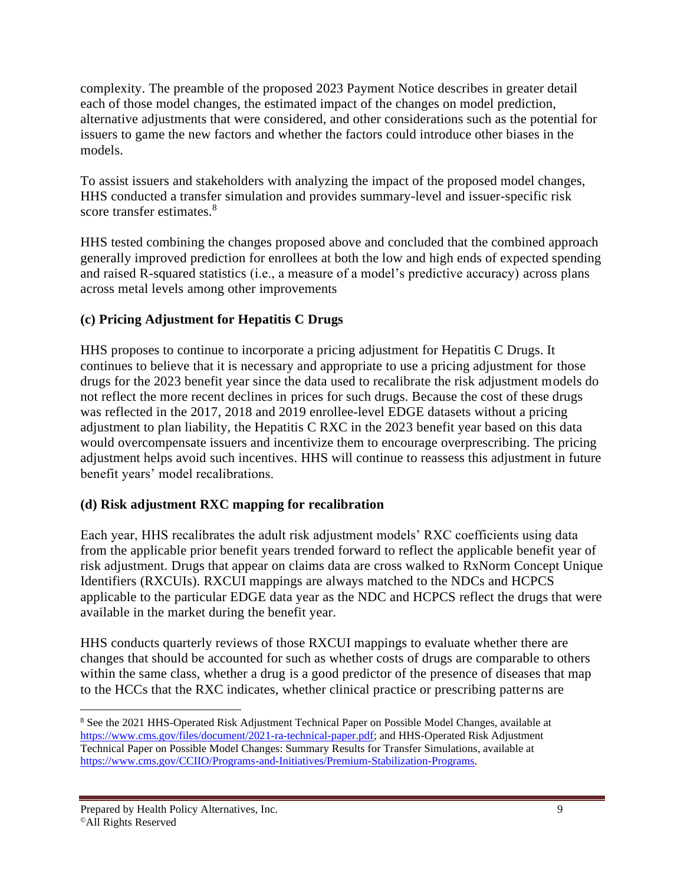complexity. The preamble of the proposed 2023 Payment Notice describes in greater detail each of those model changes, the estimated impact of the changes on model prediction, alternative adjustments that were considered, and other considerations such as the potential for issuers to game the new factors and whether the factors could introduce other biases in the models.

To assist issuers and stakeholders with analyzing the impact of the proposed model changes, HHS conducted a transfer simulation and provides summary-level and issuer-specific risk score transfer estimates.[8]

HHS tested combining the changes proposed above and concluded that the combined approach generally improved prediction for enrollees at both the low and high ends of expected spending and raised R-squared statistics (i.e., a measure of a model's predictive accuracy) across plans across metal levels among other improvements

### (c) Pricing Adjustment for Hepatitis C Drugs

HHS proposes to continue to incorporate a pricing adjustment for Hepatitis C Drugs. It continues to believe that it is necessary and appropriate to use a pricing adjustment for those drugs for the 2023 benefit year since the data used to recalibrate the risk adjustment models do not reflect the more recent declines in prices for such drugs. Because the cost of these drugs was reflected in the 2017, 2018 and 2019 enrollee-level EDGE datasets without a pricing adjustment to plan liability, the Hepatitis C RXC in the 2023 benefit year based on this data would overcompensate issuers and incentivize them to encourage overprescribing. The pricing adjustment helps avoid such incentives. HHS will continue to reassess this adjustment in future benefit years' model recalibrations.

### (d) Risk adjustment RXC mapping for recalibration

Each year, HHS recalibrates the adult risk adjustment models' RXC coefficients using data from the applicable prior benefit years trended forward to reflect the applicable benefit year of risk adjustment. Drugs that appear on claims data are cross walked to RxNorm Concept Unique Identifiers (RXCUIs). RXCUI mappings are always matched to the NDCs and HCPCS applicable to the particular EDGE data year as the NDC and HCPCS reflect the drugs that were available in the market during the benefit year.

HHS conducts quarterly reviews of those RXCUI mappings to evaluate whether there are changes that should be accounted for such as whether costs of drugs are comparable to others within the same class, whether a drug is a good predictor of the presence of diseases that map to the HCCs that the RXC indicates, whether clinical practice or prescribing patterns are

---

[8] See the 2021 HHS-Operated Risk Adjustment Technical Paper on Possible Model Changes, available at https://www.cms.gov/files/document/2021-ra-technical-paper.pdf; and HHS-Operated Risk Adjustment Technical Paper on Possible Model Changes: Summary Results for Transfer Simulations, available at https://www.cms.gov/CCIIO/Programs-and-Initiatives/Premium-Stabilization-Programs.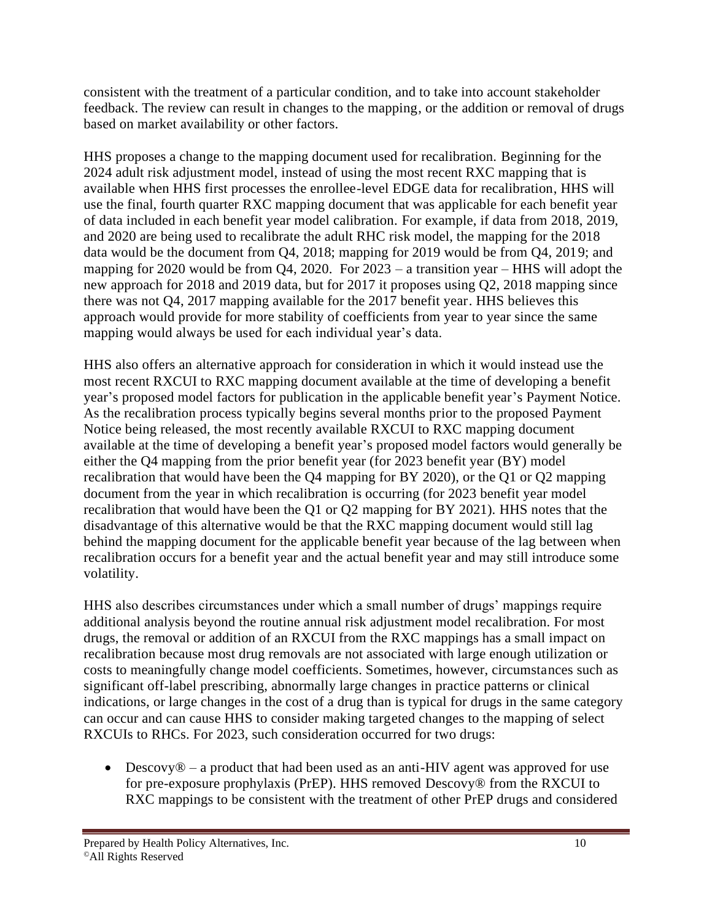consistent with the treatment of a particular condition, and to take into account stakeholder feedback. The review can result in changes to the mapping, or the addition or removal of drugs based on market availability or other factors.

HHS proposes a change to the mapping document used for recalibration. Beginning for the 2024 adult risk adjustment model, instead of using the most recent RXC mapping that is available when HHS first processes the enrollee-level EDGE data for recalibration, HHS will use the final, fourth quarter RXC mapping document that was applicable for each benefit year of data included in each benefit year model calibration. For example, if data from 2018, 2019, and 2020 are being used to recalibrate the adult RHC risk model, the mapping for the 2018 data would be the document from Q4, 2018; mapping for 2019 would be from Q4, 2019; and mapping for 2020 would be from Q4, 2020. For 2023 – a transition year – HHS will adopt the new approach for 2018 and 2019 data, but for 2017 it proposes using Q2, 2018 mapping since there was not Q4, 2017 mapping available for the 2017 benefit year. HHS believes this approach would provide for more stability of coefficients from year to year since the same mapping would always be used for each individual year's data.

HHS also offers an alternative approach for consideration in which it would instead use the most recent RXCUI to RXC mapping document available at the time of developing a benefit year's proposed model factors for publication in the applicable benefit year's Payment Notice. As the recalibration process typically begins several months prior to the proposed Payment Notice being released, the most recently available RXCUI to RXC mapping document available at the time of developing a benefit year's proposed model factors would generally be either the Q4 mapping from the prior benefit year (for 2023 benefit year (BY) model recalibration that would have been the Q4 mapping for BY 2020), or the Q1 or Q2 mapping document from the year in which recalibration is occurring (for 2023 benefit year model recalibration that would have been the Q1 or Q2 mapping for BY 2021). HHS notes that the disadvantage of this alternative would be that the RXC mapping document would still lag behind the mapping document for the applicable benefit year because of the lag between when recalibration occurs for a benefit year and the actual benefit year and may still introduce some volatility.

HHS also describes circumstances under which a small number of drugs' mappings require additional analysis beyond the routine annual risk adjustment model recalibration. For most drugs, the removal or addition of an RXCUI from the RXC mappings has a small impact on recalibration because most drug removals are not associated with large enough utilization or costs to meaningfully change model coefficients. Sometimes, however, circumstances such as significant off-label prescribing, abnormally large changes in practice patterns or clinical indications, or large changes in the cost of a drug than is typical for drugs in the same category can occur and can cause HHS to consider making targeted changes to the mapping of select RXCUIs to RHCs. For 2023, such consideration occurred for two drugs:

- Descovy® – a product that had been used as an anti-HIV agent was approved for use for pre-exposure prophylaxis (PrEP). HHS removed Descovy® from the RXCUI to RXC mappings to be consistent with the treatment of other PrEP drugs and considered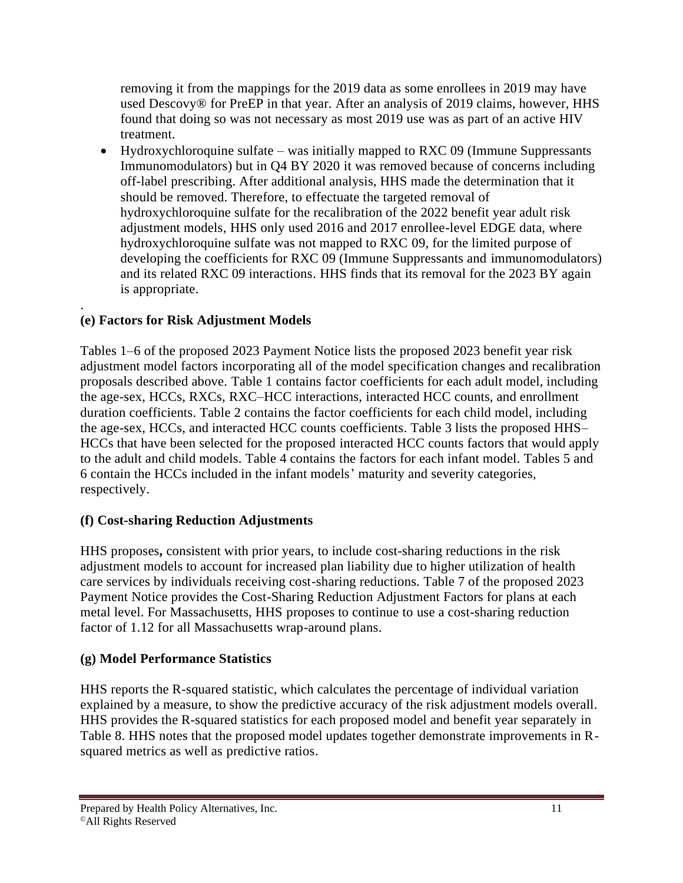removing it from the mappings for the 2019 data as some enrollees in 2019 may have used Descovy® for PreEP in that year. After an analysis of 2019 claims, however, HHS found that doing so was not necessary as most 2019 use was as part of an active HIV treatment.

- Hydroxychloroquine sulfate – was initially mapped to RXC 09 (Immune Suppressants Immunomodulators) but in Q4 BY 2020 it was removed because of concerns including off-label prescribing. After additional analysis, HHS made the determination that it should be removed. Therefore, to effectuate the targeted removal of hydroxychloroquine sulfate for the recalibration of the 2022 benefit year adult risk adjustment models, HHS only used 2016 and 2017 enrollee-level EDGE data, where hydroxychloroquine sulfate was not mapped to RXC 09, for the limited purpose of developing the coefficients for RXC 09 (Immune Suppressants and immunomodulators) and its related RXC 09 interactions. HHS finds that its removal for the 2023 BY again is appropriate.

.

**(e) Factors for Risk Adjustment Models**

Tables 1–6 of the proposed 2023 Payment Notice lists the proposed 2023 benefit year risk adjustment model factors incorporating all of the model specification changes and recalibration proposals described above. Table 1 contains factor coefficients for each adult model, including the age-sex, HCCs, RXCs, RXC–HCC interactions, interacted HCC counts, and enrollment duration coefficients. Table 2 contains the factor coefficients for each child model, including the age-sex, HCCs, and interacted HCC counts coefficients. Table 3 lists the proposed HHS–HCCs that have been selected for the proposed interacted HCC counts factors that would apply to the adult and child models. Table 4 contains the factors for each infant model. Tables 5 and 6 contain the HCCs included in the infant models' maturity and severity categories, respectively.

**(f) Cost-sharing Reduction Adjustments**

HHS proposes**,** consistent with prior years, to include cost-sharing reductions in the risk adjustment models to account for increased plan liability due to higher utilization of health care services by individuals receiving cost-sharing reductions. Table 7 of the proposed 2023 Payment Notice provides the Cost-Sharing Reduction Adjustment Factors for plans at each metal level. For Massachusetts, HHS proposes to continue to use a cost-sharing reduction factor of 1.12 for all Massachusetts wrap-around plans.

**(g) Model Performance Statistics**

HHS reports the R-squared statistic, which calculates the percentage of individual variation explained by a measure, to show the predictive accuracy of the risk adjustment models overall. HHS provides the R-squared statistics for each proposed model and benefit year separately in Table 8. HHS notes that the proposed model updates together demonstrate improvements in R-squared metrics as well as predictive ratios.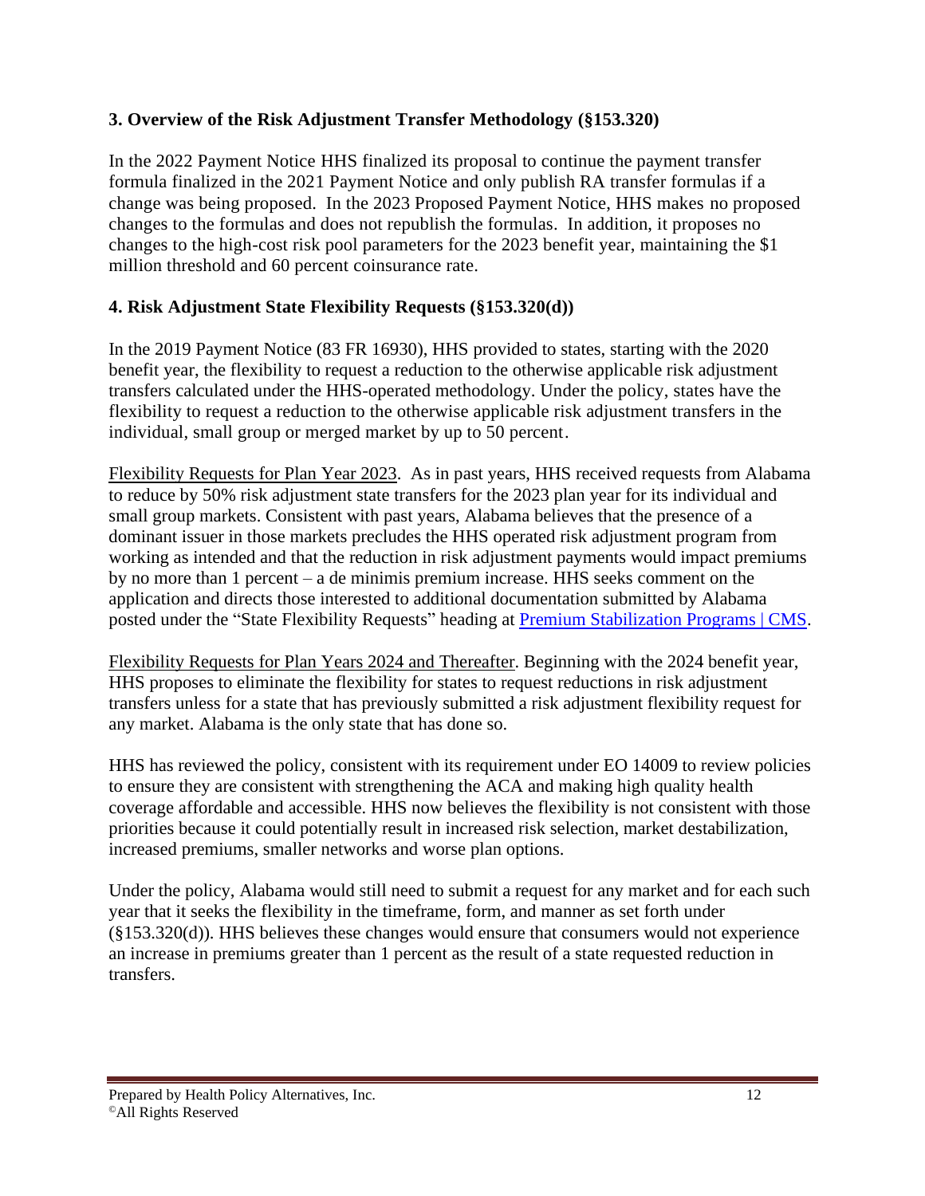### 3. Overview of the Risk Adjustment Transfer Methodology (§153.320)

In the 2022 Payment Notice HHS finalized its proposal to continue the payment transfer formula finalized in the 2021 Payment Notice and only publish RA transfer formulas if a change was being proposed. In the 2023 Proposed Payment Notice, HHS makes no proposed changes to the formulas and does not republish the formulas. In addition, it proposes no changes to the high-cost risk pool parameters for the 2023 benefit year, maintaining the $1 million threshold and 60 percent coinsurance rate.

### 4. Risk Adjustment State Flexibility Requests (§153.320(d))

In the 2019 Payment Notice (83 FR 16930), HHS provided to states, starting with the 2020 benefit year, the flexibility to request a reduction to the otherwise applicable risk adjustment transfers calculated under the HHS-operated methodology. Under the policy, states have the flexibility to request a reduction to the otherwise applicable risk adjustment transfers in the individual, small group or merged market by up to 50 percent.

Flexibility Requests for Plan Year 2023. As in past years, HHS received requests from Alabama to reduce by 50% risk adjustment state transfers for the 2023 plan year for its individual and small group markets. Consistent with past years, Alabama believes that the presence of a dominant issuer in those markets precludes the HHS operated risk adjustment program from working as intended and that the reduction in risk adjustment payments would impact premiums by no more than 1 percent – a de minimis premium increase. HHS seeks comment on the application and directs those interested to additional documentation submitted by Alabama posted under the "State Flexibility Requests" heading at [Premium Stabilization Programs | CMS](#).

Flexibility Requests for Plan Years 2024 and Thereafter. Beginning with the 2024 benefit year, HHS proposes to eliminate the flexibility for states to request reductions in risk adjustment transfers unless for a state that has previously submitted a risk adjustment flexibility request for any market. Alabama is the only state that has done so.

HHS has reviewed the policy, consistent with its requirement under EO 14009 to review policies to ensure they are consistent with strengthening the ACA and making high quality health coverage affordable and accessible. HHS now believes the flexibility is not consistent with those priorities because it could potentially result in increased risk selection, market destabilization, increased premiums, smaller networks and worse plan options.

Under the policy, Alabama would still need to submit a request for any market and for each such year that it seeks the flexibility in the timeframe, form, and manner as set forth under (§153.320(d)). HHS believes these changes would ensure that consumers would not experience an increase in premiums greater than 1 percent as the result of a state requested reduction in transfers.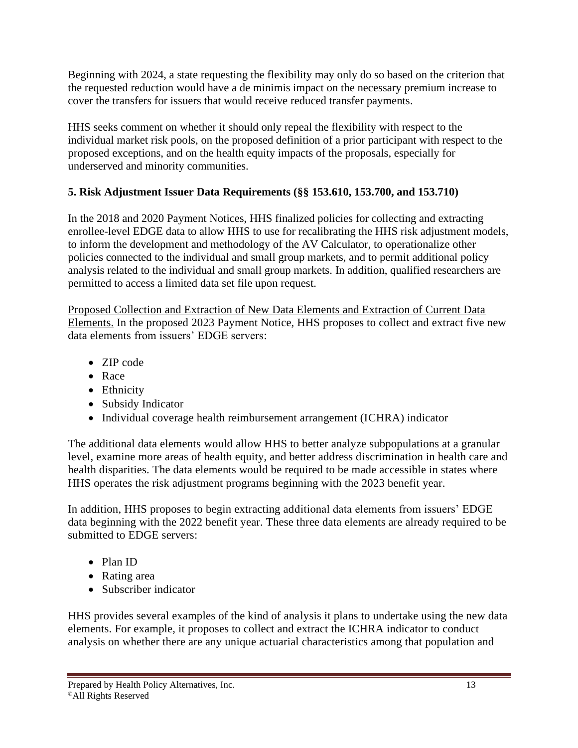Beginning with 2024, a state requesting the flexibility may only do so based on the criterion that the requested reduction would have a de minimis impact on the necessary premium increase to cover the transfers for issuers that would receive reduced transfer payments.

HHS seeks comment on whether it should only repeal the flexibility with respect to the individual market risk pools, on the proposed definition of a prior participant with respect to the proposed exceptions, and on the health equity impacts of the proposals, especially for underserved and minority communities.

### 5. Risk Adjustment Issuer Data Requirements (§§ 153.610, 153.700, and 153.710)

In the 2018 and 2020 Payment Notices, HHS finalized policies for collecting and extracting enrollee-level EDGE data to allow HHS to use for recalibrating the HHS risk adjustment models, to inform the development and methodology of the AV Calculator, to operationalize other policies connected to the individual and small group markets, and to permit additional policy analysis related to the individual and small group markets. In addition, qualified researchers are permitted to access a limited data set file upon request.

<u>Proposed Collection and Extraction of New Data Elements and Extraction of Current Data Elements.</u> In the proposed 2023 Payment Notice, HHS proposes to collect and extract five new data elements from issuers' EDGE servers:

- ZIP code
- Race
- Ethnicity
- Subsidy Indicator
- Individual coverage health reimbursement arrangement (ICHRA) indicator

The additional data elements would allow HHS to better analyze subpopulations at a granular level, examine more areas of health equity, and better address discrimination in health care and health disparities. The data elements would be required to be made accessible in states where HHS operates the risk adjustment programs beginning with the 2023 benefit year.

In addition, HHS proposes to begin extracting additional data elements from issuers' EDGE data beginning with the 2022 benefit year. These three data elements are already required to be submitted to EDGE servers:

- Plan ID
- Rating area
- Subscriber indicator

HHS provides several examples of the kind of analysis it plans to undertake using the new data elements. For example, it proposes to collect and extract the ICHRA indicator to conduct analysis on whether there are any unique actuarial characteristics among that population and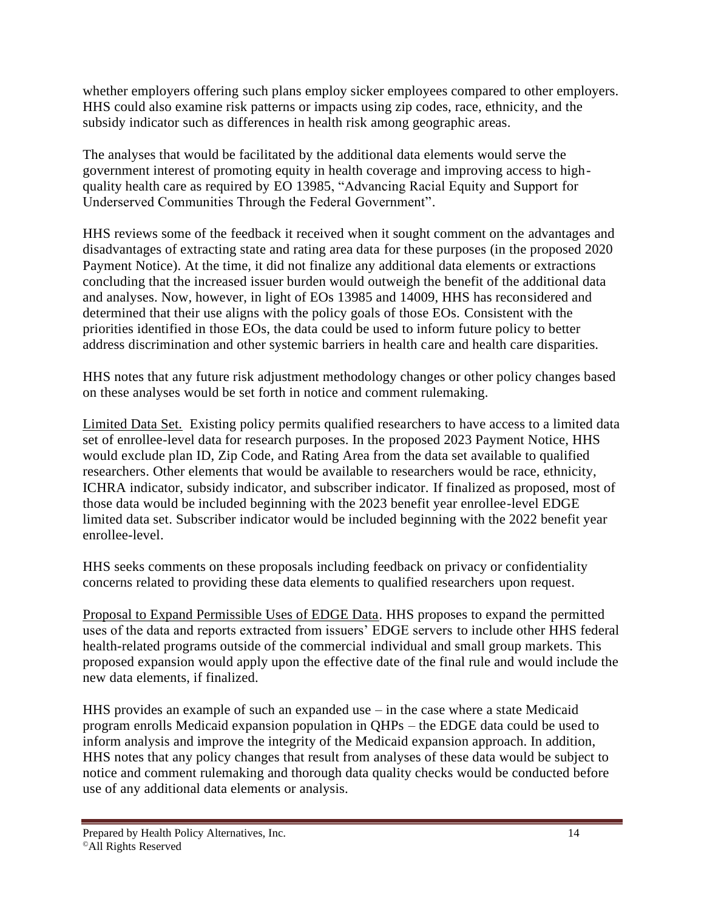whether employers offering such plans employ sicker employees compared to other employers. HHS could also examine risk patterns or impacts using zip codes, race, ethnicity, and the subsidy indicator such as differences in health risk among geographic areas.

The analyses that would be facilitated by the additional data elements would serve the government interest of promoting equity in health coverage and improving access to high-quality health care as required by EO 13985, "Advancing Racial Equity and Support for Underserved Communities Through the Federal Government".

HHS reviews some of the feedback it received when it sought comment on the advantages and disadvantages of extracting state and rating area data for these purposes (in the proposed 2020 Payment Notice). At the time, it did not finalize any additional data elements or extractions concluding that the increased issuer burden would outweigh the benefit of the additional data and analyses. Now, however, in light of EOs 13985 and 14009, HHS has reconsidered and determined that their use aligns with the policy goals of those EOs. Consistent with the priorities identified in those EOs, the data could be used to inform future policy to better address discrimination and other systemic barriers in health care and health care disparities.

HHS notes that any future risk adjustment methodology changes or other policy changes based on these analyses would be set forth in notice and comment rulemaking.

Limited Data Set. Existing policy permits qualified researchers to have access to a limited data set of enrollee-level data for research purposes. In the proposed 2023 Payment Notice, HHS would exclude plan ID, Zip Code, and Rating Area from the data set available to qualified researchers. Other elements that would be available to researchers would be race, ethnicity, ICHRA indicator, subsidy indicator, and subscriber indicator. If finalized as proposed, most of those data would be included beginning with the 2023 benefit year enrollee-level EDGE limited data set. Subscriber indicator would be included beginning with the 2022 benefit year enrollee-level.

HHS seeks comments on these proposals including feedback on privacy or confidentiality concerns related to providing these data elements to qualified researchers upon request.

Proposal to Expand Permissible Uses of EDGE Data. HHS proposes to expand the permitted uses of the data and reports extracted from issuers' EDGE servers to include other HHS federal health-related programs outside of the commercial individual and small group markets. This proposed expansion would apply upon the effective date of the final rule and would include the new data elements, if finalized.

HHS provides an example of such an expanded use – in the case where a state Medicaid program enrolls Medicaid expansion population in QHPs – the EDGE data could be used to inform analysis and improve the integrity of the Medicaid expansion approach. In addition, HHS notes that any policy changes that result from analyses of these data would be subject to notice and comment rulemaking and thorough data quality checks would be conducted before use of any additional data elements or analysis.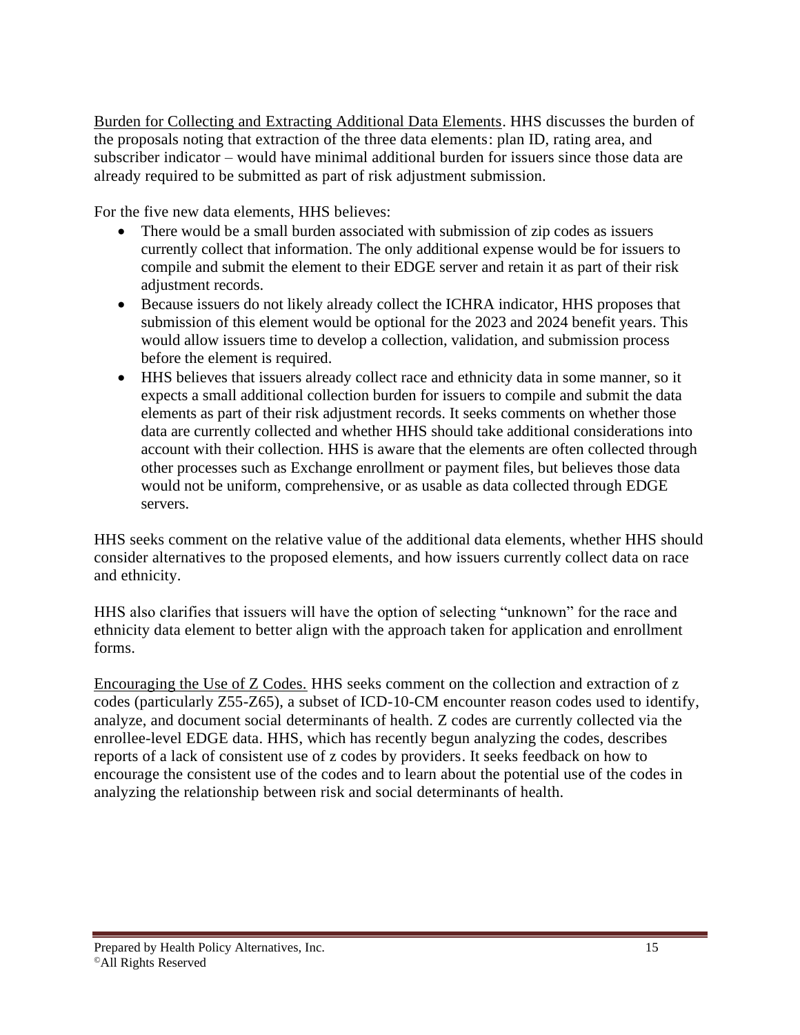<u>Burden for Collecting and Extracting Additional Data Elements</u>. HHS discusses the burden of the proposals noting that extraction of the three data elements: plan ID, rating area, and subscriber indicator – would have minimal additional burden for issuers since those data are already required to be submitted as part of risk adjustment submission.

For the five new data elements, HHS believes:

- There would be a small burden associated with submission of zip codes as issuers currently collect that information. The only additional expense would be for issuers to compile and submit the element to their EDGE server and retain it as part of their risk adjustment records.
- Because issuers do not likely already collect the ICHRA indicator, HHS proposes that submission of this element would be optional for the 2023 and 2024 benefit years. This would allow issuers time to develop a collection, validation, and submission process before the element is required.
- HHS believes that issuers already collect race and ethnicity data in some manner, so it expects a small additional collection burden for issuers to compile and submit the data elements as part of their risk adjustment records. It seeks comments on whether those data are currently collected and whether HHS should take additional considerations into account with their collection. HHS is aware that the elements are often collected through other processes such as Exchange enrollment or payment files, but believes those data would not be uniform, comprehensive, or as usable as data collected through EDGE servers.

HHS seeks comment on the relative value of the additional data elements, whether HHS should consider alternatives to the proposed elements, and how issuers currently collect data on race and ethnicity.

HHS also clarifies that issuers will have the option of selecting "unknown" for the race and ethnicity data element to better align with the approach taken for application and enrollment forms.

<u>Encouraging the Use of Z Codes.</u> HHS seeks comment on the collection and extraction of z codes (particularly Z55-Z65), a subset of ICD-10-CM encounter reason codes used to identify, analyze, and document social determinants of health. Z codes are currently collected via the enrollee-level EDGE data. HHS, which has recently begun analyzing the codes, describes reports of a lack of consistent use of z codes by providers. It seeks feedback on how to encourage the consistent use of the codes and to learn about the potential use of the codes in analyzing the relationship between risk and social determinants of health.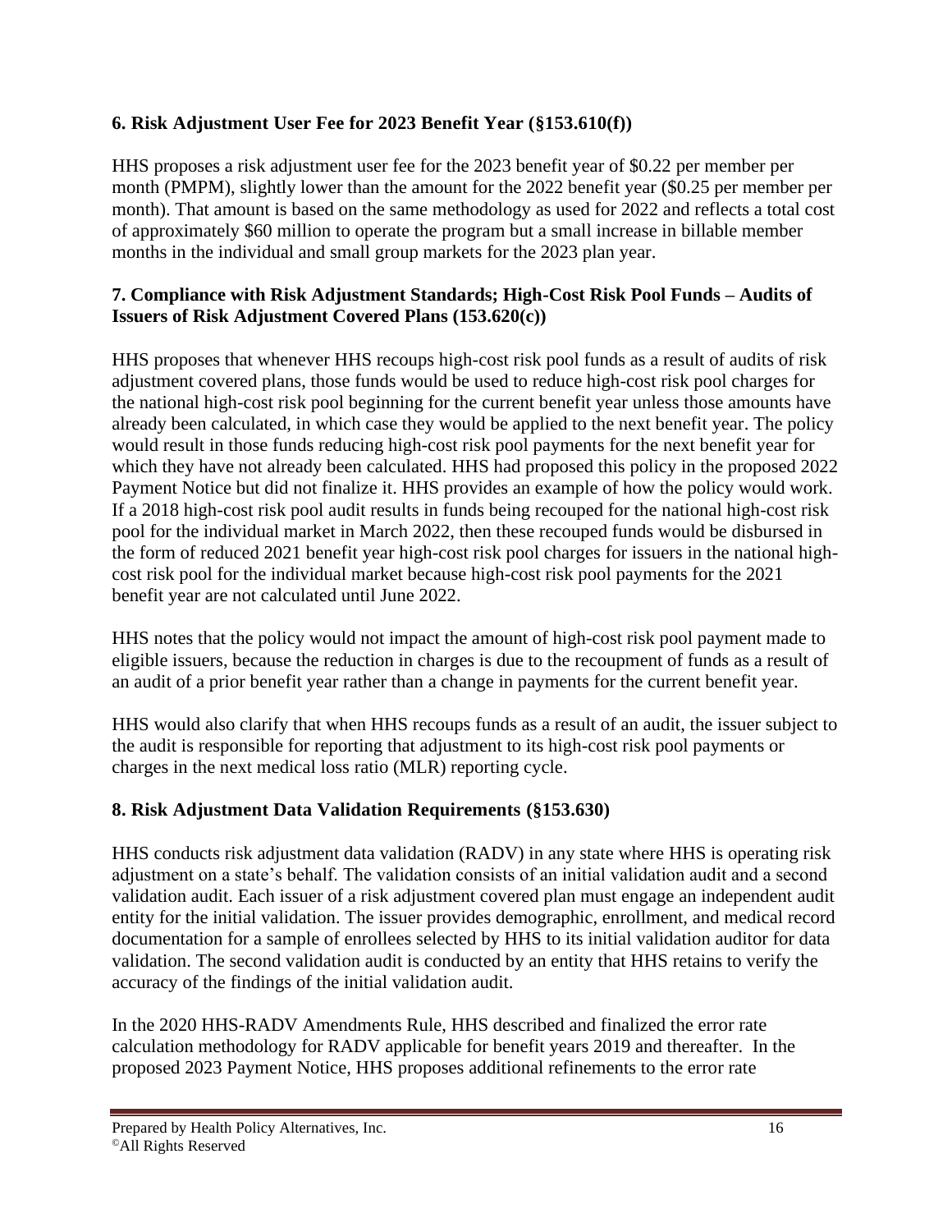### 6. Risk Adjustment User Fee for 2023 Benefit Year (§153.610(f))

HHS proposes a risk adjustment user fee for the 2023 benefit year of $0.22 per member per month (PMPM), slightly lower than the amount for the 2022 benefit year ($0.25 per member per month). That amount is based on the same methodology as used for 2022 and reflects a total cost of approximately $60 million to operate the program but a small increase in billable member months in the individual and small group markets for the 2023 plan year.

### 7. Compliance with Risk Adjustment Standards; High-Cost Risk Pool Funds – Audits of Issuers of Risk Adjustment Covered Plans (153.620(c))

HHS proposes that whenever HHS recoups high-cost risk pool funds as a result of audits of risk adjustment covered plans, those funds would be used to reduce high-cost risk pool charges for the national high-cost risk pool beginning for the current benefit year unless those amounts have already been calculated, in which case they would be applied to the next benefit year. The policy would result in those funds reducing high-cost risk pool payments for the next benefit year for which they have not already been calculated. HHS had proposed this policy in the proposed 2022 Payment Notice but did not finalize it. HHS provides an example of how the policy would work. If a 2018 high-cost risk pool audit results in funds being recouped for the national high-cost risk pool for the individual market in March 2022, then these recouped funds would be disbursed in the form of reduced 2021 benefit year high-cost risk pool charges for issuers in the national high-cost risk pool for the individual market because high-cost risk pool payments for the 2021 benefit year are not calculated until June 2022.

HHS notes that the policy would not impact the amount of high-cost risk pool payment made to eligible issuers, because the reduction in charges is due to the recoupment of funds as a result of an audit of a prior benefit year rather than a change in payments for the current benefit year.

HHS would also clarify that when HHS recoups funds as a result of an audit, the issuer subject to the audit is responsible for reporting that adjustment to its high-cost risk pool payments or charges in the next medical loss ratio (MLR) reporting cycle.

### 8. Risk Adjustment Data Validation Requirements (§153.630)

HHS conducts risk adjustment data validation (RADV) in any state where HHS is operating risk adjustment on a state's behalf. The validation consists of an initial validation audit and a second validation audit. Each issuer of a risk adjustment covered plan must engage an independent audit entity for the initial validation. The issuer provides demographic, enrollment, and medical record documentation for a sample of enrollees selected by HHS to its initial validation auditor for data validation. The second validation audit is conducted by an entity that HHS retains to verify the accuracy of the findings of the initial validation audit.

In the 2020 HHS-RADV Amendments Rule, HHS described and finalized the error rate calculation methodology for RADV applicable for benefit years 2019 and thereafter. In the proposed 2023 Payment Notice, HHS proposes additional refinements to the error rate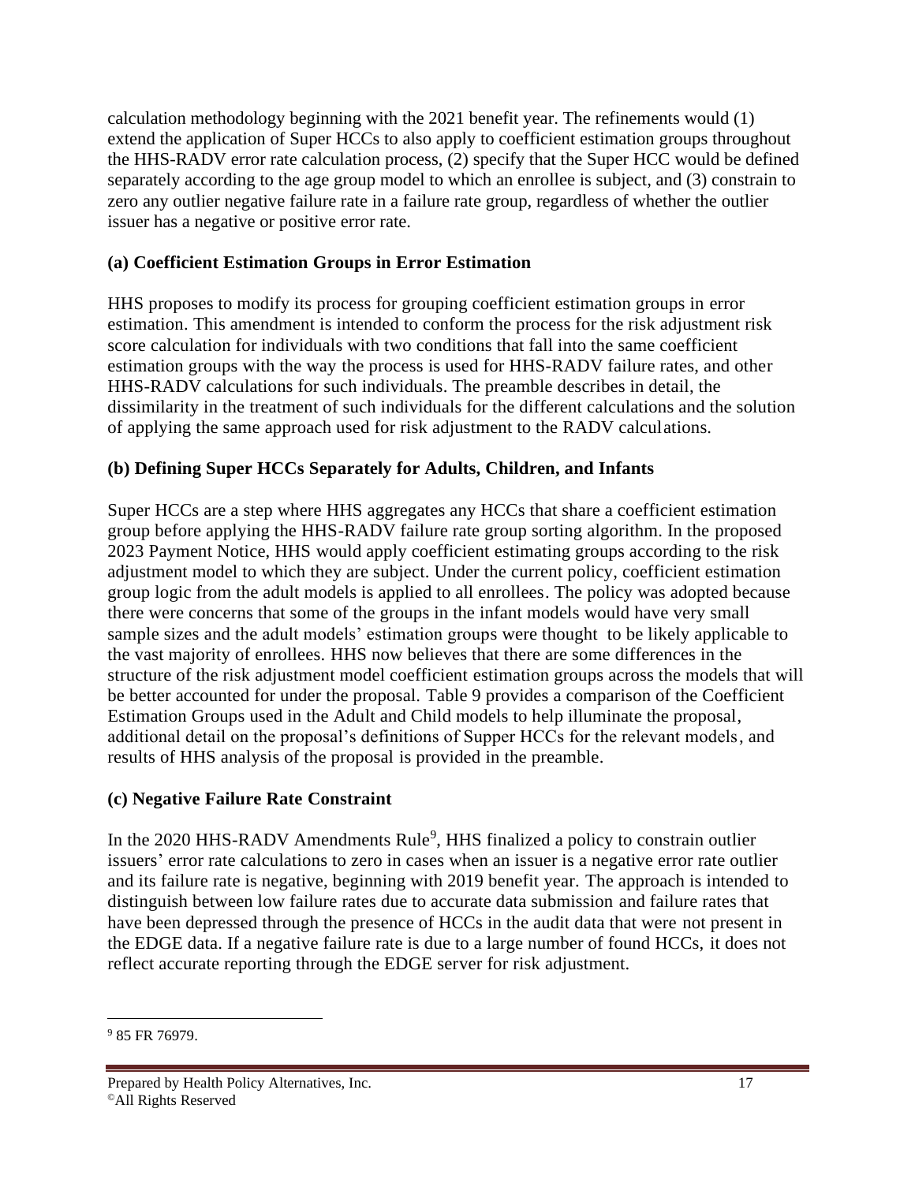calculation methodology beginning with the 2021 benefit year. The refinements would (1) extend the application of Super HCCs to also apply to coefficient estimation groups throughout the HHS-RADV error rate calculation process, (2) specify that the Super HCC would be defined separately according to the age group model to which an enrollee is subject, and (3) constrain to zero any outlier negative failure rate in a failure rate group, regardless of whether the outlier issuer has a negative or positive error rate.

### (a) Coefficient Estimation Groups in Error Estimation

HHS proposes to modify its process for grouping coefficient estimation groups in error estimation. This amendment is intended to conform the process for the risk adjustment risk score calculation for individuals with two conditions that fall into the same coefficient estimation groups with the way the process is used for HHS-RADV failure rates, and other HHS-RADV calculations for such individuals. The preamble describes in detail, the dissimilarity in the treatment of such individuals for the different calculations and the solution of applying the same approach used for risk adjustment to the RADV calculations.

### (b) Defining Super HCCs Separately for Adults, Children, and Infants

Super HCCs are a step where HHS aggregates any HCCs that share a coefficient estimation group before applying the HHS-RADV failure rate group sorting algorithm. In the proposed 2023 Payment Notice, HHS would apply coefficient estimating groups according to the risk adjustment model to which they are subject. Under the current policy, coefficient estimation group logic from the adult models is applied to all enrollees. The policy was adopted because there were concerns that some of the groups in the infant models would have very small sample sizes and the adult models' estimation groups were thought to be likely applicable to the vast majority of enrollees. HHS now believes that there are some differences in the structure of the risk adjustment model coefficient estimation groups across the models that will be better accounted for under the proposal. Table 9 provides a comparison of the Coefficient Estimation Groups used in the Adult and Child models to help illuminate the proposal, additional detail on the proposal's definitions of Supper HCCs for the relevant models, and results of HHS analysis of the proposal is provided in the preamble.

### (c) Negative Failure Rate Constraint

In the 2020 HHS-RADV Amendments Rule[9], HHS finalized a policy to constrain outlier issuers' error rate calculations to zero in cases when an issuer is a negative error rate outlier and its failure rate is negative, beginning with 2019 benefit year. The approach is intended to distinguish between low failure rates due to accurate data submission and failure rates that have been depressed through the presence of HCCs in the audit data that were not present in the EDGE data. If a negative failure rate is due to a large number of found HCCs, it does not reflect accurate reporting through the EDGE server for risk adjustment.

---

[9] 85 FR 76979.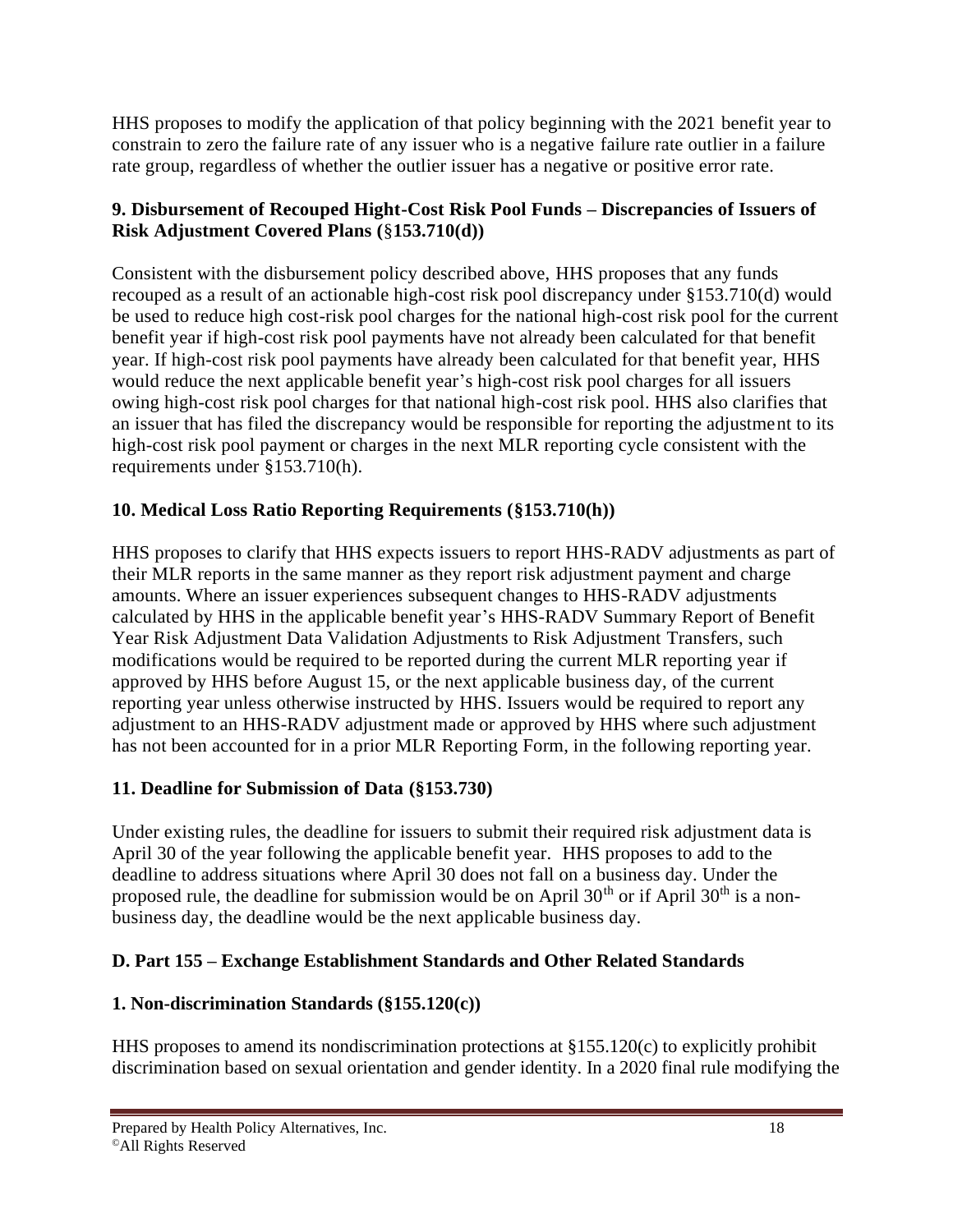HHS proposes to modify the application of that policy beginning with the 2021 benefit year to constrain to zero the failure rate of any issuer who is a negative failure rate outlier in a failure rate group, regardless of whether the outlier issuer has a negative or positive error rate.

### 9. Disbursement of Recouped Hight-Cost Risk Pool Funds – Discrepancies of Issuers of Risk Adjustment Covered Plans (§153.710(d))

Consistent with the disbursement policy described above, HHS proposes that any funds recouped as a result of an actionable high-cost risk pool discrepancy under §153.710(d) would be used to reduce high cost-risk pool charges for the national high-cost risk pool for the current benefit year if high-cost risk pool payments have not already been calculated for that benefit year. If high-cost risk pool payments have already been calculated for that benefit year, HHS would reduce the next applicable benefit year's high-cost risk pool charges for all issuers owing high-cost risk pool charges for that national high-cost risk pool. HHS also clarifies that an issuer that has filed the discrepancy would be responsible for reporting the adjustment to its high-cost risk pool payment or charges in the next MLR reporting cycle consistent with the requirements under §153.710(h).

### 10. Medical Loss Ratio Reporting Requirements (§153.710(h))

HHS proposes to clarify that HHS expects issuers to report HHS-RADV adjustments as part of their MLR reports in the same manner as they report risk adjustment payment and charge amounts. Where an issuer experiences subsequent changes to HHS-RADV adjustments calculated by HHS in the applicable benefit year's HHS-RADV Summary Report of Benefit Year Risk Adjustment Data Validation Adjustments to Risk Adjustment Transfers, such modifications would be required to be reported during the current MLR reporting year if approved by HHS before August 15, or the next applicable business day, of the current reporting year unless otherwise instructed by HHS. Issuers would be required to report any adjustment to an HHS-RADV adjustment made or approved by HHS where such adjustment has not been accounted for in a prior MLR Reporting Form, in the following reporting year.

### 11. Deadline for Submission of Data (§153.730)

Under existing rules, the deadline for issuers to submit their required risk adjustment data is April 30 of the year following the applicable benefit year. HHS proposes to add to the deadline to address situations where April 30 does not fall on a business day. Under the proposed rule, the deadline for submission would be on April 30th or if April 30th is a non-business day, the deadline would be the next applicable business day.

## D. Part 155 – Exchange Establishment Standards and Other Related Standards

### 1. Non-discrimination Standards (§155.120(c))

HHS proposes to amend its nondiscrimination protections at §155.120(c) to explicitly prohibit discrimination based on sexual orientation and gender identity. In a 2020 final rule modifying the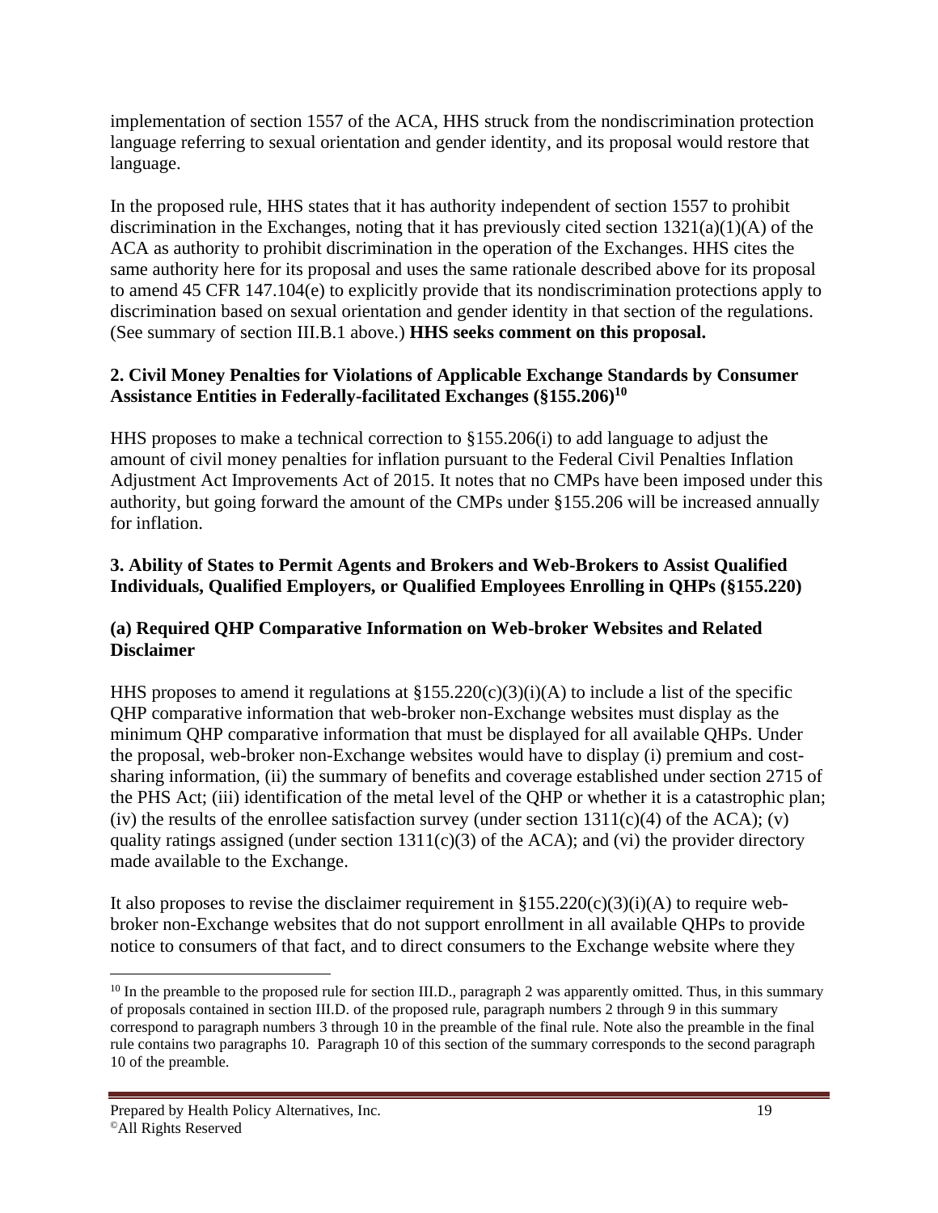implementation of section 1557 of the ACA, HHS struck from the nondiscrimination protection language referring to sexual orientation and gender identity, and its proposal would restore that language.

In the proposed rule, HHS states that it has authority independent of section 1557 to prohibit discrimination in the Exchanges, noting that it has previously cited section 1321(a)(1)(A) of the ACA as authority to prohibit discrimination in the operation of the Exchanges. HHS cites the same authority here for its proposal and uses the same rationale described above for its proposal to amend 45 CFR 147.104(e) to explicitly provide that its nondiscrimination protections apply to discrimination based on sexual orientation and gender identity in that section of the regulations. (See summary of section III.B.1 above.) **HHS seeks comment on this proposal.**

### 2. Civil Money Penalties for Violations of Applicable Exchange Standards by Consumer Assistance Entities in Federally-facilitated Exchanges (§155.206)[10]

HHS proposes to make a technical correction to §155.206(i) to add language to adjust the amount of civil money penalties for inflation pursuant to the Federal Civil Penalties Inflation Adjustment Act Improvements Act of 2015. It notes that no CMPs have been imposed under this authority, but going forward the amount of the CMPs under §155.206 will be increased annually for inflation.

### 3. Ability of States to Permit Agents and Brokers and Web-Brokers to Assist Qualified Individuals, Qualified Employers, or Qualified Employees Enrolling in QHPs (§155.220)

#### (a) Required QHP Comparative Information on Web-broker Websites and Related Disclaimer

HHS proposes to amend it regulations at §155.220(c)(3)(i)(A) to include a list of the specific QHP comparative information that web-broker non-Exchange websites must display as the minimum QHP comparative information that must be displayed for all available QHPs. Under the proposal, web-broker non-Exchange websites would have to display (i) premium and cost-sharing information, (ii) the summary of benefits and coverage established under section 2715 of the PHS Act; (iii) identification of the metal level of the QHP or whether it is a catastrophic plan; (iv) the results of the enrollee satisfaction survey (under section 1311(c)(4) of the ACA); (v) quality ratings assigned (under section 1311(c)(3) of the ACA); and (vi) the provider directory made available to the Exchange.

It also proposes to revise the disclaimer requirement in §155.220(c)(3)(i)(A) to require web-broker non-Exchange websites that do not support enrollment in all available QHPs to provide notice to consumers of that fact, and to direct consumers to the Exchange website where they

---

[10] In the preamble to the proposed rule for section III.D., paragraph 2 was apparently omitted. Thus, in this summary of proposals contained in section III.D. of the proposed rule, paragraph numbers 2 through 9 in this summary correspond to paragraph numbers 3 through 10 in the preamble of the final rule. Note also the preamble in the final rule contains two paragraphs 10. Paragraph 10 of this section of the summary corresponds to the second paragraph 10 of the preamble.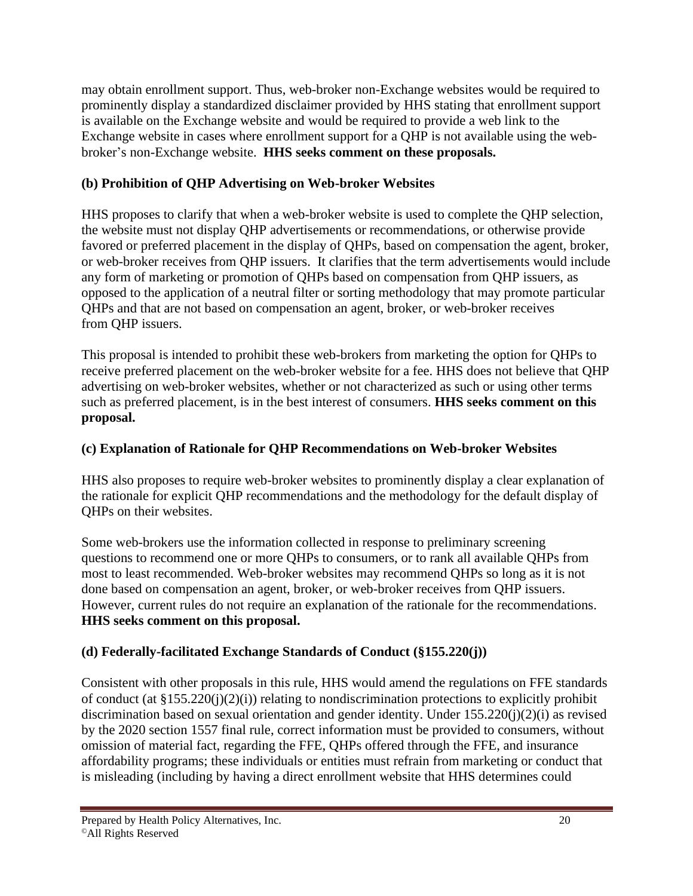may obtain enrollment support. Thus, web-broker non-Exchange websites would be required to prominently display a standardized disclaimer provided by HHS stating that enrollment support is available on the Exchange website and would be required to provide a web link to the Exchange website in cases where enrollment support for a QHP is not available using the web-broker's non-Exchange website. **HHS seeks comment on these proposals.**

### (b) Prohibition of QHP Advertising on Web-broker Websites

HHS proposes to clarify that when a web-broker website is used to complete the QHP selection, the website must not display QHP advertisements or recommendations, or otherwise provide favored or preferred placement in the display of QHPs, based on compensation the agent, broker, or web-broker receives from QHP issuers. It clarifies that the term advertisements would include any form of marketing or promotion of QHPs based on compensation from QHP issuers, as opposed to the application of a neutral filter or sorting methodology that may promote particular QHPs and that are not based on compensation an agent, broker, or web-broker receives from QHP issuers.

This proposal is intended to prohibit these web-brokers from marketing the option for QHPs to receive preferred placement on the web-broker website for a fee. HHS does not believe that QHP advertising on web-broker websites, whether or not characterized as such or using other terms such as preferred placement, is in the best interest of consumers. **HHS seeks comment on this proposal.**

### (c) Explanation of Rationale for QHP Recommendations on Web-broker Websites

HHS also proposes to require web-broker websites to prominently display a clear explanation of the rationale for explicit QHP recommendations and the methodology for the default display of QHPs on their websites.

Some web-brokers use the information collected in response to preliminary screening questions to recommend one or more QHPs to consumers, or to rank all available QHPs from most to least recommended. Web-broker websites may recommend QHPs so long as it is not done based on compensation an agent, broker, or web-broker receives from QHP issuers. However, current rules do not require an explanation of the rationale for the recommendations. **HHS seeks comment on this proposal.**

### (d) Federally-facilitated Exchange Standards of Conduct (§155.220(j))

Consistent with other proposals in this rule, HHS would amend the regulations on FFE standards of conduct (at §155.220(j)(2)(i)) relating to nondiscrimination protections to explicitly prohibit discrimination based on sexual orientation and gender identity. Under 155.220(j)(2)(i) as revised by the 2020 section 1557 final rule, correct information must be provided to consumers, without omission of material fact, regarding the FFE, QHPs offered through the FFE, and insurance affordability programs; these individuals or entities must refrain from marketing or conduct that is misleading (including by having a direct enrollment website that HHS determines could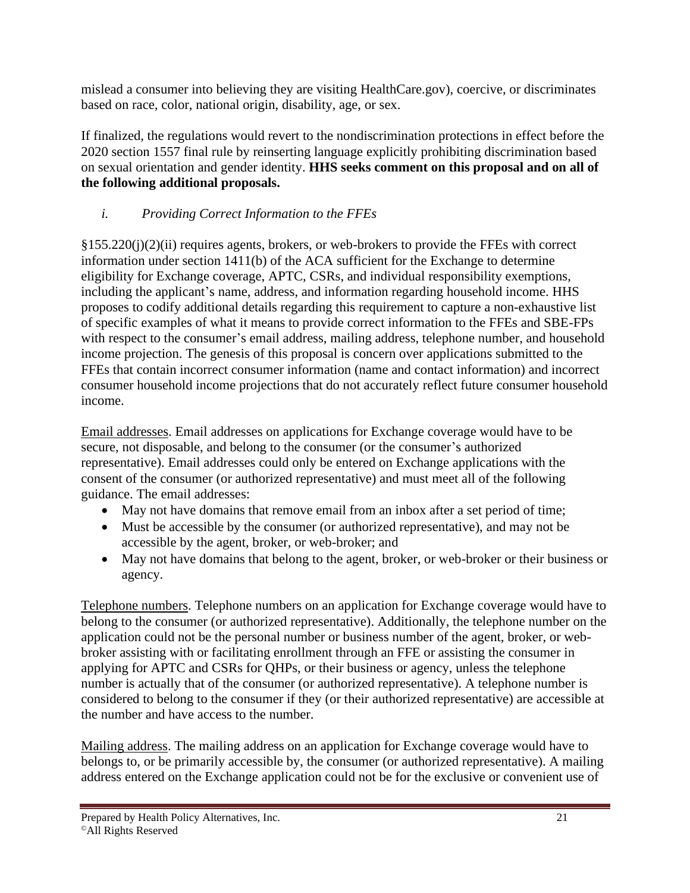mislead a consumer into believing they are visiting HealthCare.gov), coercive, or discriminates based on race, color, national origin, disability, age, or sex.

If finalized, the regulations would revert to the nondiscrimination protections in effect before the 2020 section 1557 final rule by reinserting language explicitly prohibiting discrimination based on sexual orientation and gender identity. **HHS seeks comment on this proposal and on all of the following additional proposals.**

*i. Providing Correct Information to the FFEs*

§155.220(j)(2)(ii) requires agents, brokers, or web-brokers to provide the FFEs with correct information under section 1411(b) of the ACA sufficient for the Exchange to determine eligibility for Exchange coverage, APTC, CSRs, and individual responsibility exemptions, including the applicant's name, address, and information regarding household income. HHS proposes to codify additional details regarding this requirement to capture a non-exhaustive list of specific examples of what it means to provide correct information to the FFEs and SBE-FPs with respect to the consumer's email address, mailing address, telephone number, and household income projection. The genesis of this proposal is concern over applications submitted to the FFEs that contain incorrect consumer information (name and contact information) and incorrect consumer household income projections that do not accurately reflect future consumer household income.

<u>Email addresses</u>. Email addresses on applications for Exchange coverage would have to be secure, not disposable, and belong to the consumer (or the consumer's authorized representative). Email addresses could only be entered on Exchange applications with the consent of the consumer (or authorized representative) and must meet all of the following guidance. The email addresses:

- May not have domains that remove email from an inbox after a set period of time;
- Must be accessible by the consumer (or authorized representative), and may not be accessible by the agent, broker, or web-broker; and
- May not have domains that belong to the agent, broker, or web-broker or their business or agency.

<u>Telephone numbers</u>. Telephone numbers on an application for Exchange coverage would have to belong to the consumer (or authorized representative). Additionally, the telephone number on the application could not be the personal number or business number of the agent, broker, or web-broker assisting with or facilitating enrollment through an FFE or assisting the consumer in applying for APTC and CSRs for QHPs, or their business or agency, unless the telephone number is actually that of the consumer (or authorized representative). A telephone number is considered to belong to the consumer if they (or their authorized representative) are accessible at the number and have access to the number.

<u>Mailing address</u>. The mailing address on an application for Exchange coverage would have to belongs to, or be primarily accessible by, the consumer (or authorized representative). A mailing address entered on the Exchange application could not be for the exclusive or convenient use of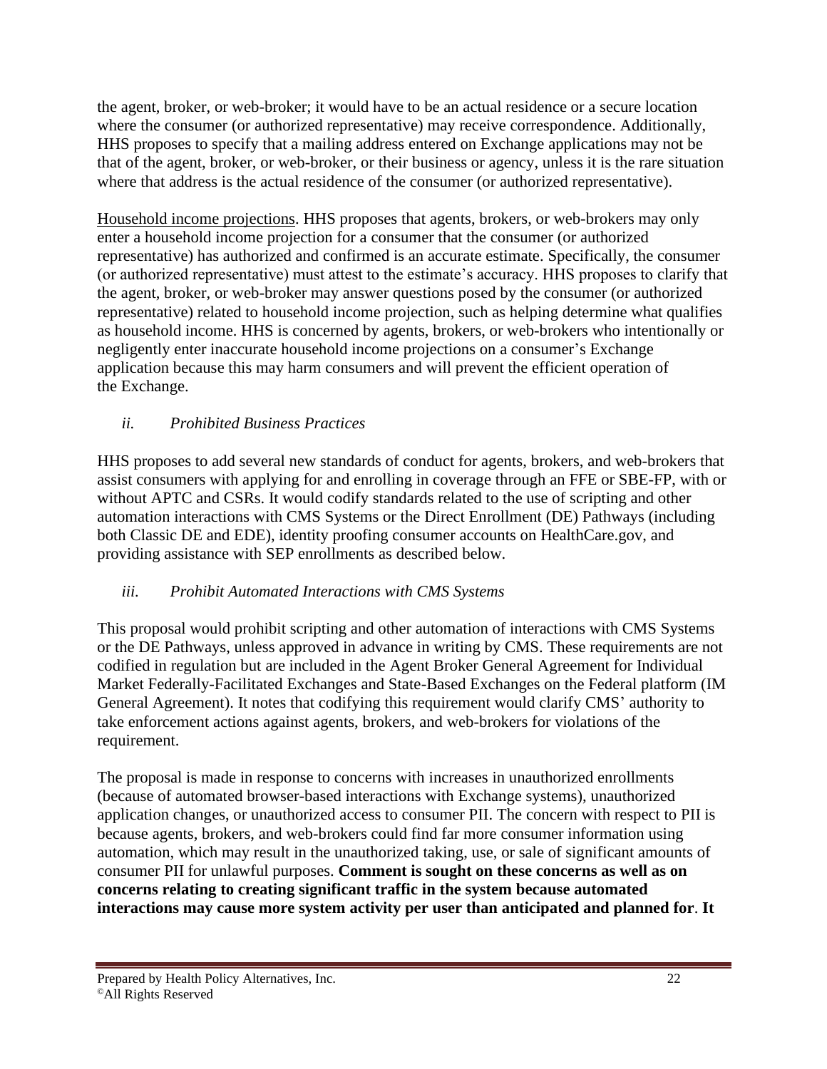the agent, broker, or web-broker; it would have to be an actual residence or a secure location where the consumer (or authorized representative) may receive correspondence. Additionally, HHS proposes to specify that a mailing address entered on Exchange applications may not be that of the agent, broker, or web-broker, or their business or agency, unless it is the rare situation where that address is the actual residence of the consumer (or authorized representative).

Household income projections. HHS proposes that agents, brokers, or web-brokers may only enter a household income projection for a consumer that the consumer (or authorized representative) has authorized and confirmed is an accurate estimate. Specifically, the consumer (or authorized representative) must attest to the estimate's accuracy. HHS proposes to clarify that the agent, broker, or web-broker may answer questions posed by the consumer (or authorized representative) related to household income projection, such as helping determine what qualifies as household income. HHS is concerned by agents, brokers, or web-brokers who intentionally or negligently enter inaccurate household income projections on a consumer's Exchange application because this may harm consumers and will prevent the efficient operation of the Exchange.

### *ii. Prohibited Business Practices*

HHS proposes to add several new standards of conduct for agents, brokers, and web-brokers that assist consumers with applying for and enrolling in coverage through an FFE or SBE-FP, with or without APTC and CSRs. It would codify standards related to the use of scripting and other automation interactions with CMS Systems or the Direct Enrollment (DE) Pathways (including both Classic DE and EDE), identity proofing consumer accounts on HealthCare.gov, and providing assistance with SEP enrollments as described below.

### *iii. Prohibit Automated Interactions with CMS Systems*

This proposal would prohibit scripting and other automation of interactions with CMS Systems or the DE Pathways, unless approved in advance in writing by CMS. These requirements are not codified in regulation but are included in the Agent Broker General Agreement for Individual Market Federally-Facilitated Exchanges and State-Based Exchanges on the Federal platform (IM General Agreement). It notes that codifying this requirement would clarify CMS' authority to take enforcement actions against agents, brokers, and web-brokers for violations of the requirement.

The proposal is made in response to concerns with increases in unauthorized enrollments (because of automated browser-based interactions with Exchange systems), unauthorized application changes, or unauthorized access to consumer PII. The concern with respect to PII is because agents, brokers, and web-brokers could find far more consumer information using automation, which may result in the unauthorized taking, use, or sale of significant amounts of consumer PII for unlawful purposes. **Comment is sought on these concerns as well as on concerns relating to creating significant traffic in the system because automated interactions may cause more system activity per user than anticipated and planned for**. **It**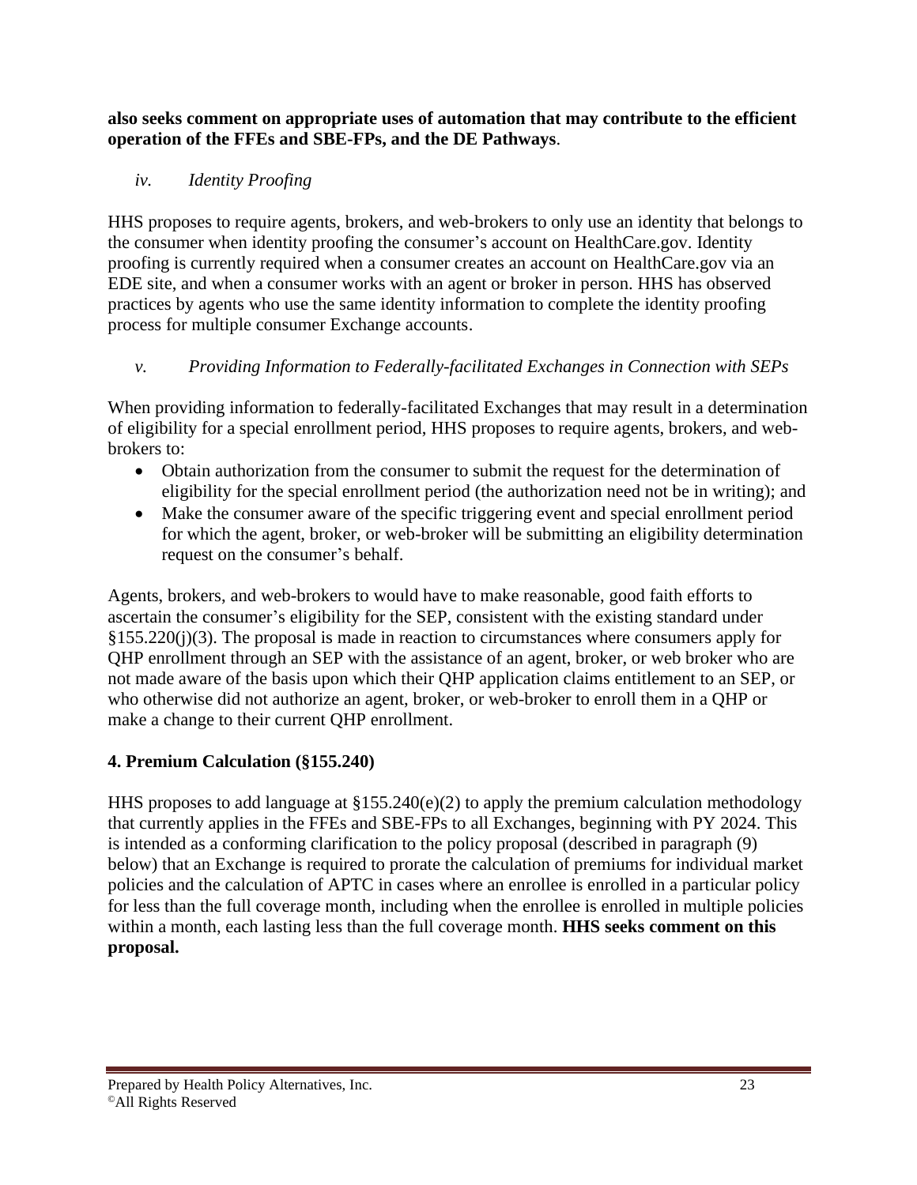**also seeks comment on appropriate uses of automation that may contribute to the efficient operation of the FFEs and SBE-FPs, and the DE Pathways**.

*iv. Identity Proofing*

HHS proposes to require agents, brokers, and web-brokers to only use an identity that belongs to the consumer when identity proofing the consumer's account on HealthCare.gov. Identity proofing is currently required when a consumer creates an account on HealthCare.gov via an EDE site, and when a consumer works with an agent or broker in person. HHS has observed practices by agents who use the same identity information to complete the identity proofing process for multiple consumer Exchange accounts.

*v. Providing Information to Federally-facilitated Exchanges in Connection with SEPs*

When providing information to federally-facilitated Exchanges that may result in a determination of eligibility for a special enrollment period, HHS proposes to require agents, brokers, and web-brokers to:

- Obtain authorization from the consumer to submit the request for the determination of eligibility for the special enrollment period (the authorization need not be in writing); and
- Make the consumer aware of the specific triggering event and special enrollment period for which the agent, broker, or web-broker will be submitting an eligibility determination request on the consumer's behalf.

Agents, brokers, and web-brokers to would have to make reasonable, good faith efforts to ascertain the consumer's eligibility for the SEP, consistent with the existing standard under §155.220(j)(3). The proposal is made in reaction to circumstances where consumers apply for QHP enrollment through an SEP with the assistance of an agent, broker, or web broker who are not made aware of the basis upon which their QHP application claims entitlement to an SEP, or who otherwise did not authorize an agent, broker, or web-broker to enroll them in a QHP or make a change to their current QHP enrollment.

### 4. Premium Calculation (§155.240)

HHS proposes to add language at §155.240(e)(2) to apply the premium calculation methodology that currently applies in the FFEs and SBE-FPs to all Exchanges, beginning with PY 2024. This is intended as a conforming clarification to the policy proposal (described in paragraph (9) below) that an Exchange is required to prorate the calculation of premiums for individual market policies and the calculation of APTC in cases where an enrollee is enrolled in a particular policy for less than the full coverage month, including when the enrollee is enrolled in multiple policies within a month, each lasting less than the full coverage month. **HHS seeks comment on this proposal.**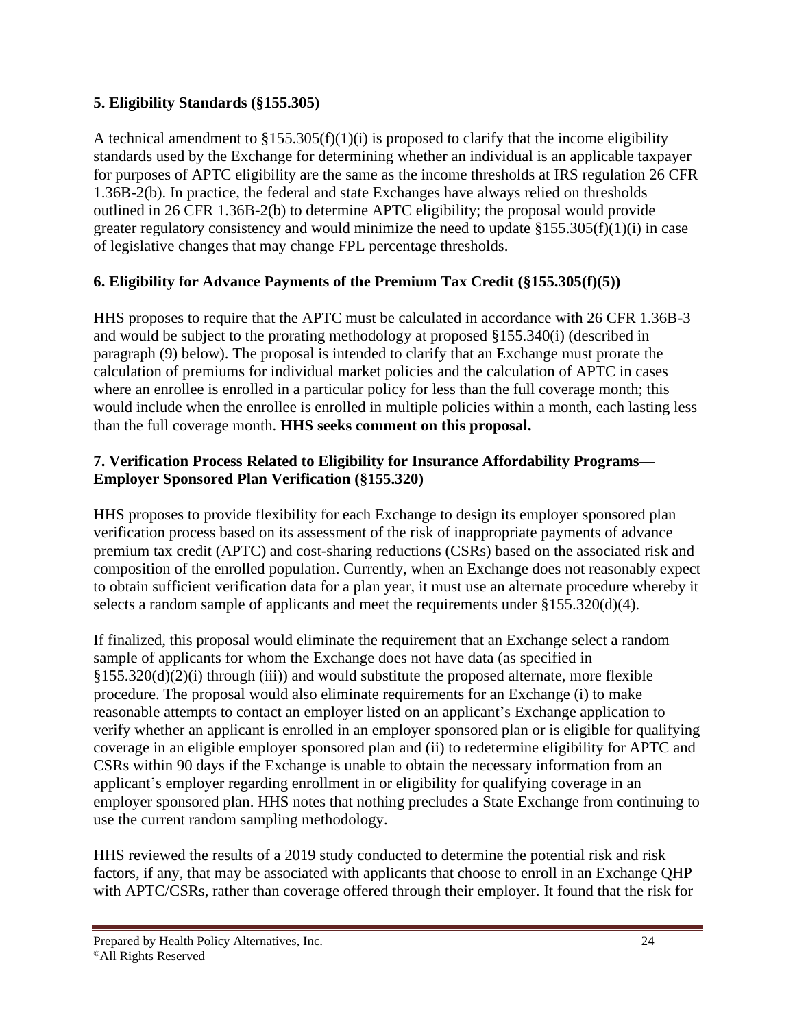**5. Eligibility Standards (§155.305)**

A technical amendment to §155.305(f)(1)(i) is proposed to clarify that the income eligibility standards used by the Exchange for determining whether an individual is an applicable taxpayer for purposes of APTC eligibility are the same as the income thresholds at IRS regulation 26 CFR 1.36B-2(b). In practice, the federal and state Exchanges have always relied on thresholds outlined in 26 CFR 1.36B-2(b) to determine APTC eligibility; the proposal would provide greater regulatory consistency and would minimize the need to update §155.305(f)(1)(i) in case of legislative changes that may change FPL percentage thresholds.

**6. Eligibility for Advance Payments of the Premium Tax Credit (§155.305(f)(5))**

HHS proposes to require that the APTC must be calculated in accordance with 26 CFR 1.36B-3 and would be subject to the prorating methodology at proposed §155.340(i) (described in paragraph (9) below). The proposal is intended to clarify that an Exchange must prorate the calculation of premiums for individual market policies and the calculation of APTC in cases where an enrollee is enrolled in a particular policy for less than the full coverage month; this would include when the enrollee is enrolled in multiple policies within a month, each lasting less than the full coverage month. **HHS seeks comment on this proposal.**

**7. Verification Process Related to Eligibility for Insurance Affordability Programs—Employer Sponsored Plan Verification (§155.320)**

HHS proposes to provide flexibility for each Exchange to design its employer sponsored plan verification process based on its assessment of the risk of inappropriate payments of advance premium tax credit (APTC) and cost-sharing reductions (CSRs) based on the associated risk and composition of the enrolled population. Currently, when an Exchange does not reasonably expect to obtain sufficient verification data for a plan year, it must use an alternate procedure whereby it selects a random sample of applicants and meet the requirements under §155.320(d)(4).

If finalized, this proposal would eliminate the requirement that an Exchange select a random sample of applicants for whom the Exchange does not have data (as specified in §155.320(d)(2)(i) through (iii)) and would substitute the proposed alternate, more flexible procedure. The proposal would also eliminate requirements for an Exchange (i) to make reasonable attempts to contact an employer listed on an applicant's Exchange application to verify whether an applicant is enrolled in an employer sponsored plan or is eligible for qualifying coverage in an eligible employer sponsored plan and (ii) to redetermine eligibility for APTC and CSRs within 90 days if the Exchange is unable to obtain the necessary information from an applicant's employer regarding enrollment in or eligibility for qualifying coverage in an employer sponsored plan. HHS notes that nothing precludes a State Exchange from continuing to use the current random sampling methodology.

HHS reviewed the results of a 2019 study conducted to determine the potential risk and risk factors, if any, that may be associated with applicants that choose to enroll in an Exchange QHP with APTC/CSRs, rather than coverage offered through their employer. It found that the risk for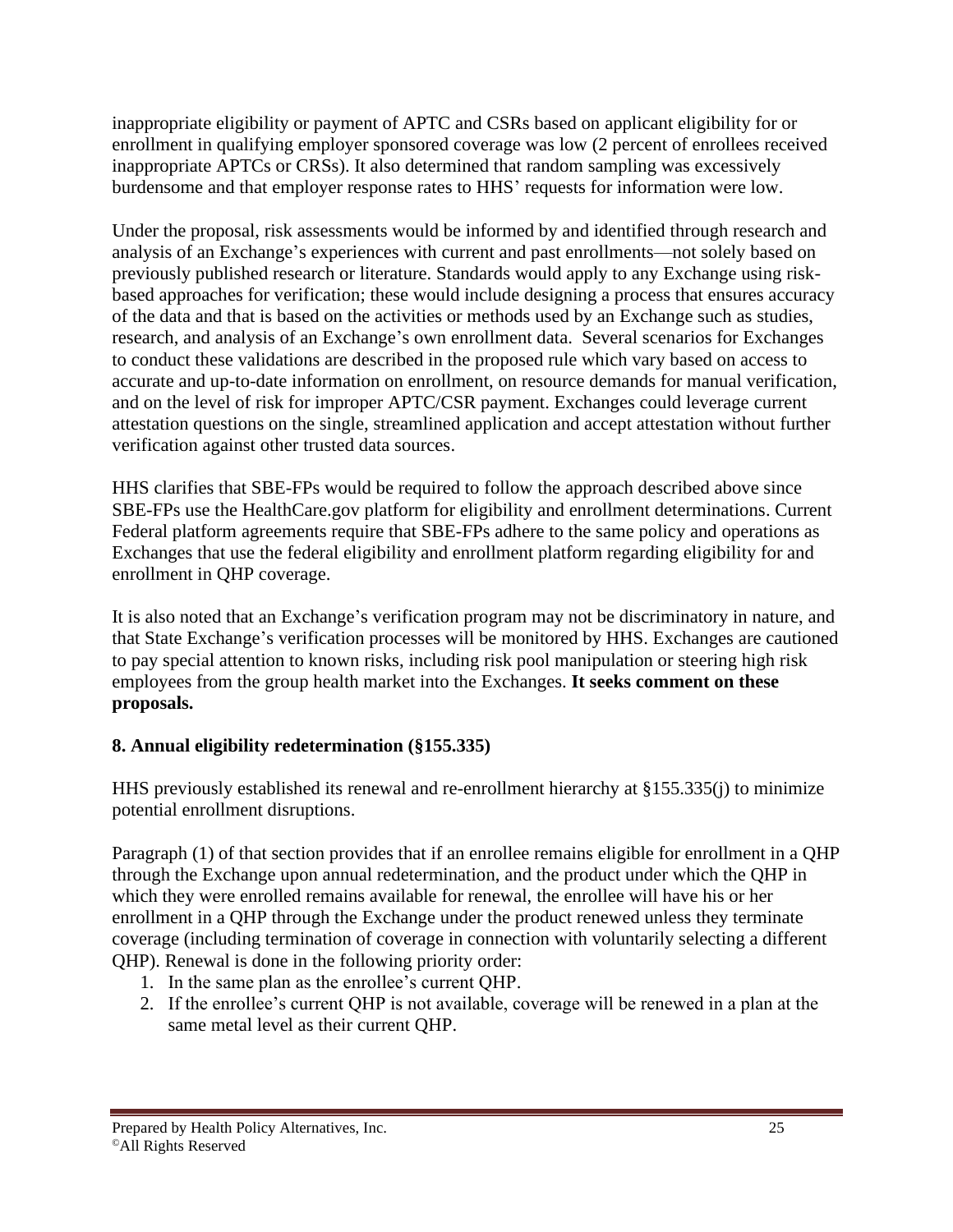inappropriate eligibility or payment of APTC and CSRs based on applicant eligibility for or enrollment in qualifying employer sponsored coverage was low (2 percent of enrollees received inappropriate APTCs or CRSs). It also determined that random sampling was excessively burdensome and that employer response rates to HHS' requests for information were low.

Under the proposal, risk assessments would be informed by and identified through research and analysis of an Exchange's experiences with current and past enrollments—not solely based on previously published research or literature. Standards would apply to any Exchange using risk-based approaches for verification; these would include designing a process that ensures accuracy of the data and that is based on the activities or methods used by an Exchange such as studies, research, and analysis of an Exchange's own enrollment data. Several scenarios for Exchanges to conduct these validations are described in the proposed rule which vary based on access to accurate and up-to-date information on enrollment, on resource demands for manual verification, and on the level of risk for improper APTC/CSR payment. Exchanges could leverage current attestation questions on the single, streamlined application and accept attestation without further verification against other trusted data sources.

HHS clarifies that SBE-FPs would be required to follow the approach described above since SBE-FPs use the HealthCare.gov platform for eligibility and enrollment determinations. Current Federal platform agreements require that SBE-FPs adhere to the same policy and operations as Exchanges that use the federal eligibility and enrollment platform regarding eligibility for and enrollment in QHP coverage.

It is also noted that an Exchange's verification program may not be discriminatory in nature, and that State Exchange's verification processes will be monitored by HHS. Exchanges are cautioned to pay special attention to known risks, including risk pool manipulation or steering high risk employees from the group health market into the Exchanges. **It seeks comment on these proposals.**

### 8. Annual eligibility redetermination (§155.335)

HHS previously established its renewal and re-enrollment hierarchy at §155.335(j) to minimize potential enrollment disruptions.

Paragraph (1) of that section provides that if an enrollee remains eligible for enrollment in a QHP through the Exchange upon annual redetermination, and the product under which the QHP in which they were enrolled remains available for renewal, the enrollee will have his or her enrollment in a QHP through the Exchange under the product renewed unless they terminate coverage (including termination of coverage in connection with voluntarily selecting a different QHP). Renewal is done in the following priority order:

1. In the same plan as the enrollee's current QHP.
2. If the enrollee's current QHP is not available, coverage will be renewed in a plan at the same metal level as their current QHP.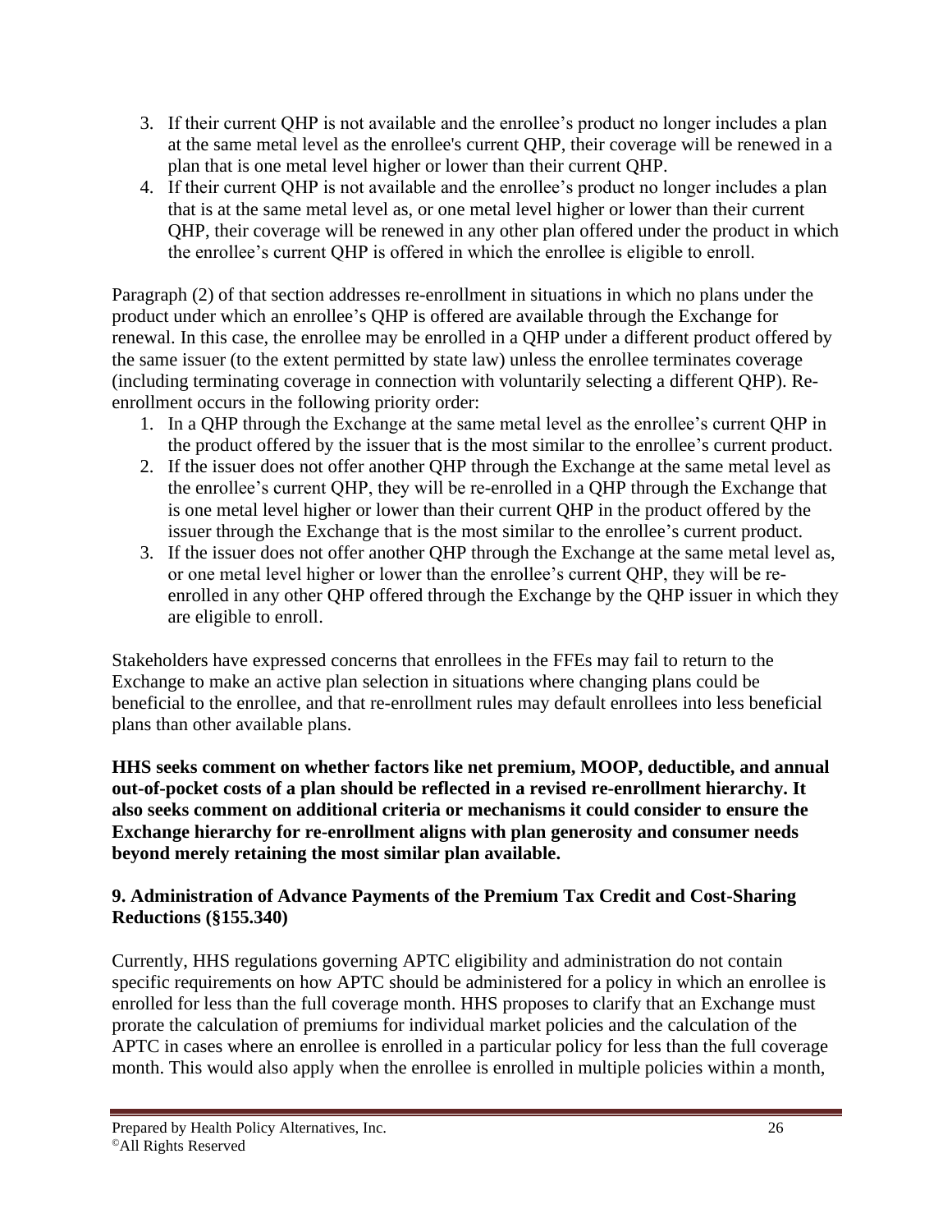3. If their current QHP is not available and the enrollee's product no longer includes a plan at the same metal level as the enrollee's current QHP, their coverage will be renewed in a plan that is one metal level higher or lower than their current QHP.
4. If their current QHP is not available and the enrollee's product no longer includes a plan that is at the same metal level as, or one metal level higher or lower than their current QHP, their coverage will be renewed in any other plan offered under the product in which the enrollee's current QHP is offered in which the enrollee is eligible to enroll.

Paragraph (2) of that section addresses re-enrollment in situations in which no plans under the product under which an enrollee's QHP is offered are available through the Exchange for renewal. In this case, the enrollee may be enrolled in a QHP under a different product offered by the same issuer (to the extent permitted by state law) unless the enrollee terminates coverage (including terminating coverage in connection with voluntarily selecting a different QHP). Re-enrollment occurs in the following priority order:

1. In a QHP through the Exchange at the same metal level as the enrollee's current QHP in the product offered by the issuer that is the most similar to the enrollee's current product.
2. If the issuer does not offer another QHP through the Exchange at the same metal level as the enrollee's current QHP, they will be re-enrolled in a QHP through the Exchange that is one metal level higher or lower than their current QHP in the product offered by the issuer through the Exchange that is the most similar to the enrollee's current product.
3. If the issuer does not offer another QHP through the Exchange at the same metal level as, or one metal level higher or lower than the enrollee's current QHP, they will be re-enrolled in any other QHP offered through the Exchange by the QHP issuer in which they are eligible to enroll.

Stakeholders have expressed concerns that enrollees in the FFEs may fail to return to the Exchange to make an active plan selection in situations where changing plans could be beneficial to the enrollee, and that re-enrollment rules may default enrollees into less beneficial plans than other available plans.

**HHS seeks comment on whether factors like net premium, MOOP, deductible, and annual out-of-pocket costs of a plan should be reflected in a revised re-enrollment hierarchy. It also seeks comment on additional criteria or mechanisms it could consider to ensure the Exchange hierarchy for re-enrollment aligns with plan generosity and consumer needs beyond merely retaining the most similar plan available.**

### 9. Administration of Advance Payments of the Premium Tax Credit and Cost-Sharing Reductions (§155.340)

Currently, HHS regulations governing APTC eligibility and administration do not contain specific requirements on how APTC should be administered for a policy in which an enrollee is enrolled for less than the full coverage month. HHS proposes to clarify that an Exchange must prorate the calculation of premiums for individual market policies and the calculation of the APTC in cases where an enrollee is enrolled in a particular policy for less than the full coverage month. This would also apply when the enrollee is enrolled in multiple policies within a month,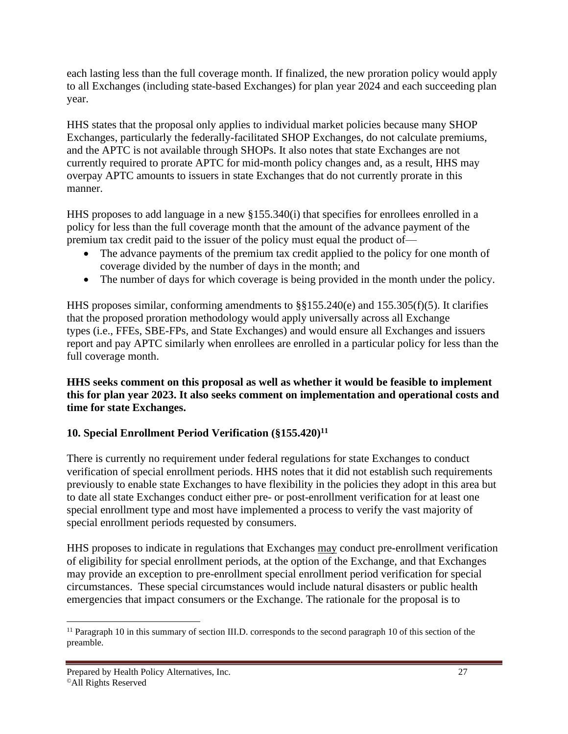each lasting less than the full coverage month. If finalized, the new proration policy would apply to all Exchanges (including state-based Exchanges) for plan year 2024 and each succeeding plan year.

HHS states that the proposal only applies to individual market policies because many SHOP Exchanges, particularly the federally-facilitated SHOP Exchanges, do not calculate premiums, and the APTC is not available through SHOPs. It also notes that state Exchanges are not currently required to prorate APTC for mid-month policy changes and, as a result, HHS may overpay APTC amounts to issuers in state Exchanges that do not currently prorate in this manner.

HHS proposes to add language in a new §155.340(i) that specifies for enrollees enrolled in a policy for less than the full coverage month that the amount of the advance payment of the premium tax credit paid to the issuer of the policy must equal the product of—

- The advance payments of the premium tax credit applied to the policy for one month of coverage divided by the number of days in the month; and
- The number of days for which coverage is being provided in the month under the policy.

HHS proposes similar, conforming amendments to §§155.240(e) and 155.305(f)(5). It clarifies that the proposed proration methodology would apply universally across all Exchange types (i.e., FFEs, SBE-FPs, and State Exchanges) and would ensure all Exchanges and issuers report and pay APTC similarly when enrollees are enrolled in a particular policy for less than the full coverage month.

**HHS seeks comment on this proposal as well as whether it would be feasible to implement this for plan year 2023. It also seeks comment on implementation and operational costs and time for state Exchanges.**

### 10. Special Enrollment Period Verification (§155.420)[11]

There is currently no requirement under federal regulations for state Exchanges to conduct verification of special enrollment periods. HHS notes that it did not establish such requirements previously to enable state Exchanges to have flexibility in the policies they adopt in this area but to date all state Exchanges conduct either pre- or post-enrollment verification for at least one special enrollment type and most have implemented a process to verify the vast majority of special enrollment periods requested by consumers.

HHS proposes to indicate in regulations that Exchanges <u>may</u> conduct pre-enrollment verification of eligibility for special enrollment periods, at the option of the Exchange, and that Exchanges may provide an exception to pre-enrollment special enrollment period verification for special circumstances. These special circumstances would include natural disasters or public health emergencies that impact consumers or the Exchange. The rationale for the proposal is to

[11] Paragraph 10 in this summary of section III.D. corresponds to the second paragraph 10 of this section of the preamble.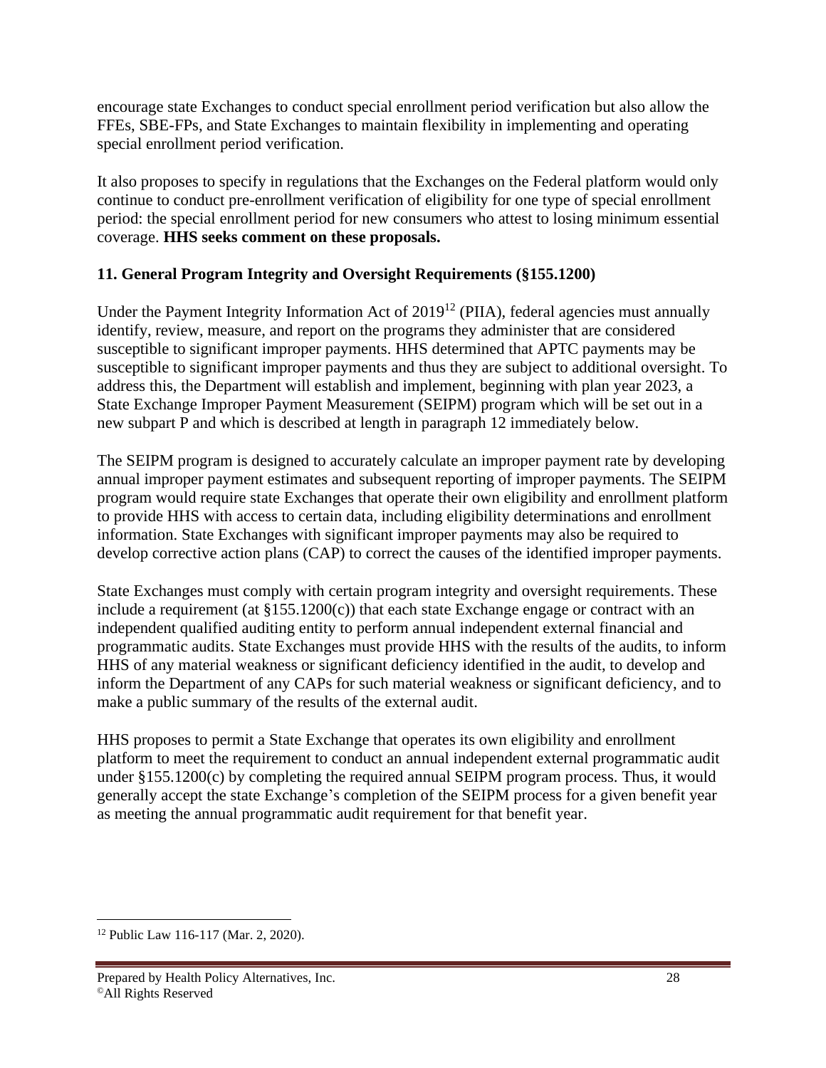encourage state Exchanges to conduct special enrollment period verification but also allow the FFEs, SBE-FPs, and State Exchanges to maintain flexibility in implementing and operating special enrollment period verification.

It also proposes to specify in regulations that the Exchanges on the Federal platform would only continue to conduct pre-enrollment verification of eligibility for one type of special enrollment period: the special enrollment period for new consumers who attest to losing minimum essential coverage. **HHS seeks comment on these proposals.**

### 11. General Program Integrity and Oversight Requirements (§155.1200)

Under the Payment Integrity Information Act of 2019[12] (PIIA), federal agencies must annually identify, review, measure, and report on the programs they administer that are considered susceptible to significant improper payments. HHS determined that APTC payments may be susceptible to significant improper payments and thus they are subject to additional oversight. To address this, the Department will establish and implement, beginning with plan year 2023, a State Exchange Improper Payment Measurement (SEIPM) program which will be set out in a new subpart P and which is described at length in paragraph 12 immediately below.

The SEIPM program is designed to accurately calculate an improper payment rate by developing annual improper payment estimates and subsequent reporting of improper payments. The SEIPM program would require state Exchanges that operate their own eligibility and enrollment platform to provide HHS with access to certain data, including eligibility determinations and enrollment information. State Exchanges with significant improper payments may also be required to develop corrective action plans (CAP) to correct the causes of the identified improper payments.

State Exchanges must comply with certain program integrity and oversight requirements. These include a requirement (at §155.1200(c)) that each state Exchange engage or contract with an independent qualified auditing entity to perform annual independent external financial and programmatic audits. State Exchanges must provide HHS with the results of the audits, to inform HHS of any material weakness or significant deficiency identified in the audit, to develop and inform the Department of any CAPs for such material weakness or significant deficiency, and to make a public summary of the results of the external audit.

HHS proposes to permit a State Exchange that operates its own eligibility and enrollment platform to meet the requirement to conduct an annual independent external programmatic audit under §155.1200(c) by completing the required annual SEIPM program process. Thus, it would generally accept the state Exchange's completion of the SEIPM process for a given benefit year as meeting the annual programmatic audit requirement for that benefit year.

[12] Public Law 116-117 (Mar. 2, 2020).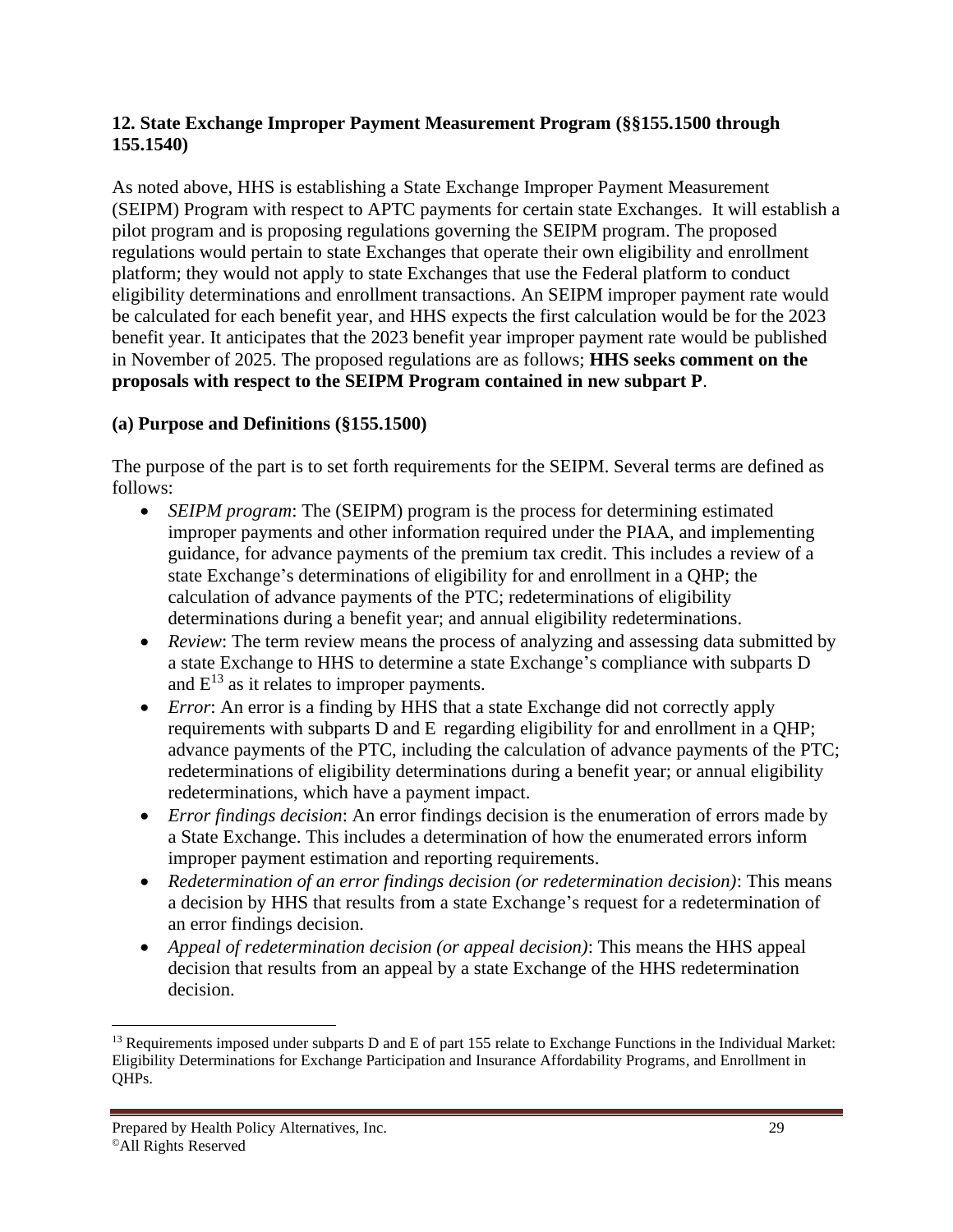### 12. State Exchange Improper Payment Measurement Program (§§155.1500 through 155.1540)

As noted above, HHS is establishing a State Exchange Improper Payment Measurement (SEIPM) Program with respect to APTC payments for certain state Exchanges. It will establish a pilot program and is proposing regulations governing the SEIPM program. The proposed regulations would pertain to state Exchanges that operate their own eligibility and enrollment platform; they would not apply to state Exchanges that use the Federal platform to conduct eligibility determinations and enrollment transactions. An SEIPM improper payment rate would be calculated for each benefit year, and HHS expects the first calculation would be for the 2023 benefit year. It anticipates that the 2023 benefit year improper payment rate would be published in November of 2025. The proposed regulations are as follows; **HHS seeks comment on the proposals with respect to the SEIPM Program contained in new subpart P**.

#### (a) Purpose and Definitions (§155.1500)

The purpose of the part is to set forth requirements for the SEIPM. Several terms are defined as follows:

- *SEIPM program*: The (SEIPM) program is the process for determining estimated improper payments and other information required under the PIAA, and implementing guidance, for advance payments of the premium tax credit. This includes a review of a state Exchange's determinations of eligibility for and enrollment in a QHP; the calculation of advance payments of the PTC; redeterminations of eligibility determinations during a benefit year; and annual eligibility redeterminations.
- *Review*: The term review means the process of analyzing and assessing data submitted by a state Exchange to HHS to determine a state Exchange's compliance with subparts D and E[13] as it relates to improper payments.
- *Error*: An error is a finding by HHS that a state Exchange did not correctly apply requirements with subparts D and E regarding eligibility for and enrollment in a QHP; advance payments of the PTC, including the calculation of advance payments of the PTC; redeterminations of eligibility determinations during a benefit year; or annual eligibility redeterminations, which have a payment impact.
- *Error findings decision*: An error findings decision is the enumeration of errors made by a State Exchange. This includes a determination of how the enumerated errors inform improper payment estimation and reporting requirements.
- *Redetermination of an error findings decision (or redetermination decision)*: This means a decision by HHS that results from a state Exchange's request for a redetermination of an error findings decision.
- *Appeal of redetermination decision (or appeal decision)*: This means the HHS appeal decision that results from an appeal by a state Exchange of the HHS redetermination decision.

[13] Requirements imposed under subparts D and E of part 155 relate to Exchange Functions in the Individual Market: Eligibility Determinations for Exchange Participation and Insurance Affordability Programs, and Enrollment in QHPs.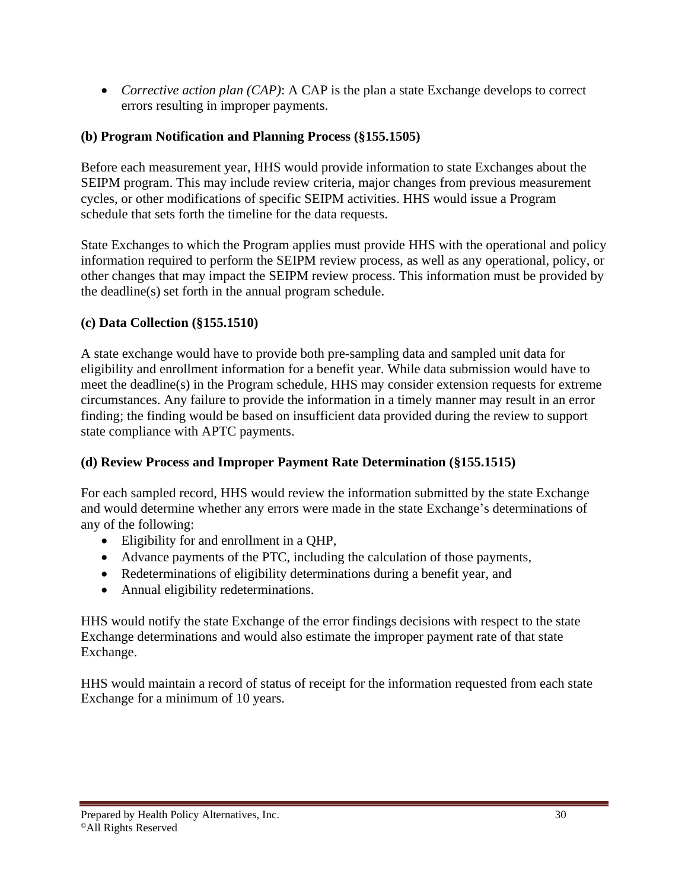- *Corrective action plan (CAP)*: A CAP is the plan a state Exchange develops to correct errors resulting in improper payments.

**(b) Program Notification and Planning Process (§155.1505)**

Before each measurement year, HHS would provide information to state Exchanges about the SEIPM program. This may include review criteria, major changes from previous measurement cycles, or other modifications of specific SEIPM activities. HHS would issue a Program schedule that sets forth the timeline for the data requests.

State Exchanges to which the Program applies must provide HHS with the operational and policy information required to perform the SEIPM review process, as well as any operational, policy, or other changes that may impact the SEIPM review process. This information must be provided by the deadline(s) set forth in the annual program schedule.

**(c) Data Collection (§155.1510)**

A state exchange would have to provide both pre-sampling data and sampled unit data for eligibility and enrollment information for a benefit year. While data submission would have to meet the deadline(s) in the Program schedule, HHS may consider extension requests for extreme circumstances. Any failure to provide the information in a timely manner may result in an error finding; the finding would be based on insufficient data provided during the review to support state compliance with APTC payments.

**(d) Review Process and Improper Payment Rate Determination (§155.1515)**

For each sampled record, HHS would review the information submitted by the state Exchange and would determine whether any errors were made in the state Exchange's determinations of any of the following:

- Eligibility for and enrollment in a QHP,
- Advance payments of the PTC, including the calculation of those payments,
- Redeterminations of eligibility determinations during a benefit year, and
- Annual eligibility redeterminations.

HHS would notify the state Exchange of the error findings decisions with respect to the state Exchange determinations and would also estimate the improper payment rate of that state Exchange.

HHS would maintain a record of status of receipt for the information requested from each state Exchange for a minimum of 10 years.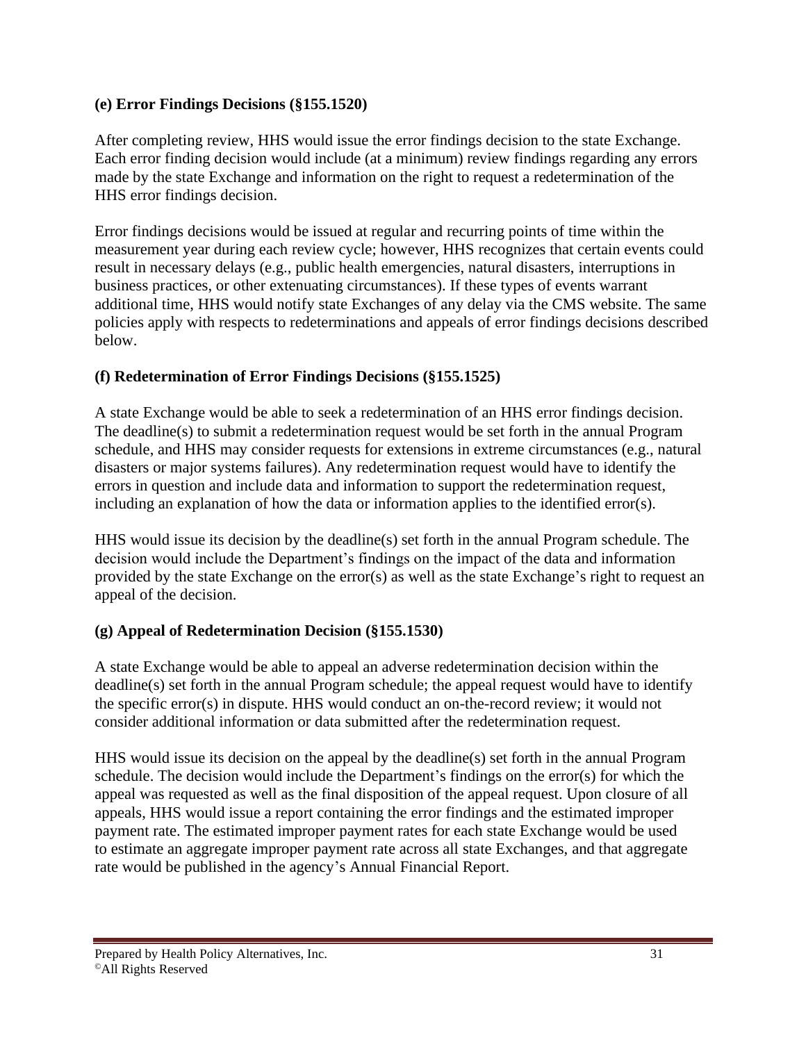**(e) Error Findings Decisions (§155.1520)**

After completing review, HHS would issue the error findings decision to the state Exchange. Each error finding decision would include (at a minimum) review findings regarding any errors made by the state Exchange and information on the right to request a redetermination of the HHS error findings decision.

Error findings decisions would be issued at regular and recurring points of time within the measurement year during each review cycle; however, HHS recognizes that certain events could result in necessary delays (e.g., public health emergencies, natural disasters, interruptions in business practices, or other extenuating circumstances). If these types of events warrant additional time, HHS would notify state Exchanges of any delay via the CMS website. The same policies apply with respects to redeterminations and appeals of error findings decisions described below.

**(f) Redetermination of Error Findings Decisions (§155.1525)**

A state Exchange would be able to seek a redetermination of an HHS error findings decision. The deadline(s) to submit a redetermination request would be set forth in the annual Program schedule, and HHS may consider requests for extensions in extreme circumstances (e.g., natural disasters or major systems failures). Any redetermination request would have to identify the errors in question and include data and information to support the redetermination request, including an explanation of how the data or information applies to the identified error(s).

HHS would issue its decision by the deadline(s) set forth in the annual Program schedule. The decision would include the Department's findings on the impact of the data and information provided by the state Exchange on the error(s) as well as the state Exchange's right to request an appeal of the decision.

**(g) Appeal of Redetermination Decision (§155.1530)**

A state Exchange would be able to appeal an adverse redetermination decision within the deadline(s) set forth in the annual Program schedule; the appeal request would have to identify the specific error(s) in dispute. HHS would conduct an on-the-record review; it would not consider additional information or data submitted after the redetermination request.

HHS would issue its decision on the appeal by the deadline(s) set forth in the annual Program schedule. The decision would include the Department's findings on the error(s) for which the appeal was requested as well as the final disposition of the appeal request. Upon closure of all appeals, HHS would issue a report containing the error findings and the estimated improper payment rate. The estimated improper payment rates for each state Exchange would be used to estimate an aggregate improper payment rate across all state Exchanges, and that aggregate rate would be published in the agency's Annual Financial Report.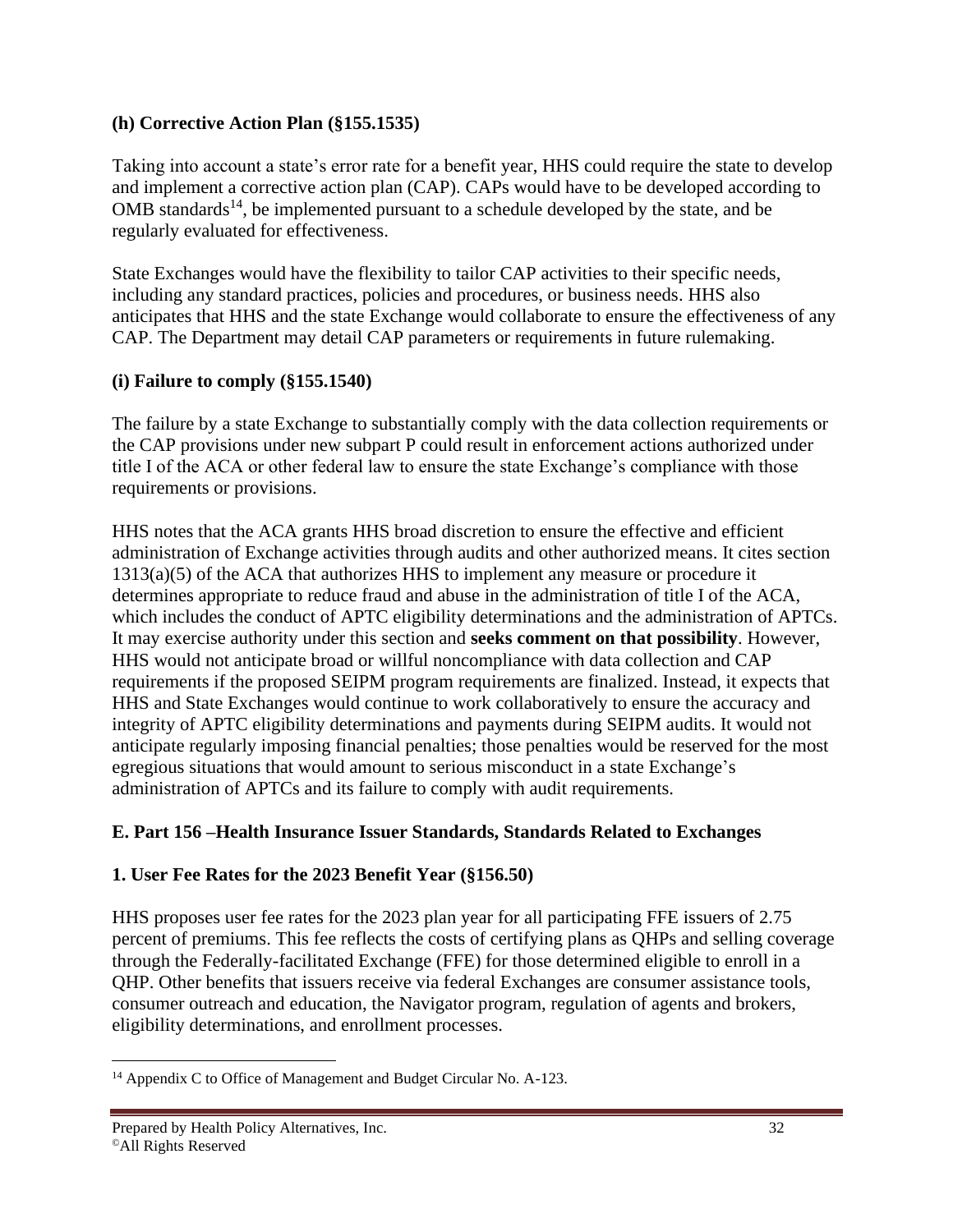**(h) Corrective Action Plan (§155.1535)**

Taking into account a state's error rate for a benefit year, HHS could require the state to develop and implement a corrective action plan (CAP). CAPs would have to be developed according to OMB standards[14], be implemented pursuant to a schedule developed by the state, and be regularly evaluated for effectiveness.

State Exchanges would have the flexibility to tailor CAP activities to their specific needs, including any standard practices, policies and procedures, or business needs. HHS also anticipates that HHS and the state Exchange would collaborate to ensure the effectiveness of any CAP. The Department may detail CAP parameters or requirements in future rulemaking.

**(i) Failure to comply (§155.1540)**

The failure by a state Exchange to substantially comply with the data collection requirements or the CAP provisions under new subpart P could result in enforcement actions authorized under title I of the ACA or other federal law to ensure the state Exchange's compliance with those requirements or provisions.

HHS notes that the ACA grants HHS broad discretion to ensure the effective and efficient administration of Exchange activities through audits and other authorized means. It cites section 1313(a)(5) of the ACA that authorizes HHS to implement any measure or procedure it determines appropriate to reduce fraud and abuse in the administration of title I of the ACA, which includes the conduct of APTC eligibility determinations and the administration of APTCs. It may exercise authority under this section and **seeks comment on that possibility**. However, HHS would not anticipate broad or willful noncompliance with data collection and CAP requirements if the proposed SEIPM program requirements are finalized. Instead, it expects that HHS and State Exchanges would continue to work collaboratively to ensure the accuracy and integrity of APTC eligibility determinations and payments during SEIPM audits. It would not anticipate regularly imposing financial penalties; those penalties would be reserved for the most egregious situations that would amount to serious misconduct in a state Exchange's administration of APTCs and its failure to comply with audit requirements.

## E. Part 156 –Health Insurance Issuer Standards, Standards Related to Exchanges

### 1. User Fee Rates for the 2023 Benefit Year (§156.50)

HHS proposes user fee rates for the 2023 plan year for all participating FFE issuers of 2.75 percent of premiums. This fee reflects the costs of certifying plans as QHPs and selling coverage through the Federally-facilitated Exchange (FFE) for those determined eligible to enroll in a QHP. Other benefits that issuers receive via federal Exchanges are consumer assistance tools, consumer outreach and education, the Navigator program, regulation of agents and brokers, eligibility determinations, and enrollment processes.

[14] Appendix C to Office of Management and Budget Circular No. A-123.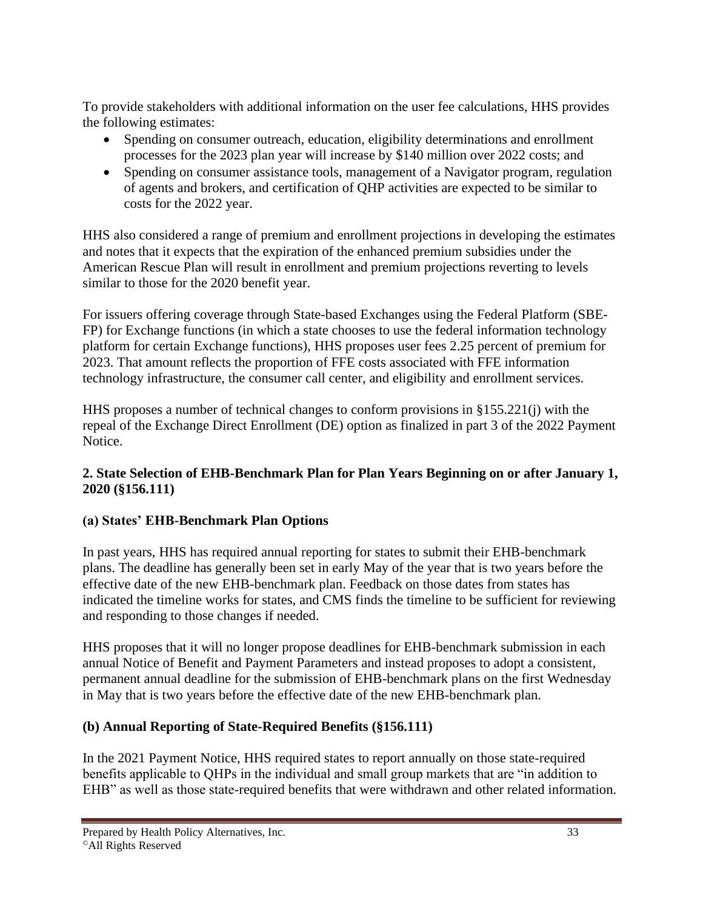To provide stakeholders with additional information on the user fee calculations, HHS provides the following estimates:

- Spending on consumer outreach, education, eligibility determinations and enrollment processes for the 2023 plan year will increase by $140 million over 2022 costs; and
- Spending on consumer assistance tools, management of a Navigator program, regulation of agents and brokers, and certification of QHP activities are expected to be similar to costs for the 2022 year.

HHS also considered a range of premium and enrollment projections in developing the estimates and notes that it expects that the expiration of the enhanced premium subsidies under the American Rescue Plan will result in enrollment and premium projections reverting to levels similar to those for the 2020 benefit year.

For issuers offering coverage through State-based Exchanges using the Federal Platform (SBE-FP) for Exchange functions (in which a state chooses to use the federal information technology platform for certain Exchange functions), HHS proposes user fees 2.25 percent of premium for 2023. That amount reflects the proportion of FFE costs associated with FFE information technology infrastructure, the consumer call center, and eligibility and enrollment services.

HHS proposes a number of technical changes to conform provisions in §155.221(j) with the repeal of the Exchange Direct Enrollment (DE) option as finalized in part 3 of the 2022 Payment Notice.

**2. State Selection of EHB-Benchmark Plan for Plan Years Beginning on or after January 1, 2020 (§156.111)**

**(a) States' EHB-Benchmark Plan Options**

In past years, HHS has required annual reporting for states to submit their EHB-benchmark plans. The deadline has generally been set in early May of the year that is two years before the effective date of the new EHB-benchmark plan. Feedback on those dates from states has indicated the timeline works for states, and CMS finds the timeline to be sufficient for reviewing and responding to those changes if needed.

HHS proposes that it will no longer propose deadlines for EHB-benchmark submission in each annual Notice of Benefit and Payment Parameters and instead proposes to adopt a consistent, permanent annual deadline for the submission of EHB-benchmark plans on the first Wednesday in May that is two years before the effective date of the new EHB-benchmark plan.

**(b) Annual Reporting of State-Required Benefits (§156.111)**

In the 2021 Payment Notice, HHS required states to report annually on those state-required benefits applicable to QHPs in the individual and small group markets that are "in addition to EHB" as well as those state-required benefits that were withdrawn and other related information.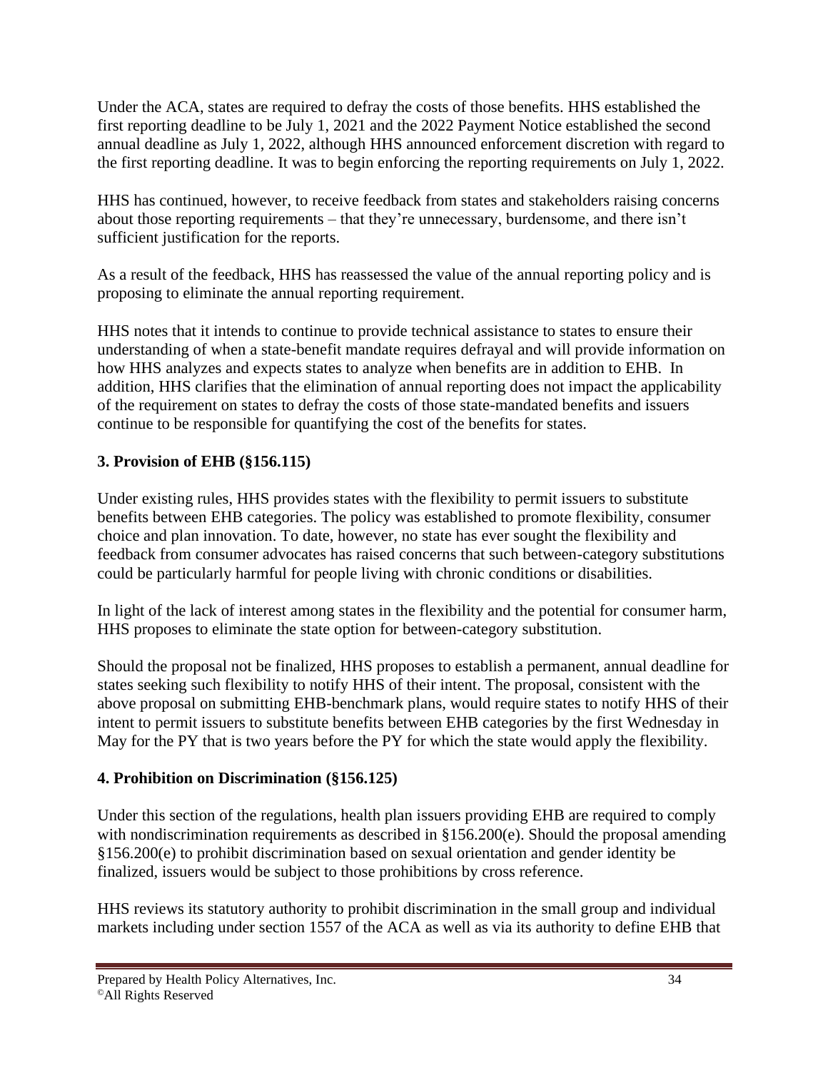Under the ACA, states are required to defray the costs of those benefits. HHS established the first reporting deadline to be July 1, 2021 and the 2022 Payment Notice established the second annual deadline as July 1, 2022, although HHS announced enforcement discretion with regard to the first reporting deadline. It was to begin enforcing the reporting requirements on July 1, 2022.

HHS has continued, however, to receive feedback from states and stakeholders raising concerns about those reporting requirements – that they're unnecessary, burdensome, and there isn't sufficient justification for the reports.

As a result of the feedback, HHS has reassessed the value of the annual reporting policy and is proposing to eliminate the annual reporting requirement.

HHS notes that it intends to continue to provide technical assistance to states to ensure their understanding of when a state-benefit mandate requires defrayal and will provide information on how HHS analyzes and expects states to analyze when benefits are in addition to EHB. In addition, HHS clarifies that the elimination of annual reporting does not impact the applicability of the requirement on states to defray the costs of those state-mandated benefits and issuers continue to be responsible for quantifying the cost of the benefits for states.

### 3. Provision of EHB (§156.115)

Under existing rules, HHS provides states with the flexibility to permit issuers to substitute benefits between EHB categories. The policy was established to promote flexibility, consumer choice and plan innovation. To date, however, no state has ever sought the flexibility and feedback from consumer advocates has raised concerns that such between-category substitutions could be particularly harmful for people living with chronic conditions or disabilities.

In light of the lack of interest among states in the flexibility and the potential for consumer harm, HHS proposes to eliminate the state option for between-category substitution.

Should the proposal not be finalized, HHS proposes to establish a permanent, annual deadline for states seeking such flexibility to notify HHS of their intent. The proposal, consistent with the above proposal on submitting EHB-benchmark plans, would require states to notify HHS of their intent to permit issuers to substitute benefits between EHB categories by the first Wednesday in May for the PY that is two years before the PY for which the state would apply the flexibility.

### 4. Prohibition on Discrimination (§156.125)

Under this section of the regulations, health plan issuers providing EHB are required to comply with nondiscrimination requirements as described in §156.200(e). Should the proposal amending §156.200(e) to prohibit discrimination based on sexual orientation and gender identity be finalized, issuers would be subject to those prohibitions by cross reference.

HHS reviews its statutory authority to prohibit discrimination in the small group and individual markets including under section 1557 of the ACA as well as via its authority to define EHB that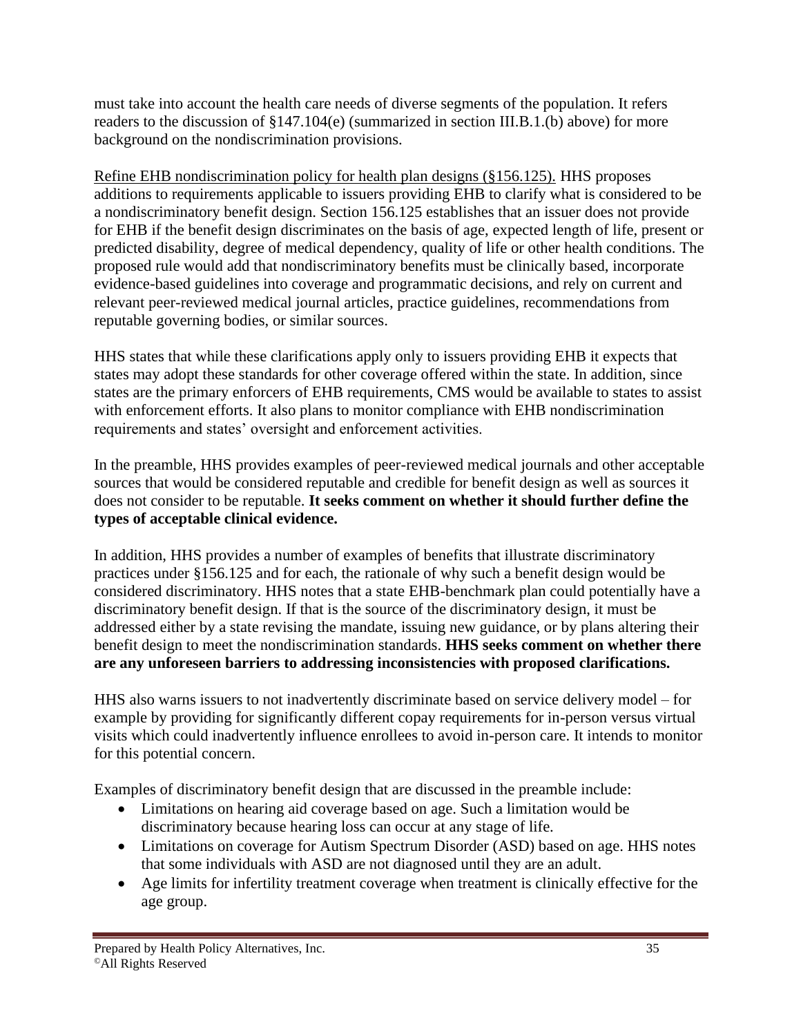must take into account the health care needs of diverse segments of the population. It refers readers to the discussion of §147.104(e) (summarized in section III.B.1.(b) above) for more background on the nondiscrimination provisions.

<u>Refine EHB nondiscrimination policy for health plan designs (§156.125).</u> HHS proposes additions to requirements applicable to issuers providing EHB to clarify what is considered to be a nondiscriminatory benefit design. Section 156.125 establishes that an issuer does not provide for EHB if the benefit design discriminates on the basis of age, expected length of life, present or predicted disability, degree of medical dependency, quality of life or other health conditions. The proposed rule would add that nondiscriminatory benefits must be clinically based, incorporate evidence-based guidelines into coverage and programmatic decisions, and rely on current and relevant peer-reviewed medical journal articles, practice guidelines, recommendations from reputable governing bodies, or similar sources.

HHS states that while these clarifications apply only to issuers providing EHB it expects that states may adopt these standards for other coverage offered within the state. In addition, since states are the primary enforcers of EHB requirements, CMS would be available to states to assist with enforcement efforts. It also plans to monitor compliance with EHB nondiscrimination requirements and states' oversight and enforcement activities.

In the preamble, HHS provides examples of peer-reviewed medical journals and other acceptable sources that would be considered reputable and credible for benefit design as well as sources it does not consider to be reputable. **It seeks comment on whether it should further define the types of acceptable clinical evidence.**

In addition, HHS provides a number of examples of benefits that illustrate discriminatory practices under §156.125 and for each, the rationale of why such a benefit design would be considered discriminatory. HHS notes that a state EHB-benchmark plan could potentially have a discriminatory benefit design. If that is the source of the discriminatory design, it must be addressed either by a state revising the mandate, issuing new guidance, or by plans altering their benefit design to meet the nondiscrimination standards. **HHS seeks comment on whether there are any unforeseen barriers to addressing inconsistencies with proposed clarifications.**

HHS also warns issuers to not inadvertently discriminate based on service delivery model – for example by providing for significantly different copay requirements for in-person versus virtual visits which could inadvertently influence enrollees to avoid in-person care. It intends to monitor for this potential concern.

Examples of discriminatory benefit design that are discussed in the preamble include:

- Limitations on hearing aid coverage based on age. Such a limitation would be discriminatory because hearing loss can occur at any stage of life.
- Limitations on coverage for Autism Spectrum Disorder (ASD) based on age. HHS notes that some individuals with ASD are not diagnosed until they are an adult.
- Age limits for infertility treatment coverage when treatment is clinically effective for the age group.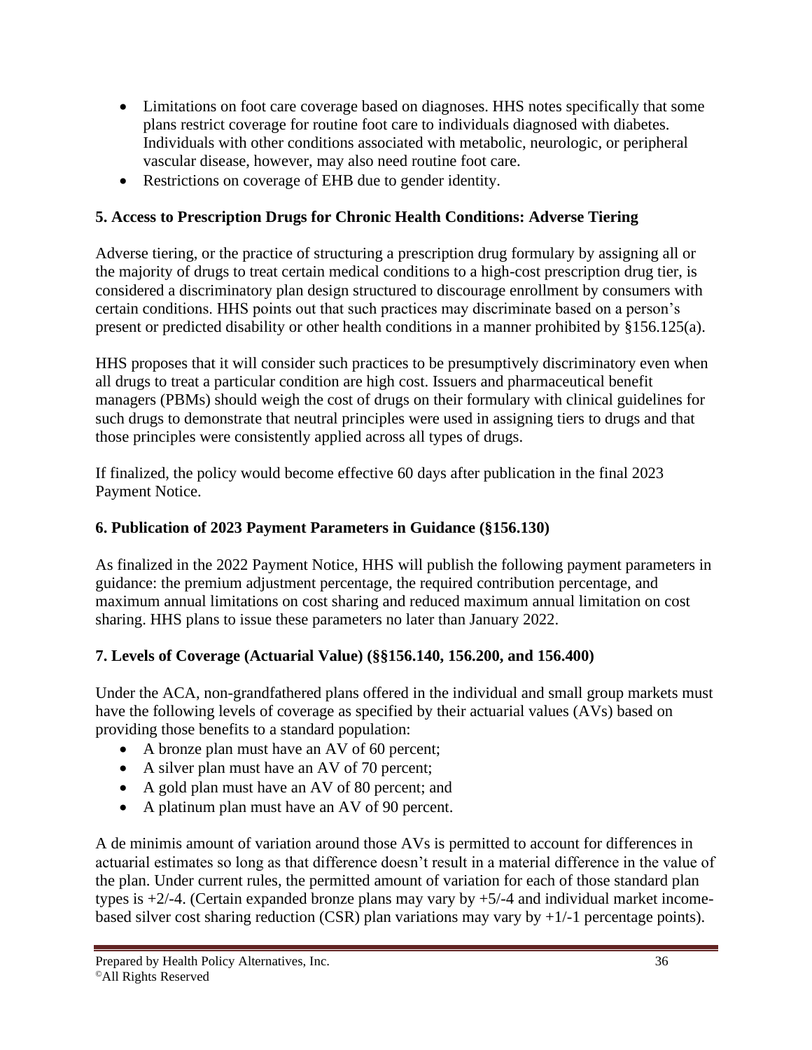- Limitations on foot care coverage based on diagnoses. HHS notes specifically that some plans restrict coverage for routine foot care to individuals diagnosed with diabetes. Individuals with other conditions associated with metabolic, neurologic, or peripheral vascular disease, however, may also need routine foot care.
- Restrictions on coverage of EHB due to gender identity.

**5. Access to Prescription Drugs for Chronic Health Conditions: Adverse Tiering**

Adverse tiering, or the practice of structuring a prescription drug formulary by assigning all or the majority of drugs to treat certain medical conditions to a high-cost prescription drug tier, is considered a discriminatory plan design structured to discourage enrollment by consumers with certain conditions. HHS points out that such practices may discriminate based on a person's present or predicted disability or other health conditions in a manner prohibited by §156.125(a).

HHS proposes that it will consider such practices to be presumptively discriminatory even when all drugs to treat a particular condition are high cost. Issuers and pharmaceutical benefit managers (PBMs) should weigh the cost of drugs on their formulary with clinical guidelines for such drugs to demonstrate that neutral principles were used in assigning tiers to drugs and that those principles were consistently applied across all types of drugs.

If finalized, the policy would become effective 60 days after publication in the final 2023 Payment Notice.

**6. Publication of 2023 Payment Parameters in Guidance (§156.130)**

As finalized in the 2022 Payment Notice, HHS will publish the following payment parameters in guidance: the premium adjustment percentage, the required contribution percentage, and maximum annual limitations on cost sharing and reduced maximum annual limitation on cost sharing. HHS plans to issue these parameters no later than January 2022.

**7. Levels of Coverage (Actuarial Value) (§§156.140, 156.200, and 156.400)**

Under the ACA, non-grandfathered plans offered in the individual and small group markets must have the following levels of coverage as specified by their actuarial values (AVs) based on providing those benefits to a standard population:

- A bronze plan must have an AV of 60 percent;
- A silver plan must have an AV of 70 percent;
- A gold plan must have an AV of 80 percent; and
- A platinum plan must have an AV of 90 percent.

A de minimis amount of variation around those AVs is permitted to account for differences in actuarial estimates so long as that difference doesn't result in a material difference in the value of the plan. Under current rules, the permitted amount of variation for each of those standard plan types is +2/-4. (Certain expanded bronze plans may vary by +5/-4 and individual market income-based silver cost sharing reduction (CSR) plan variations may vary by +1/-1 percentage points).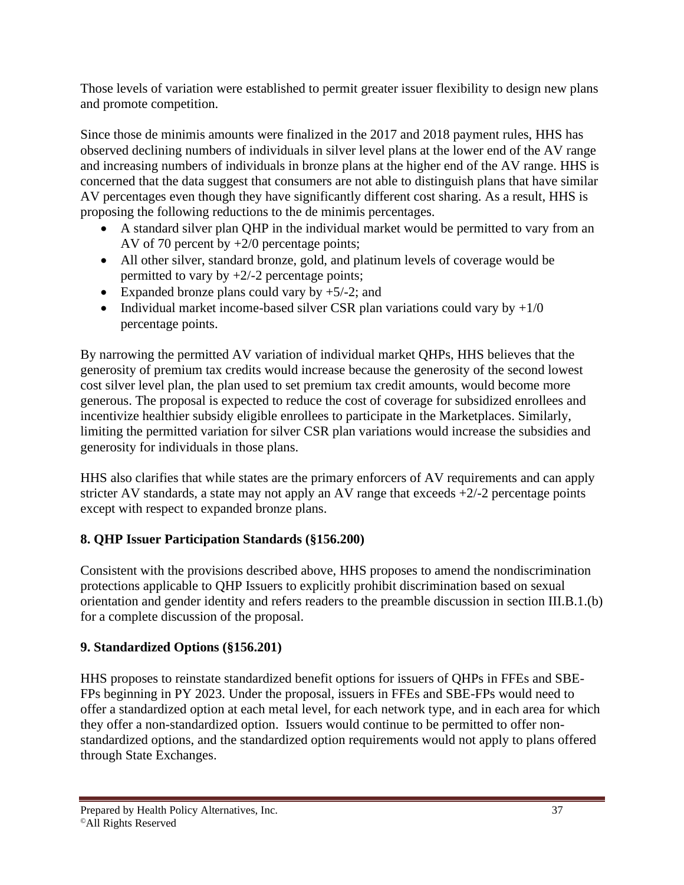Those levels of variation were established to permit greater issuer flexibility to design new plans and promote competition.

Since those de minimis amounts were finalized in the 2017 and 2018 payment rules, HHS has observed declining numbers of individuals in silver level plans at the lower end of the AV range and increasing numbers of individuals in bronze plans at the higher end of the AV range. HHS is concerned that the data suggest that consumers are not able to distinguish plans that have similar AV percentages even though they have significantly different cost sharing. As a result, HHS is proposing the following reductions to the de minimis percentages.

- A standard silver plan QHP in the individual market would be permitted to vary from an AV of 70 percent by +2/0 percentage points;
- All other silver, standard bronze, gold, and platinum levels of coverage would be permitted to vary by +2/-2 percentage points;
- Expanded bronze plans could vary by +5/-2; and
- Individual market income-based silver CSR plan variations could vary by +1/0 percentage points.

By narrowing the permitted AV variation of individual market QHPs, HHS believes that the generosity of premium tax credits would increase because the generosity of the second lowest cost silver level plan, the plan used to set premium tax credit amounts, would become more generous. The proposal is expected to reduce the cost of coverage for subsidized enrollees and incentivize healthier subsidy eligible enrollees to participate in the Marketplaces. Similarly, limiting the permitted variation for silver CSR plan variations would increase the subsidies and generosity for individuals in those plans.

HHS also clarifies that while states are the primary enforcers of AV requirements and can apply stricter AV standards, a state may not apply an AV range that exceeds +2/-2 percentage points except with respect to expanded bronze plans.

**8. QHP Issuer Participation Standards (§156.200)**

Consistent with the provisions described above, HHS proposes to amend the nondiscrimination protections applicable to QHP Issuers to explicitly prohibit discrimination based on sexual orientation and gender identity and refers readers to the preamble discussion in section III.B.1.(b) for a complete discussion of the proposal.

**9. Standardized Options (§156.201)**

HHS proposes to reinstate standardized benefit options for issuers of QHPs in FFEs and SBE-FPs beginning in PY 2023. Under the proposal, issuers in FFEs and SBE-FPs would need to offer a standardized option at each metal level, for each network type, and in each area for which they offer a non-standardized option. Issuers would continue to be permitted to offer non-standardized options, and the standardized option requirements would not apply to plans offered through State Exchanges.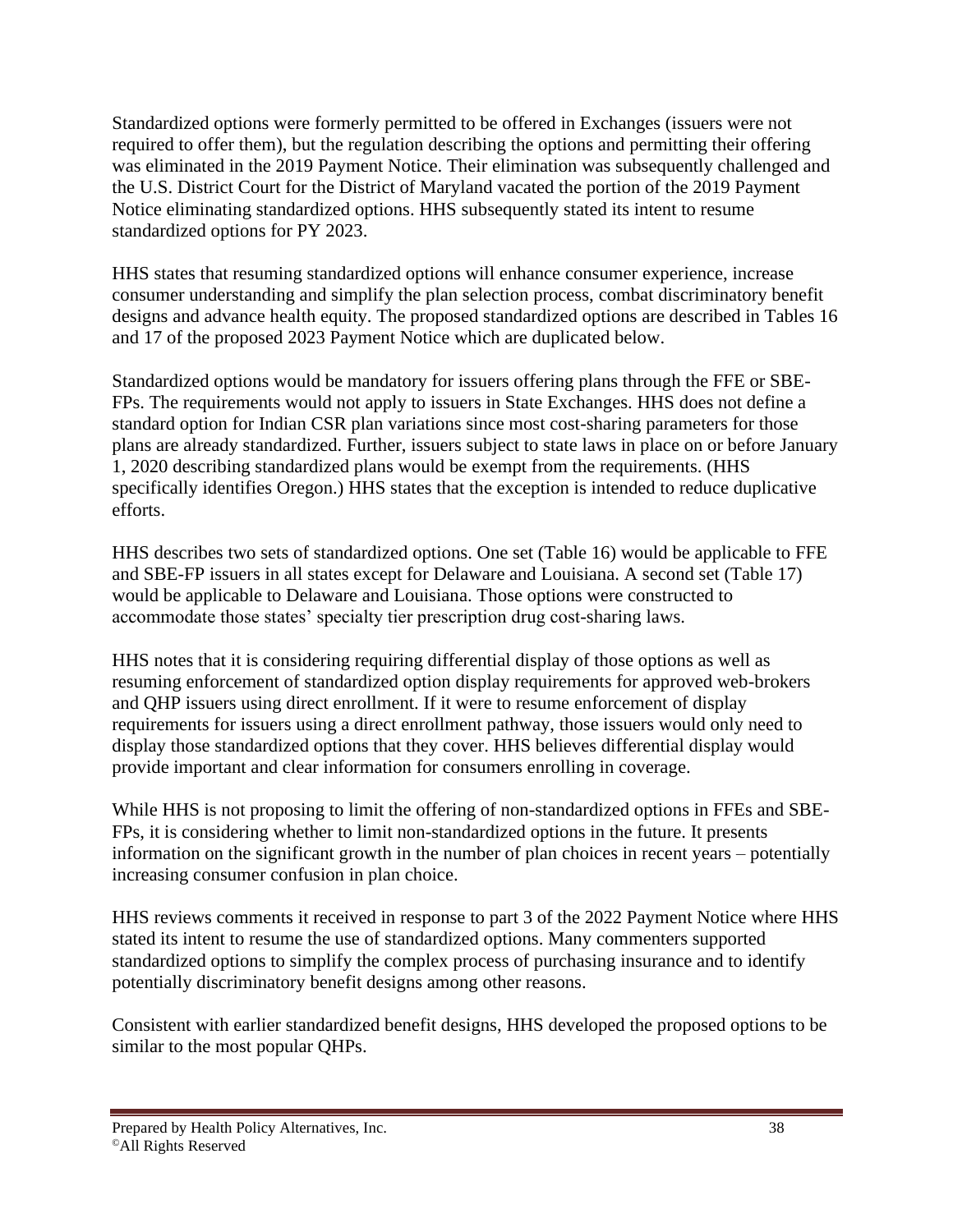Standardized options were formerly permitted to be offered in Exchanges (issuers were not required to offer them), but the regulation describing the options and permitting their offering was eliminated in the 2019 Payment Notice. Their elimination was subsequently challenged and the U.S. District Court for the District of Maryland vacated the portion of the 2019 Payment Notice eliminating standardized options. HHS subsequently stated its intent to resume standardized options for PY 2023.

HHS states that resuming standardized options will enhance consumer experience, increase consumer understanding and simplify the plan selection process, combat discriminatory benefit designs and advance health equity. The proposed standardized options are described in Tables 16 and 17 of the proposed 2023 Payment Notice which are duplicated below.

Standardized options would be mandatory for issuers offering plans through the FFE or SBE-FPs. The requirements would not apply to issuers in State Exchanges. HHS does not define a standard option for Indian CSR plan variations since most cost-sharing parameters for those plans are already standardized. Further, issuers subject to state laws in place on or before January 1, 2020 describing standardized plans would be exempt from the requirements. (HHS specifically identifies Oregon.) HHS states that the exception is intended to reduce duplicative efforts.

HHS describes two sets of standardized options. One set (Table 16) would be applicable to FFE and SBE-FP issuers in all states except for Delaware and Louisiana. A second set (Table 17) would be applicable to Delaware and Louisiana. Those options were constructed to accommodate those states' specialty tier prescription drug cost-sharing laws.

HHS notes that it is considering requiring differential display of those options as well as resuming enforcement of standardized option display requirements for approved web-brokers and QHP issuers using direct enrollment. If it were to resume enforcement of display requirements for issuers using a direct enrollment pathway, those issuers would only need to display those standardized options that they cover. HHS believes differential display would provide important and clear information for consumers enrolling in coverage.

While HHS is not proposing to limit the offering of non-standardized options in FFEs and SBE-FPs, it is considering whether to limit non-standardized options in the future. It presents information on the significant growth in the number of plan choices in recent years – potentially increasing consumer confusion in plan choice.

HHS reviews comments it received in response to part 3 of the 2022 Payment Notice where HHS stated its intent to resume the use of standardized options. Many commenters supported standardized options to simplify the complex process of purchasing insurance and to identify potentially discriminatory benefit designs among other reasons.

Consistent with earlier standardized benefit designs, HHS developed the proposed options to be similar to the most popular QHPs.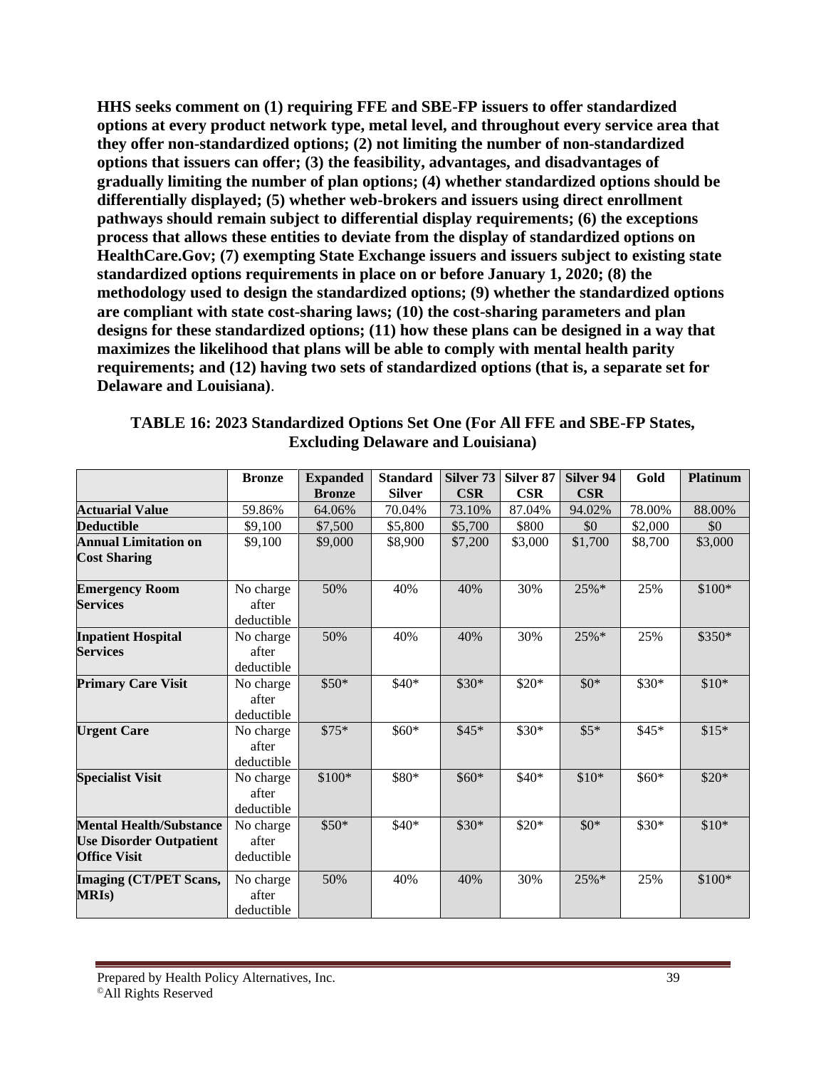**HHS seeks comment on (1) requiring FFE and SBE-FP issuers to offer standardized options at every product network type, metal level, and throughout every service area that they offer non-standardized options; (2) not limiting the number of non-standardized options that issuers can offer; (3) the feasibility, advantages, and disadvantages of gradually limiting the number of plan options; (4) whether standardized options should be differentially displayed; (5) whether web-brokers and issuers using direct enrollment pathways should remain subject to differential display requirements; (6) the exceptions process that allows these entities to deviate from the display of standardized options on HealthCare.Gov; (7) exempting State Exchange issuers and issuers subject to existing state standardized options requirements in place on or before January 1, 2020; (8) the methodology used to design the standardized options; (9) whether the standardized options are compliant with state cost-sharing laws; (10) the cost-sharing parameters and plan designs for these standardized options; (11) how these plans can be designed in a way that maximizes the likelihood that plans will be able to comply with mental health parity requirements; and (12) having two sets of standardized options (that is, a separate set for Delaware and Louisiana)**.

**TABLE 16: 2023 Standardized Options Set One (For All FFE and SBE-FP States, Excluding Delaware and Louisiana)**

| | Bronze | Expanded Bronze | Standard Silver | Silver 73 CSR | Silver 87 CSR | Silver 94 CSR | Gold | Platinum |
|---|---|---|---|---|---|---|---|---|
| **Actuarial Value** | 59.86% | 64.06% | 70.04% | 73.10% | 87.04% | 94.02% | 78.00% | 88.00% |
| **Deductible** | $9,100 | $7,500 | $5,800 | $5,700 | $800 | $0 | $2,000 | $0 |
| **Annual Limitation on Cost Sharing** | $9,100 | $9,000 | $8,900 | $7,200 | $3,000 | $1,700 | $8,700 | $3,000 |
| **Emergency Room Services** | No charge after deductible | 50% | 40% | 40% | 30% | 25%* | 25% | $100* |
| **Inpatient Hospital Services** | No charge after deductible | 50% | 40% | 40% | 30% | 25%* | 25% | $350* |
| **Primary Care Visit** | No charge after deductible | $50* | $40* | $30* | $20* | $0* | $30* | $10* |
| **Urgent Care** | No charge after deductible | $75* | $60* | $45* | $30* | $5* | $45* | $15* |
| **Specialist Visit** | No charge after deductible | $100* | $80* | $60* | $40* | $10* | $60* | $20* |
| **Mental Health/Substance Use Disorder Outpatient Office Visit** | No charge after deductible | $50* | $40* | $30* | $20* | $0* | $30* | $10* |
| **Imaging (CT/PET Scans, MRIs)** | No charge after deductible | 50% | 40% | 40% | 30% | 25%* | 25% | $100* |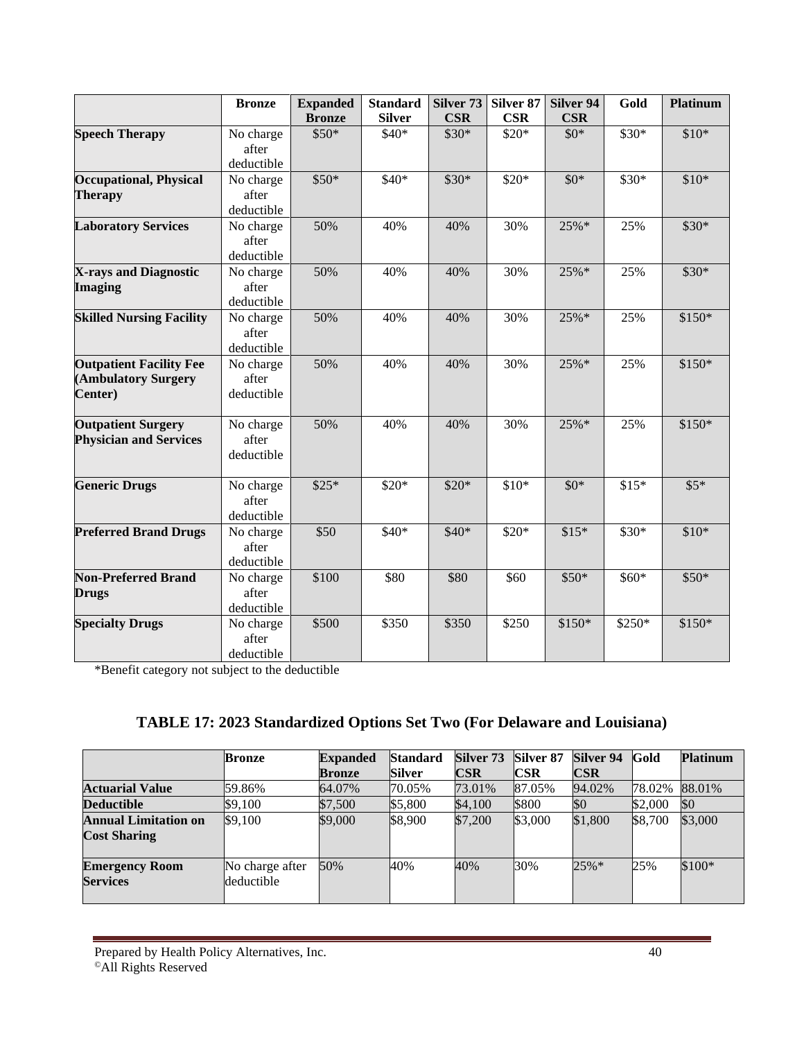| | Bronze | Expanded Bronze | Standard Silver | Silver 73 CSR | Silver 87 CSR | Silver 94 CSR | Gold | Platinum |
|---|---|---|---|---|---|---|---|---|
| **Speech Therapy** | No charge after deductible | $50* | $40* | $30* | $20* | $0* | $30* | $10* |
| **Occupational, Physical Therapy** | No charge after deductible | $50* | $40* | $30* | $20* | $0* | $30* | $10* |
| **Laboratory Services** | No charge after deductible | 50% | 40% | 40% | 30% | 25%* | 25% | $30* |
| **X-rays and Diagnostic Imaging** | No charge after deductible | 50% | 40% | 40% | 30% | 25%* | 25% | $30* |
| **Skilled Nursing Facility** | No charge after deductible | 50% | 40% | 40% | 30% | 25%* | 25% | $150* |
| **Outpatient Facility Fee (Ambulatory Surgery Center)** | No charge after deductible | 50% | 40% | 40% | 30% | 25%* | 25% | $150* |
| **Outpatient Surgery Physician and Services** | No charge after deductible | 50% | 40% | 40% | 30% | 25%* | 25% | $150* |
| **Generic Drugs** | No charge after deductible | $25* | $20* | $20* | $10* | $0* | $15* | $5* |
| **Preferred Brand Drugs** | No charge after deductible | $50 | $40* | $40* | $20* | $15* | $30* | $10* |
| **Non-Preferred Brand Drugs** | No charge after deductible | $100 | $80 | $80 | $60 | $50* | $60* | $50* |
| **Specialty Drugs** | No charge after deductible | $500 | $350 | $350 | $250 | $150* | $250* | $150* |

*Benefit category not subject to the deductible

## TABLE 17: 2023 Standardized Options Set Two (For Delaware and Louisiana)

| | Bronze | Expanded Bronze | Standard Silver | Silver 73 CSR | Silver 87 CSR | Silver 94 CSR | Gold | Platinum |
|---|---|---|---|---|---|---|---|---|
| **Actuarial Value** | 59.86% | 64.07% | 70.05% | 73.01% | 87.05% | 94.02% | 78.02% | 88.01% |
| **Deductible** | $9,100 | $7,500 | $5,800 | $4,100 | $800 | $0 | $2,000 | $0 |
| **Annual Limitation on Cost Sharing** | $9,100 | $9,000 | $8,900 | $7,200 | $3,000 | $1,800 | $8,700 | $3,000 |
| **Emergency Room Services** | No charge after deductible | 50% | 40% | 40% | 30% | 25%* | 25% | $100* |

Prepared by Health Policy Alternatives, Inc.
©All Rights Reserved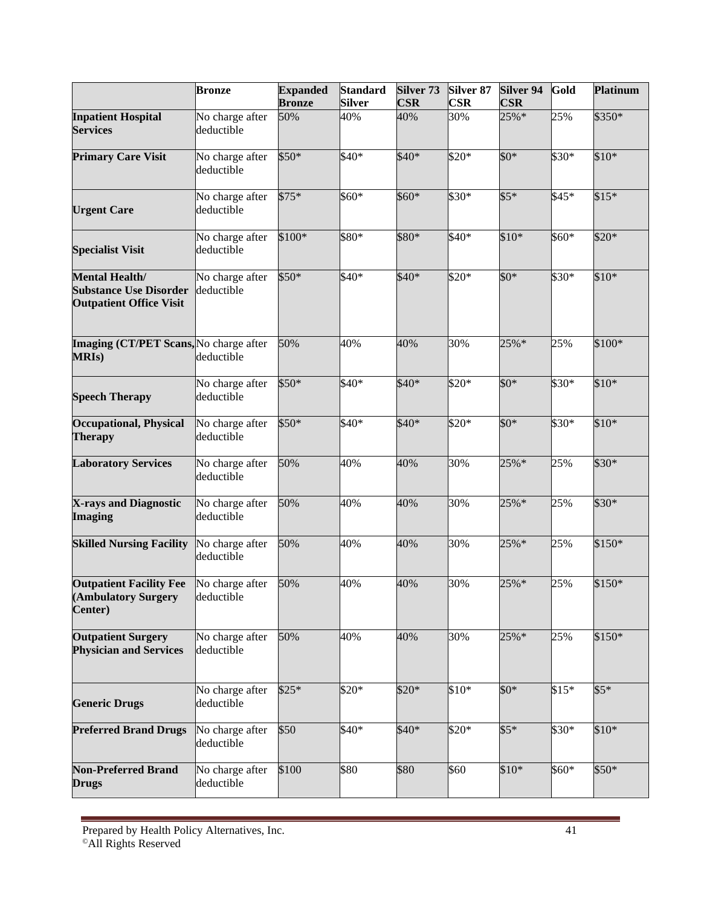| | Bronze | Expanded Bronze | Standard Silver | Silver 73 CSR | Silver 87 CSR | Silver 94 CSR | Gold | Platinum |
|---|---|---|---|---|---|---|---|---|
| **Inpatient Hospital Services** | No charge after deductible | 50% | 40% | 40% | 30% | 25%* | 25% | $350* |
| **Primary Care Visit** | No charge after deductible | $50* | $40* | $40* | $20* | $0* | $30* | $10* |
| **Urgent Care** | No charge after deductible | $75* | $60* | $60* | $30* | $5* | $45* | $15* |
| **Specialist Visit** | No charge after deductible | $100* | $80* | $80* | $40* | $10* | $60* | $20* |
| **Mental Health/ Substance Use Disorder Outpatient Office Visit** | No charge after deductible | $50* | $40* | $40* | $20* | $0* | $30* | $10* |
| **Imaging (CT/PET Scans, MRIs)** | No charge after deductible | 50% | 40% | 40% | 30% | 25%* | 25% | $100* |
| **Speech Therapy** | No charge after deductible | $50* | $40* | $40* | $20* | $0* | $30* | $10* |
| **Occupational, Physical Therapy** | No charge after deductible | $50* | $40* | $40* | $20* | $0* | $30* | $10* |
| **Laboratory Services** | No charge after deductible | 50% | 40% | 40% | 30% | 25%* | 25% | $30* |
| **X-rays and Diagnostic Imaging** | No charge after deductible | 50% | 40% | 40% | 30% | 25%* | 25% | $30* |
| **Skilled Nursing Facility** | No charge after deductible | 50% | 40% | 40% | 30% | 25%* | 25% | $150* |
| **Outpatient Facility Fee (Ambulatory Surgery Center)** | No charge after deductible | 50% | 40% | 40% | 30% | 25%* | 25% | $150* |
| **Outpatient Surgery Physician and Services** | No charge after deductible | 50% | 40% | 40% | 30% | 25%* | 25% | $150* |
| **Generic Drugs** | No charge after deductible | $25* | $20* | $20* | $10* | $0* | $15* | $5* |
| **Preferred Brand Drugs** | No charge after deductible | $50 | $40* | $40* | $20* | $5* | $30* | $10* |
| **Non-Preferred Brand Drugs** | No charge after deductible | $100 | $80 | $80 | $60 | $10* | $60* | $50* |

Prepared by Health Policy Alternatives, Inc.
©All Rights Reserved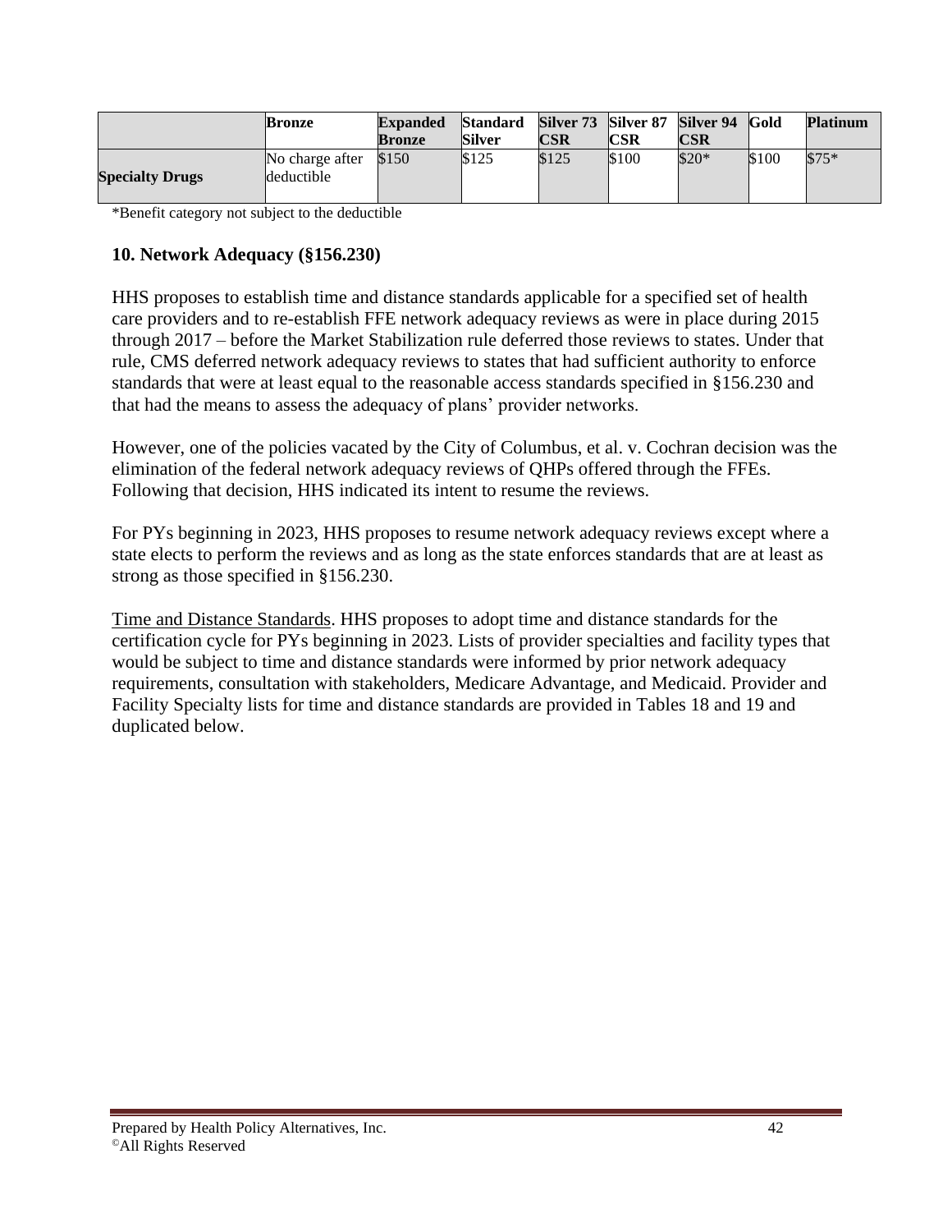| | Bronze | Expanded Bronze | Standard Silver | Silver 73 CSR | Silver 87 CSR | Silver 94 CSR | Gold | Platinum |
|---|---|---|---|---|---|---|---|---|
| **Specialty Drugs** | No charge after deductible | $150 | $125 | $125 | $100 | $20* | $100 | $75* |

*Benefit category not subject to the deductible

### 10. Network Adequacy (§156.230)

HHS proposes to establish time and distance standards applicable for a specified set of health care providers and to re-establish FFE network adequacy reviews as were in place during 2015 through 2017 – before the Market Stabilization rule deferred those reviews to states. Under that rule, CMS deferred network adequacy reviews to states that had sufficient authority to enforce standards that were at least equal to the reasonable access standards specified in §156.230 and that had the means to assess the adequacy of plans' provider networks.

However, one of the policies vacated by the City of Columbus, et al. v. Cochran decision was the elimination of the federal network adequacy reviews of QHPs offered through the FFEs. Following that decision, HHS indicated its intent to resume the reviews.

For PYs beginning in 2023, HHS proposes to resume network adequacy reviews except where a state elects to perform the reviews and as long as the state enforces standards that are at least as strong as those specified in §156.230.

Time and Distance Standards. HHS proposes to adopt time and distance standards for the certification cycle for PYs beginning in 2023. Lists of provider specialties and facility types that would be subject to time and distance standards were informed by prior network adequacy requirements, consultation with stakeholders, Medicare Advantage, and Medicaid. Provider and Facility Specialty lists for time and distance standards are provided in Tables 18 and 19 and duplicated below.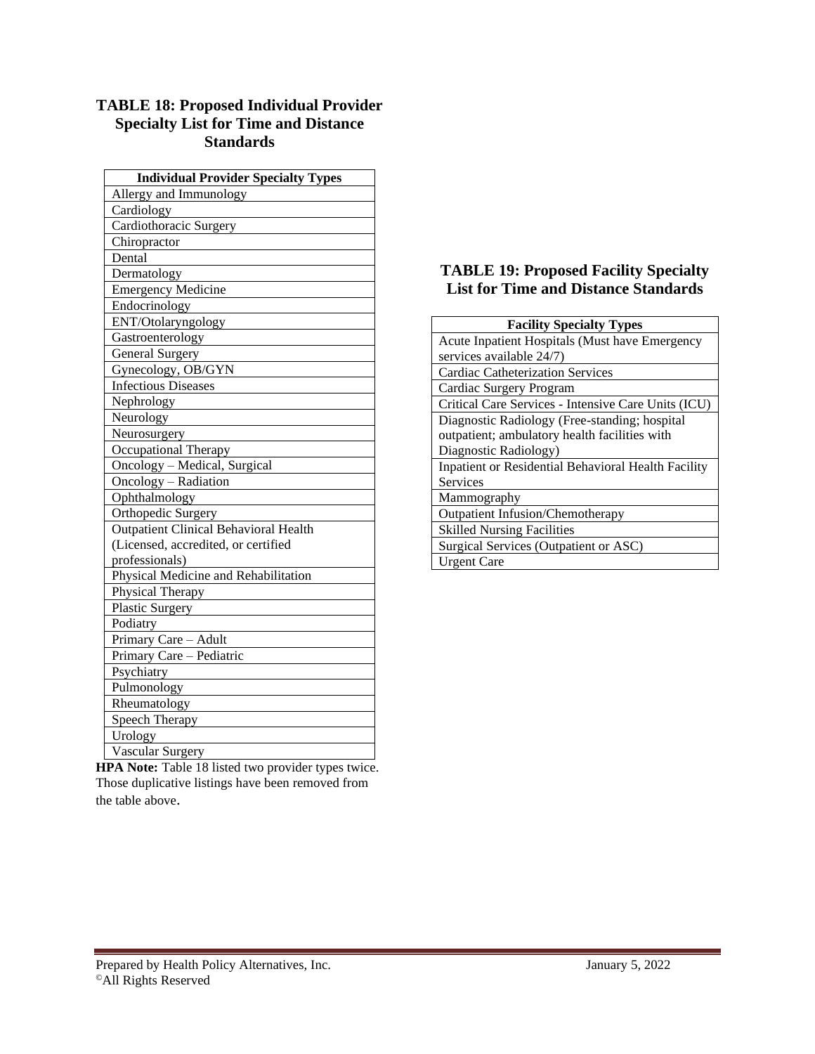### TABLE 18: Proposed Individual Provider Specialty List for Time and Distance Standards

| Individual Provider Specialty Types |
|---|
| Allergy and Immunology |
| Cardiology |
| Cardiothoracic Surgery |
| Chiropractor |
| Dental |
| Dermatology |
| Emergency Medicine |
| Endocrinology |
| ENT/Otolaryngology |
| Gastroenterology |
| General Surgery |
| Gynecology, OB/GYN |
| Infectious Diseases |
| Nephrology |
| Neurology |
| Neurosurgery |
| Occupational Therapy |
| Oncology – Medical, Surgical |
| Oncology – Radiation |
| Ophthalmology |
| Orthopedic Surgery |
| Outpatient Clinical Behavioral Health (Licensed, accredited, or certified professionals) |
| Physical Medicine and Rehabilitation |
| Physical Therapy |
| Plastic Surgery |
| Podiatry |
| Primary Care – Adult |
| Primary Care – Pediatric |
| Psychiatry |
| Pulmonology |
| Rheumatology |
| Speech Therapy |
| Urology |
| Vascular Surgery |

**HPA Note:** Table 18 listed two provider types twice. Those duplicative listings have been removed from the table above.

### TABLE 19: Proposed Facility Specialty List for Time and Distance Standards

| Facility Specialty Types |
|---|
| Acute Inpatient Hospitals (Must have Emergency services available 24/7) |
| Cardiac Catheterization Services |
| Cardiac Surgery Program |
| Critical Care Services - Intensive Care Units (ICU) |
| Diagnostic Radiology (Free-standing; hospital outpatient; ambulatory health facilities with Diagnostic Radiology) |
| Inpatient or Residential Behavioral Health Facility Services |
| Mammography |
| Outpatient Infusion/Chemotherapy |
| Skilled Nursing Facilities |
| Surgical Services (Outpatient or ASC) |
| Urgent Care |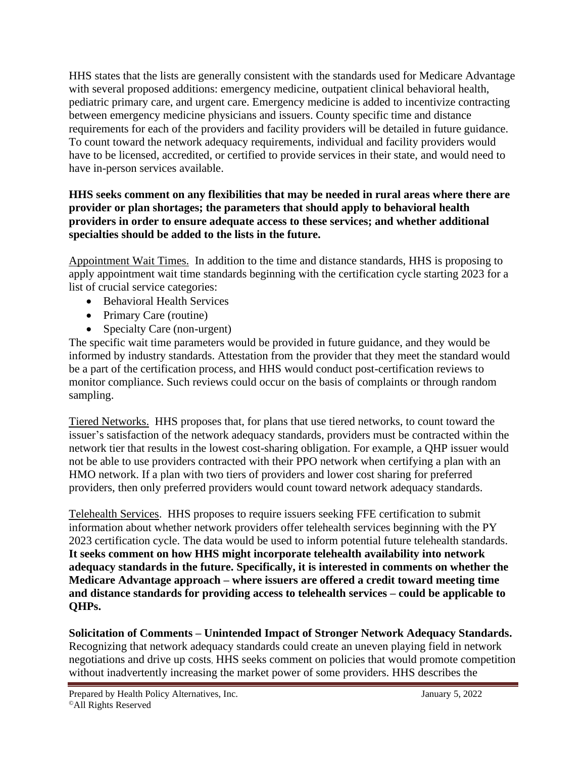HHS states that the lists are generally consistent with the standards used for Medicare Advantage with several proposed additions: emergency medicine, outpatient clinical behavioral health, pediatric primary care, and urgent care. Emergency medicine is added to incentivize contracting between emergency medicine physicians and issuers. County specific time and distance requirements for each of the providers and facility providers will be detailed in future guidance. To count toward the network adequacy requirements, individual and facility providers would have to be licensed, accredited, or certified to provide services in their state, and would need to have in-person services available.

**HHS seeks comment on any flexibilities that may be needed in rural areas where there are provider or plan shortages; the parameters that should apply to behavioral health providers in order to ensure adequate access to these services; and whether additional specialties should be added to the lists in the future.**

Appointment Wait Times. In addition to the time and distance standards, HHS is proposing to apply appointment wait time standards beginning with the certification cycle starting 2023 for a list of crucial service categories:

- Behavioral Health Services
- Primary Care (routine)
- Specialty Care (non-urgent)

The specific wait time parameters would be provided in future guidance, and they would be informed by industry standards. Attestation from the provider that they meet the standard would be a part of the certification process, and HHS would conduct post-certification reviews to monitor compliance. Such reviews could occur on the basis of complaints or through random sampling.

Tiered Networks. HHS proposes that, for plans that use tiered networks, to count toward the issuer's satisfaction of the network adequacy standards, providers must be contracted within the network tier that results in the lowest cost-sharing obligation. For example, a QHP issuer would not be able to use providers contracted with their PPO network when certifying a plan with an HMO network. If a plan with two tiers of providers and lower cost sharing for preferred providers, then only preferred providers would count toward network adequacy standards.

Telehealth Services. HHS proposes to require issuers seeking FFE certification to submit information about whether network providers offer telehealth services beginning with the PY 2023 certification cycle. The data would be used to inform potential future telehealth standards. **It seeks comment on how HHS might incorporate telehealth availability into network adequacy standards in the future. Specifically, it is interested in comments on whether the Medicare Advantage approach – where issuers are offered a credit toward meeting time and distance standards for providing access to telehealth services – could be applicable to QHPs.**

**Solicitation of Comments – Unintended Impact of Stronger Network Adequacy Standards.** Recognizing that network adequacy standards could create an uneven playing field in network negotiations and drive up costs, HHS seeks comment on policies that would promote competition without inadvertently increasing the market power of some providers. HHS describes the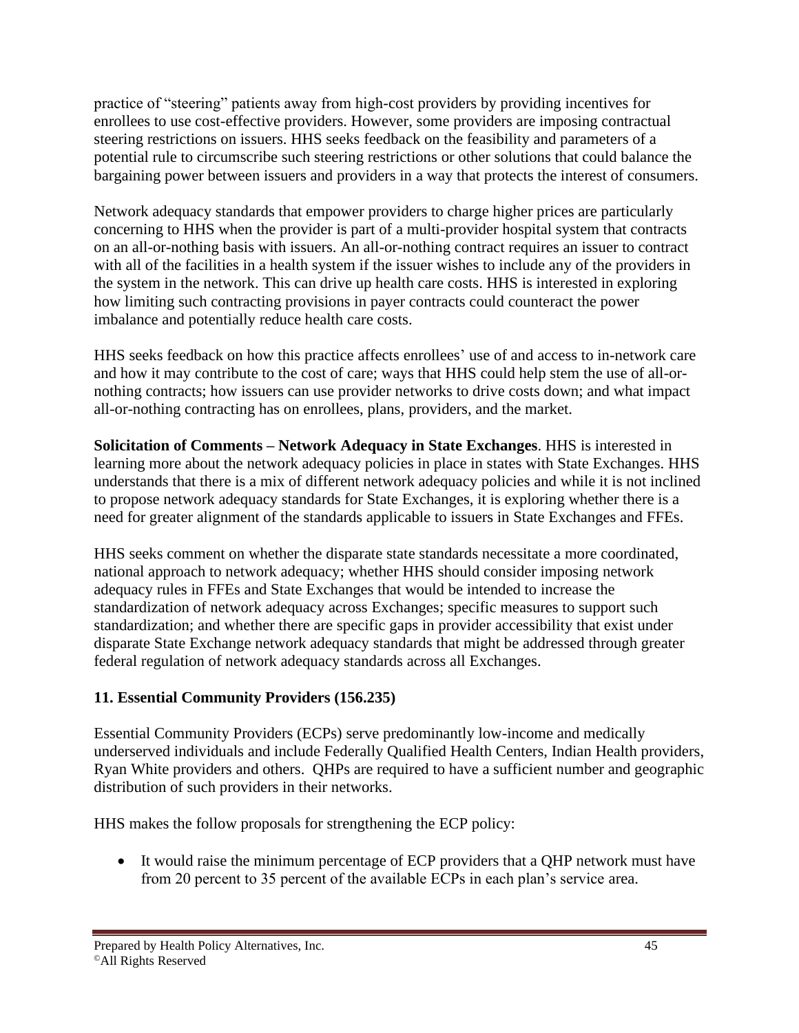practice of "steering" patients away from high-cost providers by providing incentives for enrollees to use cost-effective providers. However, some providers are imposing contractual steering restrictions on issuers. HHS seeks feedback on the feasibility and parameters of a potential rule to circumscribe such steering restrictions or other solutions that could balance the bargaining power between issuers and providers in a way that protects the interest of consumers.

Network adequacy standards that empower providers to charge higher prices are particularly concerning to HHS when the provider is part of a multi-provider hospital system that contracts on an all-or-nothing basis with issuers. An all-or-nothing contract requires an issuer to contract with all of the facilities in a health system if the issuer wishes to include any of the providers in the system in the network. This can drive up health care costs. HHS is interested in exploring how limiting such contracting provisions in payer contracts could counteract the power imbalance and potentially reduce health care costs.

HHS seeks feedback on how this practice affects enrollees' use of and access to in-network care and how it may contribute to the cost of care; ways that HHS could help stem the use of all-or-nothing contracts; how issuers can use provider networks to drive costs down; and what impact all-or-nothing contracting has on enrollees, plans, providers, and the market.

**Solicitation of Comments – Network Adequacy in State Exchanges**. HHS is interested in learning more about the network adequacy policies in place in states with State Exchanges. HHS understands that there is a mix of different network adequacy policies and while it is not inclined to propose network adequacy standards for State Exchanges, it is exploring whether there is a need for greater alignment of the standards applicable to issuers in State Exchanges and FFEs.

HHS seeks comment on whether the disparate state standards necessitate a more coordinated, national approach to network adequacy; whether HHS should consider imposing network adequacy rules in FFEs and State Exchanges that would be intended to increase the standardization of network adequacy across Exchanges; specific measures to support such standardization; and whether there are specific gaps in provider accessibility that exist under disparate State Exchange network adequacy standards that might be addressed through greater federal regulation of network adequacy standards across all Exchanges.

### 11. Essential Community Providers (156.235)

Essential Community Providers (ECPs) serve predominantly low-income and medically underserved individuals and include Federally Qualified Health Centers, Indian Health providers, Ryan White providers and others. QHPs are required to have a sufficient number and geographic distribution of such providers in their networks.

HHS makes the follow proposals for strengthening the ECP policy:

- It would raise the minimum percentage of ECP providers that a QHP network must have from 20 percent to 35 percent of the available ECPs in each plan's service area.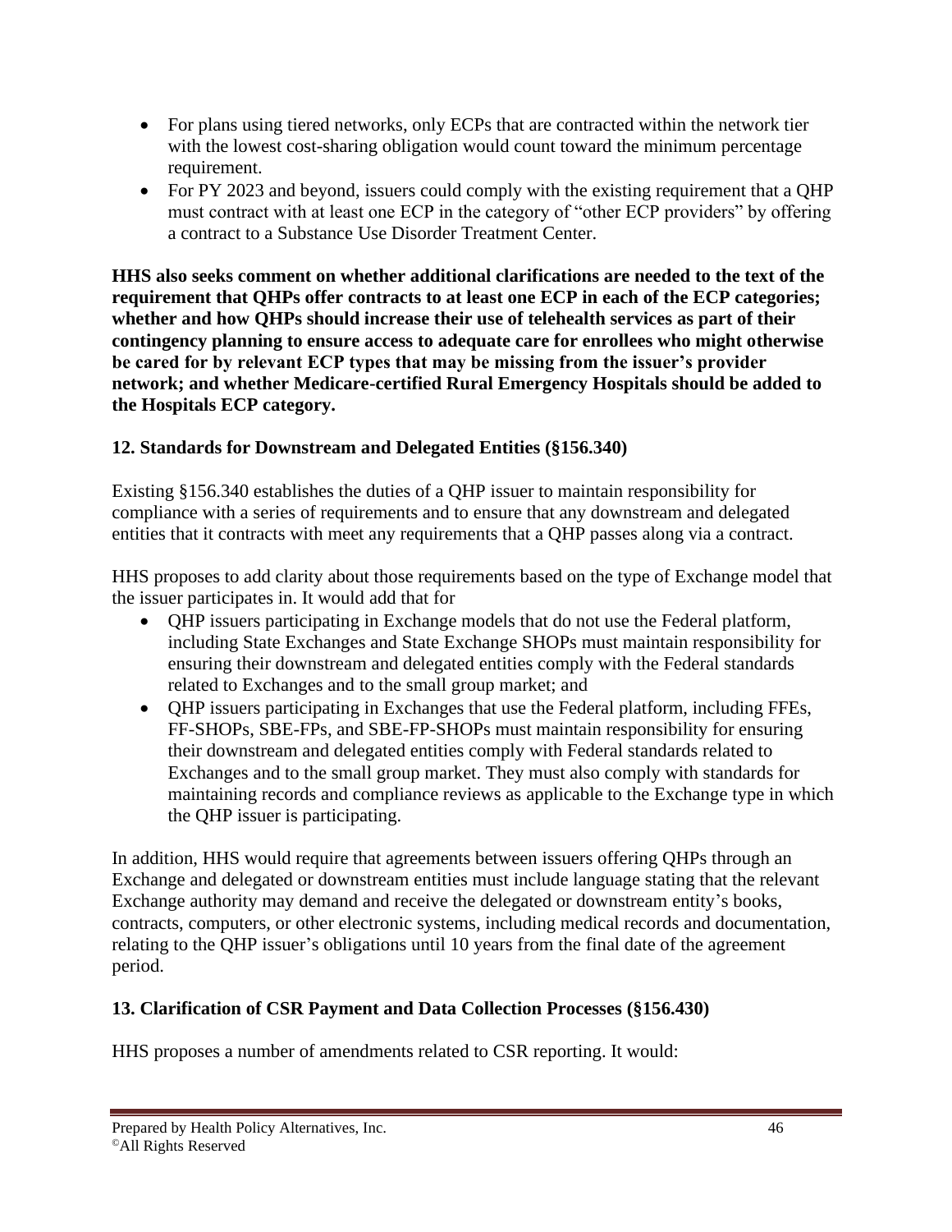- For plans using tiered networks, only ECPs that are contracted within the network tier with the lowest cost-sharing obligation would count toward the minimum percentage requirement.
- For PY 2023 and beyond, issuers could comply with the existing requirement that a QHP must contract with at least one ECP in the category of "other ECP providers" by offering a contract to a Substance Use Disorder Treatment Center.

**HHS also seeks comment on whether additional clarifications are needed to the text of the requirement that QHPs offer contracts to at least one ECP in each of the ECP categories; whether and how QHPs should increase their use of telehealth services as part of their contingency planning to ensure access to adequate care for enrollees who might otherwise be cared for by relevant ECP types that may be missing from the issuer's provider network; and whether Medicare-certified Rural Emergency Hospitals should be added to the Hospitals ECP category.**

### 12. Standards for Downstream and Delegated Entities (§156.340)

Existing §156.340 establishes the duties of a QHP issuer to maintain responsibility for compliance with a series of requirements and to ensure that any downstream and delegated entities that it contracts with meet any requirements that a QHP passes along via a contract.

HHS proposes to add clarity about those requirements based on the type of Exchange model that the issuer participates in. It would add that for

- QHP issuers participating in Exchange models that do not use the Federal platform, including State Exchanges and State Exchange SHOPs must maintain responsibility for ensuring their downstream and delegated entities comply with the Federal standards related to Exchanges and to the small group market; and
- QHP issuers participating in Exchanges that use the Federal platform, including FFEs, FF-SHOPs, SBE-FPs, and SBE-FP-SHOPs must maintain responsibility for ensuring their downstream and delegated entities comply with Federal standards related to Exchanges and to the small group market. They must also comply with standards for maintaining records and compliance reviews as applicable to the Exchange type in which the QHP issuer is participating.

In addition, HHS would require that agreements between issuers offering QHPs through an Exchange and delegated or downstream entities must include language stating that the relevant Exchange authority may demand and receive the delegated or downstream entity's books, contracts, computers, or other electronic systems, including medical records and documentation, relating to the QHP issuer's obligations until 10 years from the final date of the agreement period.

### 13. Clarification of CSR Payment and Data Collection Processes (§156.430)

HHS proposes a number of amendments related to CSR reporting. It would: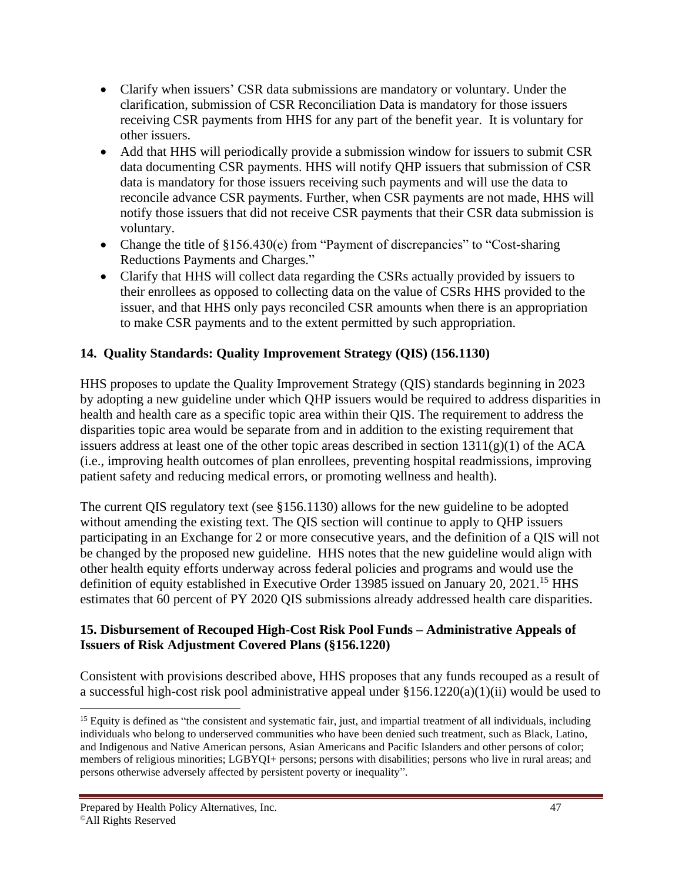- Clarify when issuers' CSR data submissions are mandatory or voluntary. Under the clarification, submission of CSR Reconciliation Data is mandatory for those issuers receiving CSR payments from HHS for any part of the benefit year. It is voluntary for other issuers.
- Add that HHS will periodically provide a submission window for issuers to submit CSR data documenting CSR payments. HHS will notify QHP issuers that submission of CSR data is mandatory for those issuers receiving such payments and will use the data to reconcile advance CSR payments. Further, when CSR payments are not made, HHS will notify those issuers that did not receive CSR payments that their CSR data submission is voluntary.
- Change the title of §156.430(e) from "Payment of discrepancies" to "Cost-sharing Reductions Payments and Charges."
- Clarify that HHS will collect data regarding the CSRs actually provided by issuers to their enrollees as opposed to collecting data on the value of CSRs HHS provided to the issuer, and that HHS only pays reconciled CSR amounts when there is an appropriation to make CSR payments and to the extent permitted by such appropriation.

### 14. Quality Standards: Quality Improvement Strategy (QIS) (156.1130)

HHS proposes to update the Quality Improvement Strategy (QIS) standards beginning in 2023 by adopting a new guideline under which QHP issuers would be required to address disparities in health and health care as a specific topic area within their QIS. The requirement to address the disparities topic area would be separate from and in addition to the existing requirement that issuers address at least one of the other topic areas described in section 1311(g)(1) of the ACA (i.e., improving health outcomes of plan enrollees, preventing hospital readmissions, improving patient safety and reducing medical errors, or promoting wellness and health).

The current QIS regulatory text (see §156.1130) allows for the new guideline to be adopted without amending the existing text. The QIS section will continue to apply to QHP issuers participating in an Exchange for 2 or more consecutive years, and the definition of a QIS will not be changed by the proposed new guideline. HHS notes that the new guideline would align with other health equity efforts underway across federal policies and programs and would use the definition of equity established in Executive Order 13985 issued on January 20, 2021.[15] HHS estimates that 60 percent of PY 2020 QIS submissions already addressed health care disparities.

### 15. Disbursement of Recouped High-Cost Risk Pool Funds – Administrative Appeals of Issuers of Risk Adjustment Covered Plans (§156.1220)

Consistent with provisions described above, HHS proposes that any funds recouped as a result of a successful high-cost risk pool administrative appeal under §156.1220(a)(1)(ii) would be used to

---

[15] Equity is defined as "the consistent and systematic fair, just, and impartial treatment of all individuals, including individuals who belong to underserved communities who have been denied such treatment, such as Black, Latino, and Indigenous and Native American persons, Asian Americans and Pacific Islanders and other persons of color; members of religious minorities; LGBYQI+ persons; persons with disabilities; persons who live in rural areas; and persons otherwise adversely affected by persistent poverty or inequality".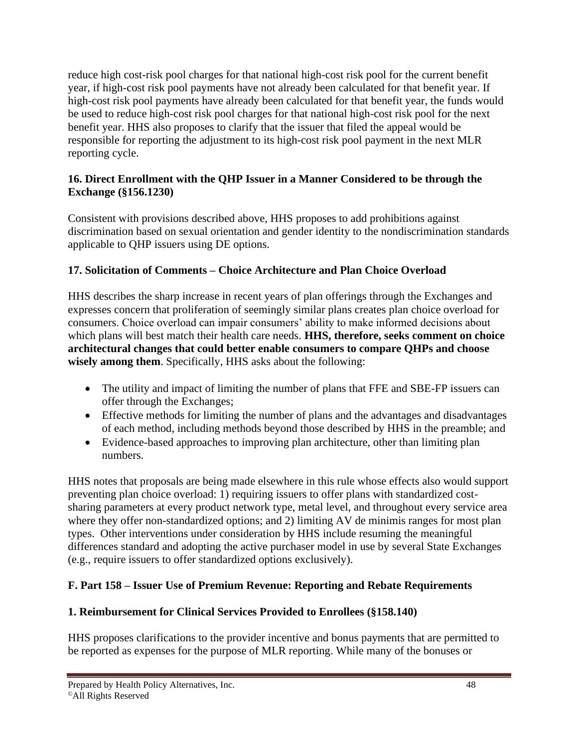reduce high cost-risk pool charges for that national high-cost risk pool for the current benefit year, if high-cost risk pool payments have not already been calculated for that benefit year. If high-cost risk pool payments have already been calculated for that benefit year, the funds would be used to reduce high-cost risk pool charges for that national high-cost risk pool for the next benefit year. HHS also proposes to clarify that the issuer that filed the appeal would be responsible for reporting the adjustment to its high-cost risk pool payment in the next MLR reporting cycle.

### 16. Direct Enrollment with the QHP Issuer in a Manner Considered to be through the Exchange (§156.1230)

Consistent with provisions described above, HHS proposes to add prohibitions against discrimination based on sexual orientation and gender identity to the nondiscrimination standards applicable to QHP issuers using DE options.

### 17. Solicitation of Comments – Choice Architecture and Plan Choice Overload

HHS describes the sharp increase in recent years of plan offerings through the Exchanges and expresses concern that proliferation of seemingly similar plans creates plan choice overload for consumers. Choice overload can impair consumers' ability to make informed decisions about which plans will best match their health care needs. **HHS, therefore, seeks comment on choice architectural changes that could better enable consumers to compare QHPs and choose wisely among them**. Specifically, HHS asks about the following:

- The utility and impact of limiting the number of plans that FFE and SBE-FP issuers can offer through the Exchanges;
- Effective methods for limiting the number of plans and the advantages and disadvantages of each method, including methods beyond those described by HHS in the preamble; and
- Evidence-based approaches to improving plan architecture, other than limiting plan numbers.

HHS notes that proposals are being made elsewhere in this rule whose effects also would support preventing plan choice overload: 1) requiring issuers to offer plans with standardized cost-sharing parameters at every product network type, metal level, and throughout every service area where they offer non-standardized options; and 2) limiting AV de minimis ranges for most plan types. Other interventions under consideration by HHS include resuming the meaningful differences standard and adopting the active purchaser model in use by several State Exchanges (e.g., require issuers to offer standardized options exclusively).

## F. Part 158 – Issuer Use of Premium Revenue: Reporting and Rebate Requirements

### 1. Reimbursement for Clinical Services Provided to Enrollees (§158.140)

HHS proposes clarifications to the provider incentive and bonus payments that are permitted to be reported as expenses for the purpose of MLR reporting. While many of the bonuses or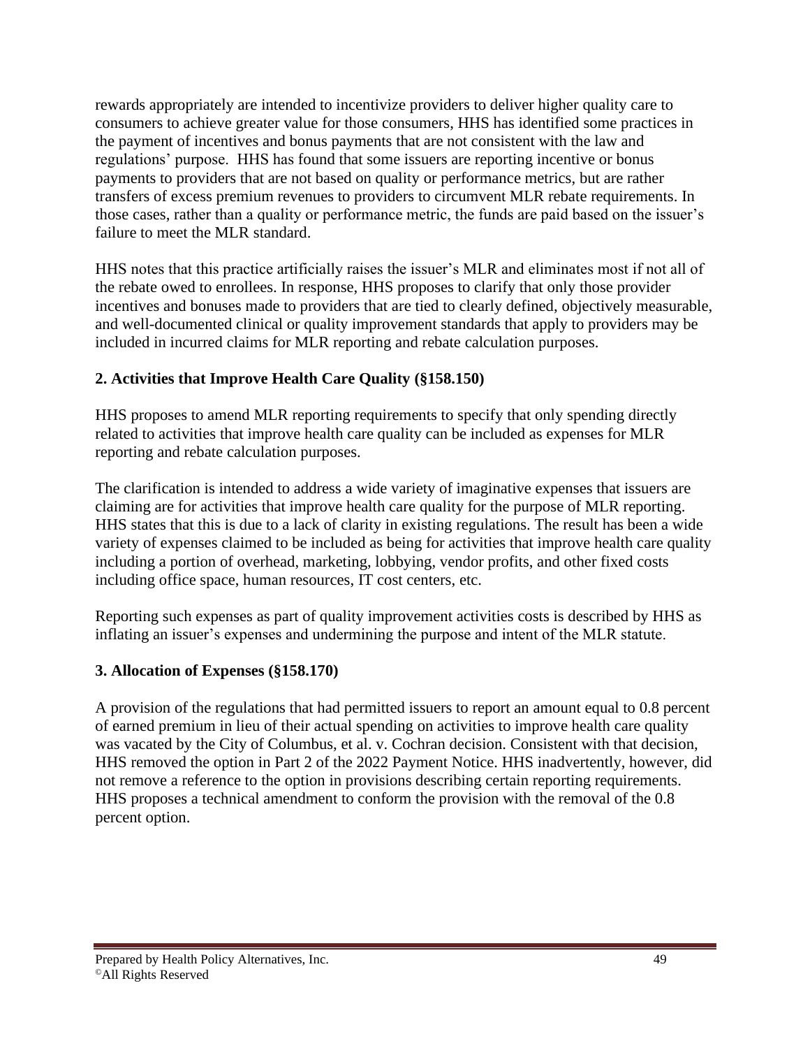rewards appropriately are intended to incentivize providers to deliver higher quality care to consumers to achieve greater value for those consumers, HHS has identified some practices in the payment of incentives and bonus payments that are not consistent with the law and regulations' purpose. HHS has found that some issuers are reporting incentive or bonus payments to providers that are not based on quality or performance metrics, but are rather transfers of excess premium revenues to providers to circumvent MLR rebate requirements. In those cases, rather than a quality or performance metric, the funds are paid based on the issuer's failure to meet the MLR standard.

HHS notes that this practice artificially raises the issuer's MLR and eliminates most if not all of the rebate owed to enrollees. In response, HHS proposes to clarify that only those provider incentives and bonuses made to providers that are tied to clearly defined, objectively measurable, and well-documented clinical or quality improvement standards that apply to providers may be included in incurred claims for MLR reporting and rebate calculation purposes.

**2. Activities that Improve Health Care Quality (§158.150)**

HHS proposes to amend MLR reporting requirements to specify that only spending directly related to activities that improve health care quality can be included as expenses for MLR reporting and rebate calculation purposes.

The clarification is intended to address a wide variety of imaginative expenses that issuers are claiming are for activities that improve health care quality for the purpose of MLR reporting. HHS states that this is due to a lack of clarity in existing regulations. The result has been a wide variety of expenses claimed to be included as being for activities that improve health care quality including a portion of overhead, marketing, lobbying, vendor profits, and other fixed costs including office space, human resources, IT cost centers, etc.

Reporting such expenses as part of quality improvement activities costs is described by HHS as inflating an issuer's expenses and undermining the purpose and intent of the MLR statute.

**3. Allocation of Expenses (§158.170)**

A provision of the regulations that had permitted issuers to report an amount equal to 0.8 percent of earned premium in lieu of their actual spending on activities to improve health care quality was vacated by the City of Columbus, et al. v. Cochran decision. Consistent with that decision, HHS removed the option in Part 2 of the 2022 Payment Notice. HHS inadvertently, however, did not remove a reference to the option in provisions describing certain reporting requirements. HHS proposes a technical amendment to conform the provision with the removal of the 0.8 percent option.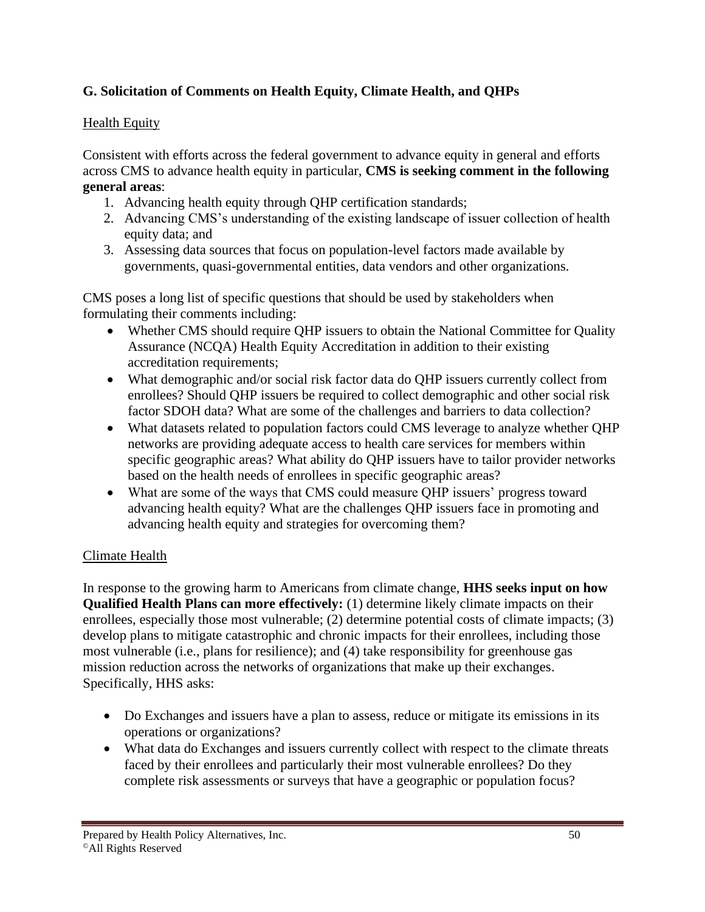### G. Solicitation of Comments on Health Equity, Climate Health, and QHPs

Health Equity

Consistent with efforts across the federal government to advance equity in general and efforts across CMS to advance health equity in particular, **CMS is seeking comment in the following general areas**:

1. Advancing health equity through QHP certification standards;
2. Advancing CMS's understanding of the existing landscape of issuer collection of health equity data; and
3. Assessing data sources that focus on population-level factors made available by governments, quasi-governmental entities, data vendors and other organizations.

CMS poses a long list of specific questions that should be used by stakeholders when formulating their comments including:

- Whether CMS should require QHP issuers to obtain the National Committee for Quality Assurance (NCQA) Health Equity Accreditation in addition to their existing accreditation requirements;
- What demographic and/or social risk factor data do QHP issuers currently collect from enrollees? Should QHP issuers be required to collect demographic and other social risk factor SDOH data? What are some of the challenges and barriers to data collection?
- What datasets related to population factors could CMS leverage to analyze whether QHP networks are providing adequate access to health care services for members within specific geographic areas? What ability do QHP issuers have to tailor provider networks based on the health needs of enrollees in specific geographic areas?
- What are some of the ways that CMS could measure QHP issuers' progress toward advancing health equity? What are the challenges QHP issuers face in promoting and advancing health equity and strategies for overcoming them?

Climate Health

In response to the growing harm to Americans from climate change, **HHS seeks input on how Qualified Health Plans can more effectively:** (1) determine likely climate impacts on their enrollees, especially those most vulnerable; (2) determine potential costs of climate impacts; (3) develop plans to mitigate catastrophic and chronic impacts for their enrollees, including those most vulnerable (i.e., plans for resilience); and (4) take responsibility for greenhouse gas mission reduction across the networks of organizations that make up their exchanges. Specifically, HHS asks:

- Do Exchanges and issuers have a plan to assess, reduce or mitigate its emissions in its operations or organizations?
- What data do Exchanges and issuers currently collect with respect to the climate threats faced by their enrollees and particularly their most vulnerable enrollees? Do they complete risk assessments or surveys that have a geographic or population focus?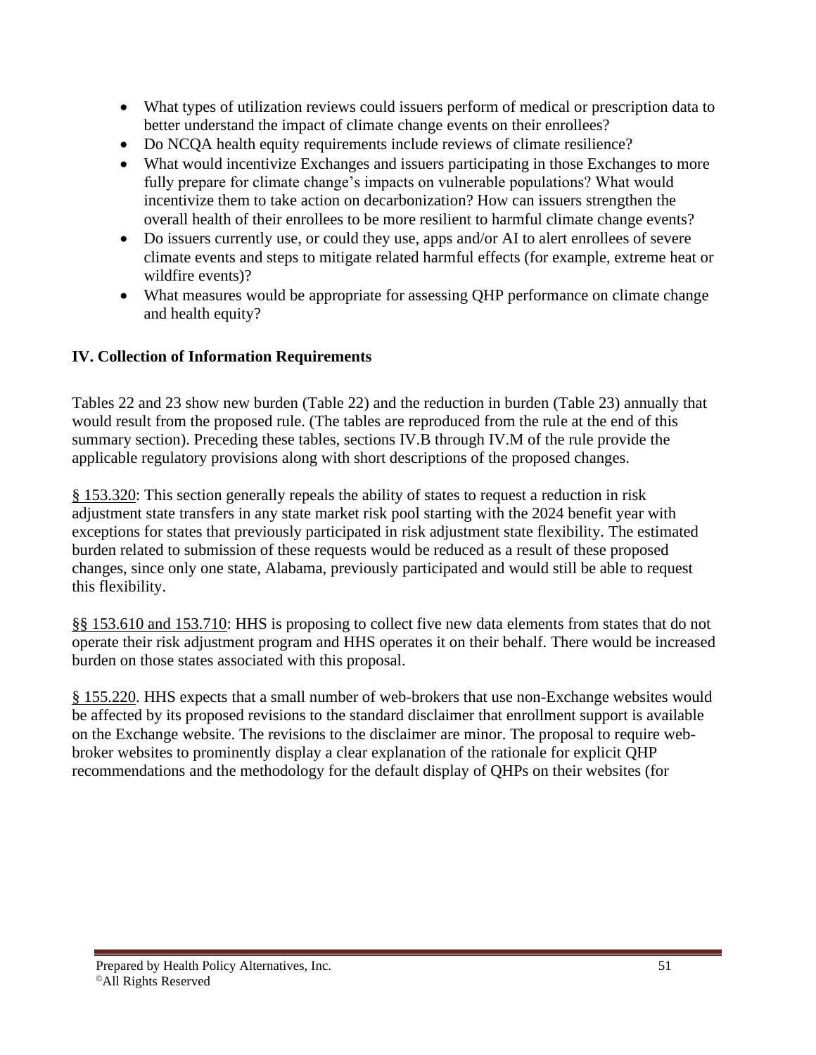- What types of utilization reviews could issuers perform of medical or prescription data to better understand the impact of climate change events on their enrollees?
- Do NCQA health equity requirements include reviews of climate resilience?
- What would incentivize Exchanges and issuers participating in those Exchanges to more fully prepare for climate change's impacts on vulnerable populations? What would incentivize them to take action on decarbonization? How can issuers strengthen the overall health of their enrollees to be more resilient to harmful climate change events?
- Do issuers currently use, or could they use, apps and/or AI to alert enrollees of severe climate events and steps to mitigate related harmful effects (for example, extreme heat or wildfire events)?
- What measures would be appropriate for assessing QHP performance on climate change and health equity?

## IV. Collection of Information Requirements

Tables 22 and 23 show new burden (Table 22) and the reduction in burden (Table 23) annually that would result from the proposed rule. (The tables are reproduced from the rule at the end of this summary section). Preceding these tables, sections IV.B through IV.M of the rule provide the applicable regulatory provisions along with short descriptions of the proposed changes.

§ 153.320: This section generally repeals the ability of states to request a reduction in risk adjustment state transfers in any state market risk pool starting with the 2024 benefit year with exceptions for states that previously participated in risk adjustment state flexibility. The estimated burden related to submission of these requests would be reduced as a result of these proposed changes, since only one state, Alabama, previously participated and would still be able to request this flexibility.

§§ 153.610 and 153.710: HHS is proposing to collect five new data elements from states that do not operate their risk adjustment program and HHS operates it on their behalf. There would be increased burden on those states associated with this proposal.

§ 155.220. HHS expects that a small number of web-brokers that use non-Exchange websites would be affected by its proposed revisions to the standard disclaimer that enrollment support is available on the Exchange website. The revisions to the disclaimer are minor. The proposal to require web-broker websites to prominently display a clear explanation of the rationale for explicit QHP recommendations and the methodology for the default display of QHPs on their websites (for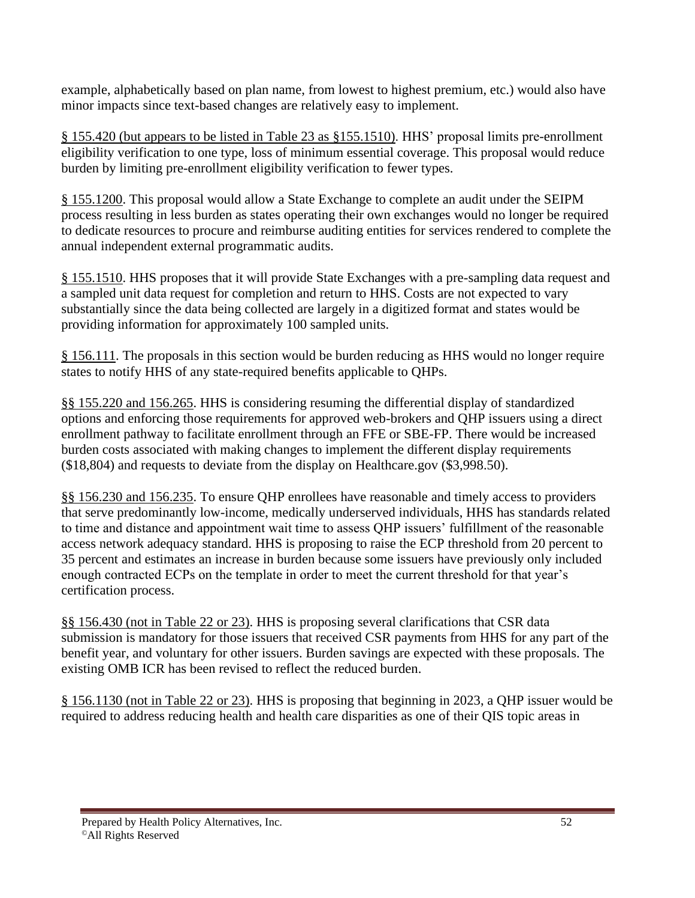example, alphabetically based on plan name, from lowest to highest premium, etc.) would also have minor impacts since text-based changes are relatively easy to implement.

<u>§ 155.420 (but appears to be listed in Table 23 as §155.1510)</u>. HHS' proposal limits pre-enrollment eligibility verification to one type, loss of minimum essential coverage. This proposal would reduce burden by limiting pre-enrollment eligibility verification to fewer types.

<u>§ 155.1200</u>. This proposal would allow a State Exchange to complete an audit under the SEIPM process resulting in less burden as states operating their own exchanges would no longer be required to dedicate resources to procure and reimburse auditing entities for services rendered to complete the annual independent external programmatic audits.

<u>§ 155.1510</u>. HHS proposes that it will provide State Exchanges with a pre-sampling data request and a sampled unit data request for completion and return to HHS. Costs are not expected to vary substantially since the data being collected are largely in a digitized format and states would be providing information for approximately 100 sampled units.

<u>§ 156.111</u>. The proposals in this section would be burden reducing as HHS would no longer require states to notify HHS of any state-required benefits applicable to QHPs.

<u>§§ 155.220 and 156.265</u>. HHS is considering resuming the differential display of standardized options and enforcing those requirements for approved web-brokers and QHP issuers using a direct enrollment pathway to facilitate enrollment through an FFE or SBE-FP. There would be increased burden costs associated with making changes to implement the different display requirements ($18,804) and requests to deviate from the display on Healthcare.gov ($3,998.50).

<u>§§ 156.230 and 156.235</u>. To ensure QHP enrollees have reasonable and timely access to providers that serve predominantly low-income, medically underserved individuals, HHS has standards related to time and distance and appointment wait time to assess QHP issuers' fulfillment of the reasonable access network adequacy standard. HHS is proposing to raise the ECP threshold from 20 percent to 35 percent and estimates an increase in burden because some issuers have previously only included enough contracted ECPs on the template in order to meet the current threshold for that year's certification process.

<u>§§ 156.430 (not in Table 22 or 23)</u>. HHS is proposing several clarifications that CSR data submission is mandatory for those issuers that received CSR payments from HHS for any part of the benefit year, and voluntary for other issuers. Burden savings are expected with these proposals. The existing OMB ICR has been revised to reflect the reduced burden.

<u>§ 156.1130 (not in Table 22 or 23)</u>. HHS is proposing that beginning in 2023, a QHP issuer would be required to address reducing health and health care disparities as one of their QIS topic areas in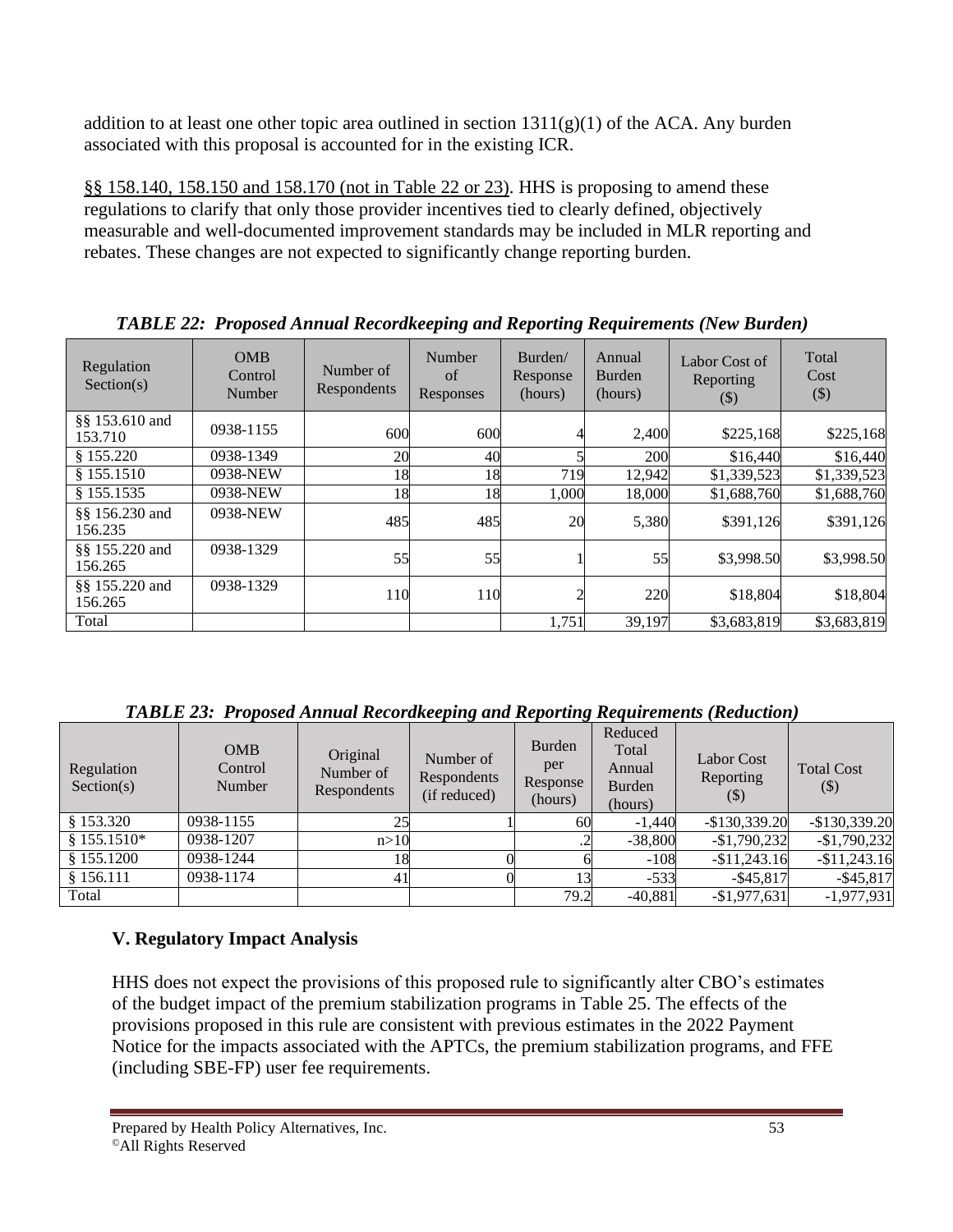addition to at least one other topic area outlined in section 1311(g)(1) of the ACA. Any burden associated with this proposal is accounted for in the existing ICR.

§§ 158.140, 158.150 and 158.170 (not in Table 22 or 23). HHS is proposing to amend these regulations to clarify that only those provider incentives tied to clearly defined, objectively measurable and well-documented improvement standards may be included in MLR reporting and rebates. These changes are not expected to significantly change reporting burden.

***TABLE 22: Proposed Annual Recordkeeping and Reporting Requirements (New Burden)***

| Regulation Section(s) | OMB Control Number | Number of Respondents | Number of Responses | Burden/ Response (hours) | Annual Burden (hours) | Labor Cost of Reporting ($) | Total Cost ($) |
|---|---|---|---|---|---|---|---|
| §§ 153.610 and 153.710 | 0938-1155 | 600 | 600 | 4 | 2,400 | $225,168 | $225,168 |
| § 155.220 | 0938-1349 | 20 | 40 | 5 | 200 | $16,440 | $16,440 |
| § 155.1510 | 0938-NEW | 18 | 18 | 719 | 12,942 | $1,339,523 | $1,339,523 |
| § 155.1535 | 0938-NEW | 18 | 18 | 1,000 | 18,000 | $1,688,760 | $1,688,760 |
| §§ 156.230 and 156.235 | 0938-NEW | 485 | 485 | 20 | 5,380 | $391,126 | $391,126 |
| §§ 155.220 and 156.265 | 0938-1329 | 55 | 55 | 1 | 55 | $3,998.50 | $3,998.50 |
| §§ 155.220 and 156.265 | 0938-1329 | 110 | 110 | 2 | 220 | $18,804 | $18,804 |
| Total | | | | 1,751 | 39,197 | $3,683,819 | $3,683,819 |

***TABLE 23: Proposed Annual Recordkeeping and Reporting Requirements (Reduction)***

| Regulation Section(s) | OMB Control Number | Original Number of Respondents | Number of Respondents (if reduced) | Burden per Response (hours) | Reduced Total Annual Burden (hours) | Labor Cost Reporting ($) | Total Cost ($) |
|---|---|---|---|---|---|---|---|
| § 153.320 | 0938-1155 | 25 | 1 | 60 | -1,440 | -$130,339.20 | -$130,339.20 |
| § 155.1510* | 0938-1207 | n>10 | | .2 | -38,800 | -$1,790,232 | -$1,790,232 |
| § 155.1200 | 0938-1244 | 18 | 0 | 6 | -108 | -$11,243.16 | -$11,243.16 |
| § 156.111 | 0938-1174 | 41 | 0 | 13 | -533 | -$45,817 | -$45,817 |
| Total | | | | 79.2 | -40,881 | -$1,977,631 | -1,977,931 |

## V. Regulatory Impact Analysis

HHS does not expect the provisions of this proposed rule to significantly alter CBO's estimates of the budget impact of the premium stabilization programs in Table 25. The effects of the provisions proposed in this rule are consistent with previous estimates in the 2022 Payment Notice for the impacts associated with the APTCs, the premium stabilization programs, and FFE (including SBE-FP) user fee requirements.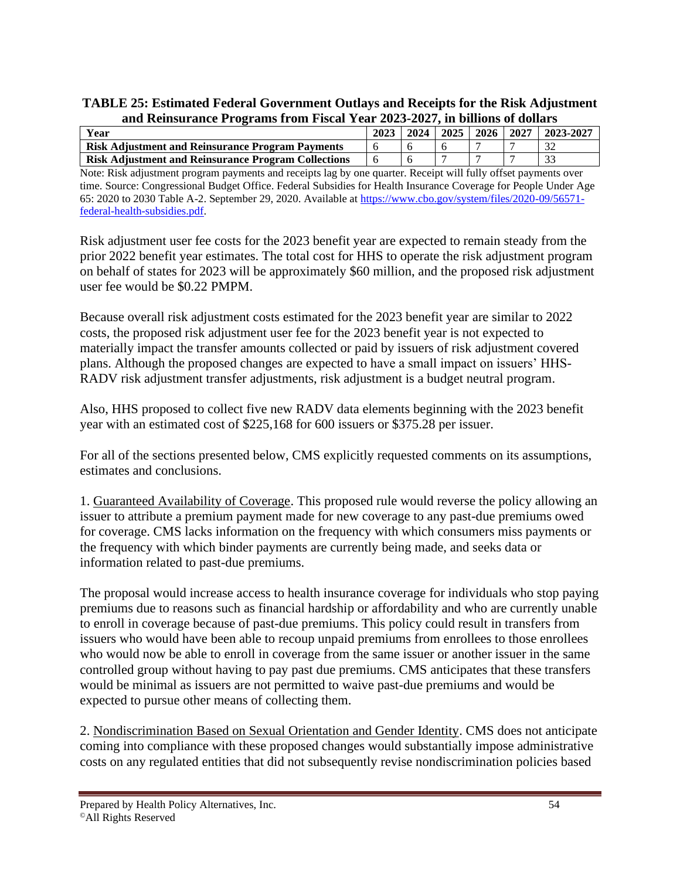**TABLE 25: Estimated Federal Government Outlays and Receipts for the Risk Adjustment and Reinsurance Programs from Fiscal Year 2023-2027, in billions of dollars**

| Year | 2023 | 2024 | 2025 | 2026 | 2027 | 2023-2027 |
|---|---|---|---|---|---|---|
| **Risk Adjustment and Reinsurance Program Payments** | 6 | 6 | 6 | 7 | 7 | 32 |
| **Risk Adjustment and Reinsurance Program Collections** | 6 | 6 | 7 | 7 | 7 | 33 |

Note: Risk adjustment program payments and receipts lag by one quarter. Receipt will fully offset payments over time. Source: Congressional Budget Office. Federal Subsidies for Health Insurance Coverage for People Under Age 65: 2020 to 2030 Table A-2. September 29, 2020. Available at https://www.cbo.gov/system/files/2020-09/56571-federal-health-subsidies.pdf.

Risk adjustment user fee costs for the 2023 benefit year are expected to remain steady from the prior 2022 benefit year estimates. The total cost for HHS to operate the risk adjustment program on behalf of states for 2023 will be approximately $60 million, and the proposed risk adjustment user fee would be $0.22 PMPM.

Because overall risk adjustment costs estimated for the 2023 benefit year are similar to 2022 costs, the proposed risk adjustment user fee for the 2023 benefit year is not expected to materially impact the transfer amounts collected or paid by issuers of risk adjustment covered plans. Although the proposed changes are expected to have a small impact on issuers' HHS-RADV risk adjustment transfer adjustments, risk adjustment is a budget neutral program.

Also, HHS proposed to collect five new RADV data elements beginning with the 2023 benefit year with an estimated cost of $225,168 for 600 issuers or $375.28 per issuer.

For all of the sections presented below, CMS explicitly requested comments on its assumptions, estimates and conclusions.

1. Guaranteed Availability of Coverage. This proposed rule would reverse the policy allowing an issuer to attribute a premium payment made for new coverage to any past-due premiums owed for coverage. CMS lacks information on the frequency with which consumers miss payments or the frequency with which binder payments are currently being made, and seeks data or information related to past-due premiums.

The proposal would increase access to health insurance coverage for individuals who stop paying premiums due to reasons such as financial hardship or affordability and who are currently unable to enroll in coverage because of past-due premiums. This policy could result in transfers from issuers who would have been able to recoup unpaid premiums from enrollees to those enrollees who would now be able to enroll in coverage from the same issuer or another issuer in the same controlled group without having to pay past due premiums. CMS anticipates that these transfers would be minimal as issuers are not permitted to waive past-due premiums and would be expected to pursue other means of collecting them.

2. Nondiscrimination Based on Sexual Orientation and Gender Identity. CMS does not anticipate coming into compliance with these proposed changes would substantially impose administrative costs on any regulated entities that did not subsequently revise nondiscrimination policies based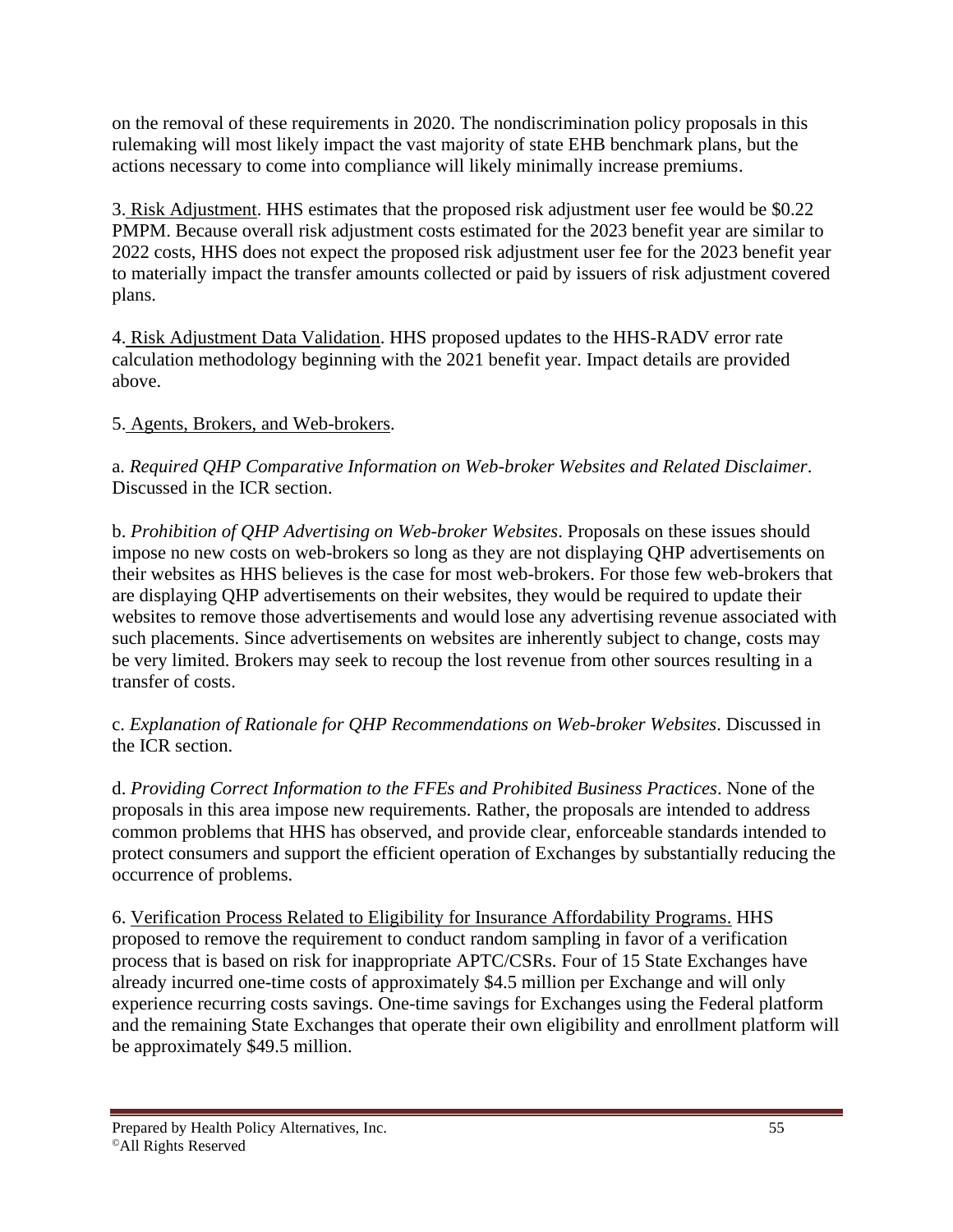on the removal of these requirements in 2020. The nondiscrimination policy proposals in this rulemaking will most likely impact the vast majority of state EHB benchmark plans, but the actions necessary to come into compliance will likely minimally increase premiums.

3. Risk Adjustment. HHS estimates that the proposed risk adjustment user fee would be $0.22 PMPM. Because overall risk adjustment costs estimated for the 2023 benefit year are similar to 2022 costs, HHS does not expect the proposed risk adjustment user fee for the 2023 benefit year to materially impact the transfer amounts collected or paid by issuers of risk adjustment covered plans.

4. Risk Adjustment Data Validation. HHS proposed updates to the HHS-RADV error rate calculation methodology beginning with the 2021 benefit year. Impact details are provided above.

5. Agents, Brokers, and Web-brokers.

a. *Required QHP Comparative Information on Web-broker Websites and Related Disclaimer*. Discussed in the ICR section.

b. *Prohibition of QHP Advertising on Web-broker Websites*. Proposals on these issues should impose no new costs on web-brokers so long as they are not displaying QHP advertisements on their websites as HHS believes is the case for most web-brokers. For those few web-brokers that are displaying QHP advertisements on their websites, they would be required to update their websites to remove those advertisements and would lose any advertising revenue associated with such placements. Since advertisements on websites are inherently subject to change, costs may be very limited. Brokers may seek to recoup the lost revenue from other sources resulting in a transfer of costs.

c. *Explanation of Rationale for QHP Recommendations on Web-broker Websites*. Discussed in the ICR section.

d. *Providing Correct Information to the FFEs and Prohibited Business Practices*. None of the proposals in this area impose new requirements. Rather, the proposals are intended to address common problems that HHS has observed, and provide clear, enforceable standards intended to protect consumers and support the efficient operation of Exchanges by substantially reducing the occurrence of problems.

6. Verification Process Related to Eligibility for Insurance Affordability Programs. HHS proposed to remove the requirement to conduct random sampling in favor of a verification process that is based on risk for inappropriate APTC/CSRs. Four of 15 State Exchanges have already incurred one-time costs of approximately $4.5 million per Exchange and will only experience recurring costs savings. One-time savings for Exchanges using the Federal platform and the remaining State Exchanges that operate their own eligibility and enrollment platform will be approximately $49.5 million.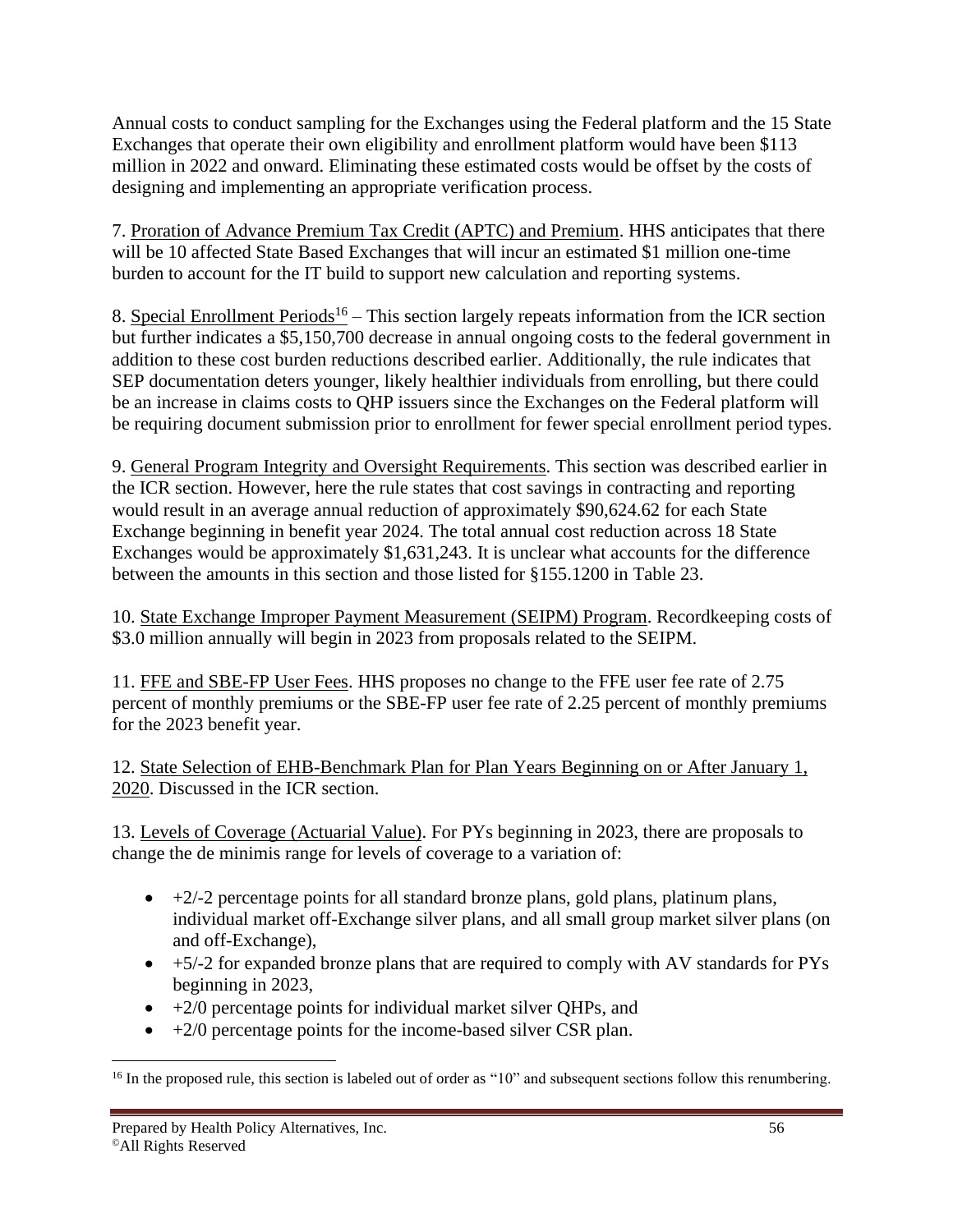Annual costs to conduct sampling for the Exchanges using the Federal platform and the 15 State Exchanges that operate their own eligibility and enrollment platform would have been $113 million in 2022 and onward. Eliminating these estimated costs would be offset by the costs of designing and implementing an appropriate verification process.

7. Proration of Advance Premium Tax Credit (APTC) and Premium. HHS anticipates that there will be 10 affected State Based Exchanges that will incur an estimated $1 million one-time burden to account for the IT build to support new calculation and reporting systems.

8. Special Enrollment Periods[16] – This section largely repeats information from the ICR section but further indicates a $5,150,700 decrease in annual ongoing costs to the federal government in addition to these cost burden reductions described earlier. Additionally, the rule indicates that SEP documentation deters younger, likely healthier individuals from enrolling, but there could be an increase in claims costs to QHP issuers since the Exchanges on the Federal platform will be requiring document submission prior to enrollment for fewer special enrollment period types.

9. General Program Integrity and Oversight Requirements. This section was described earlier in the ICR section. However, here the rule states that cost savings in contracting and reporting would result in an average annual reduction of approximately $90,624.62 for each State Exchange beginning in benefit year 2024. The total annual cost reduction across 18 State Exchanges would be approximately $1,631,243. It is unclear what accounts for the difference between the amounts in this section and those listed for §155.1200 in Table 23.

10. State Exchange Improper Payment Measurement (SEIPM) Program. Recordkeeping costs of $3.0 million annually will begin in 2023 from proposals related to the SEIPM.

11. FFE and SBE-FP User Fees. HHS proposes no change to the FFE user fee rate of 2.75 percent of monthly premiums or the SBE-FP user fee rate of 2.25 percent of monthly premiums for the 2023 benefit year.

12. State Selection of EHB-Benchmark Plan for Plan Years Beginning on or After January 1, 2020. Discussed in the ICR section.

13. Levels of Coverage (Actuarial Value). For PYs beginning in 2023, there are proposals to change the de minimis range for levels of coverage to a variation of:

- +2/-2 percentage points for all standard bronze plans, gold plans, platinum plans, individual market off-Exchange silver plans, and all small group market silver plans (on and off-Exchange),
- +5/-2 for expanded bronze plans that are required to comply with AV standards for PYs beginning in 2023,
- +2/0 percentage points for individual market silver QHPs, and
- +2/0 percentage points for the income-based silver CSR plan.

[16] In the proposed rule, this section is labeled out of order as "10" and subsequent sections follow this renumbering.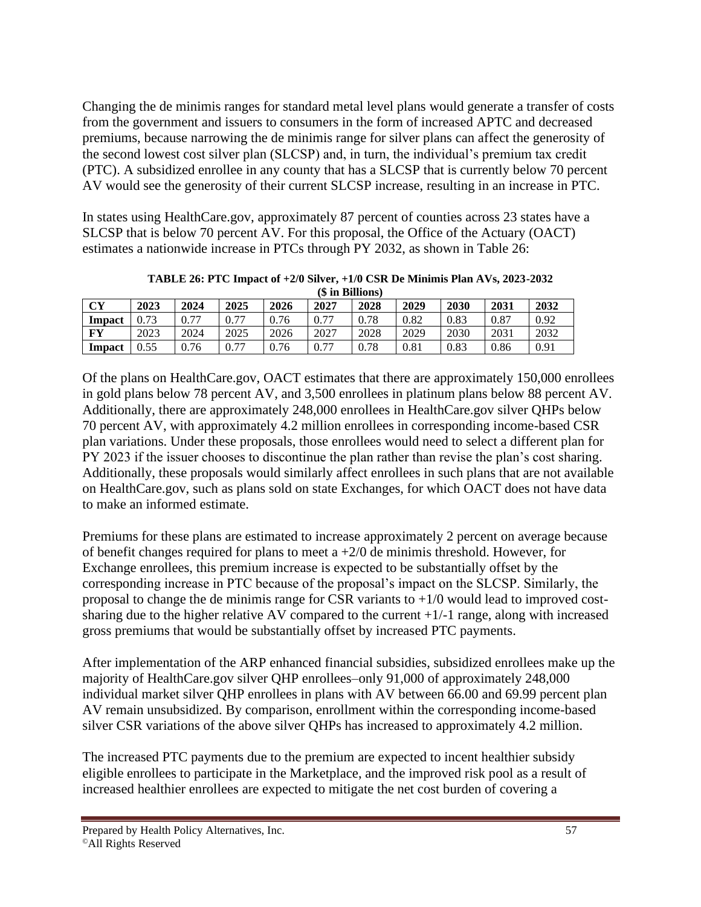Changing the de minimis ranges for standard metal level plans would generate a transfer of costs from the government and issuers to consumers in the form of increased APTC and decreased premiums, because narrowing the de minimis range for silver plans can affect the generosity of the second lowest cost silver plan (SLCSP) and, in turn, the individual's premium tax credit (PTC). A subsidized enrollee in any county that has a SLCSP that is currently below 70 percent AV would see the generosity of their current SLCSP increase, resulting in an increase in PTC.

In states using HealthCare.gov, approximately 87 percent of counties across 23 states have a SLCSP that is below 70 percent AV. For this proposal, the Office of the Actuary (OACT) estimates a nationwide increase in PTCs through PY 2032, as shown in Table 26:

**TABLE 26: PTC Impact of +2/0 Silver, +1/0 CSR De Minimis Plan AVs, 2023-2032 ($ in Billions)**

| **CY** | **2023** | **2024** | **2025** | **2026** | **2027** | **2028** | **2029** | **2030** | **2031** | **2032** |
|---|---|---|---|---|---|---|---|---|---|---|
| **Impact** | 0.73 | 0.77 | 0.77 | 0.76 | 0.77 | 0.78 | 0.82 | 0.83 | 0.87 | 0.92 |
| **FY** | 2023 | 2024 | 2025 | 2026 | 2027 | 2028 | 2029 | 2030 | 2031 | 2032 |
| **Impact** | 0.55 | 0.76 | 0.77 | 0.76 | 0.77 | 0.78 | 0.81 | 0.83 | 0.86 | 0.91 |

Of the plans on HealthCare.gov, OACT estimates that there are approximately 150,000 enrollees in gold plans below 78 percent AV, and 3,500 enrollees in platinum plans below 88 percent AV. Additionally, there are approximately 248,000 enrollees in HealthCare.gov silver QHPs below 70 percent AV, with approximately 4.2 million enrollees in corresponding income-based CSR plan variations. Under these proposals, those enrollees would need to select a different plan for PY 2023 if the issuer chooses to discontinue the plan rather than revise the plan's cost sharing. Additionally, these proposals would similarly affect enrollees in such plans that are not available on HealthCare.gov, such as plans sold on state Exchanges, for which OACT does not have data to make an informed estimate.

Premiums for these plans are estimated to increase approximately 2 percent on average because of benefit changes required for plans to meet a +2/0 de minimis threshold. However, for Exchange enrollees, this premium increase is expected to be substantially offset by the corresponding increase in PTC because of the proposal's impact on the SLCSP. Similarly, the proposal to change the de minimis range for CSR variants to +1/0 would lead to improved cost-sharing due to the higher relative AV compared to the current +1/-1 range, along with increased gross premiums that would be substantially offset by increased PTC payments.

After implementation of the ARP enhanced financial subsidies, subsidized enrollees make up the majority of HealthCare.gov silver QHP enrollees–only 91,000 of approximately 248,000 individual market silver QHP enrollees in plans with AV between 66.00 and 69.99 percent plan AV remain unsubsidized. By comparison, enrollment within the corresponding income-based silver CSR variations of the above silver QHPs has increased to approximately 4.2 million.

The increased PTC payments due to the premium are expected to incent healthier subsidy eligible enrollees to participate in the Marketplace, and the improved risk pool as a result of increased healthier enrollees are expected to mitigate the net cost burden of covering a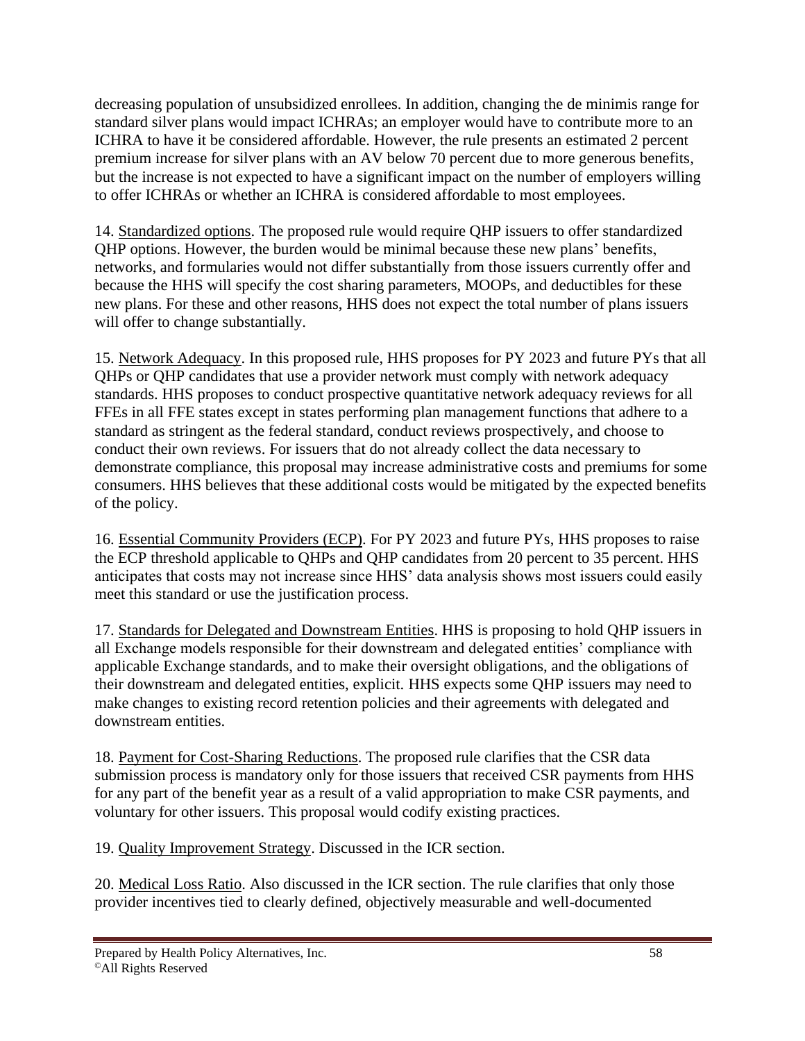decreasing population of unsubsidized enrollees. In addition, changing the de minimis range for standard silver plans would impact ICHRAs; an employer would have to contribute more to an ICHRA to have it be considered affordable. However, the rule presents an estimated 2 percent premium increase for silver plans with an AV below 70 percent due to more generous benefits, but the increase is not expected to have a significant impact on the number of employers willing to offer ICHRAs or whether an ICHRA is considered affordable to most employees.

14. Standardized options. The proposed rule would require QHP issuers to offer standardized QHP options. However, the burden would be minimal because these new plans' benefits, networks, and formularies would not differ substantially from those issuers currently offer and because the HHS will specify the cost sharing parameters, MOOPs, and deductibles for these new plans. For these and other reasons, HHS does not expect the total number of plans issuers will offer to change substantially.

15. Network Adequacy. In this proposed rule, HHS proposes for PY 2023 and future PYs that all QHPs or QHP candidates that use a provider network must comply with network adequacy standards. HHS proposes to conduct prospective quantitative network adequacy reviews for all FFEs in all FFE states except in states performing plan management functions that adhere to a standard as stringent as the federal standard, conduct reviews prospectively, and choose to conduct their own reviews. For issuers that do not already collect the data necessary to demonstrate compliance, this proposal may increase administrative costs and premiums for some consumers. HHS believes that these additional costs would be mitigated by the expected benefits of the policy.

16. Essential Community Providers (ECP). For PY 2023 and future PYs, HHS proposes to raise the ECP threshold applicable to QHPs and QHP candidates from 20 percent to 35 percent. HHS anticipates that costs may not increase since HHS' data analysis shows most issuers could easily meet this standard or use the justification process.

17. Standards for Delegated and Downstream Entities. HHS is proposing to hold QHP issuers in all Exchange models responsible for their downstream and delegated entities' compliance with applicable Exchange standards, and to make their oversight obligations, and the obligations of their downstream and delegated entities, explicit. HHS expects some QHP issuers may need to make changes to existing record retention policies and their agreements with delegated and downstream entities.

18. Payment for Cost-Sharing Reductions. The proposed rule clarifies that the CSR data submission process is mandatory only for those issuers that received CSR payments from HHS for any part of the benefit year as a result of a valid appropriation to make CSR payments, and voluntary for other issuers. This proposal would codify existing practices.

19. Quality Improvement Strategy. Discussed in the ICR section.

20. Medical Loss Ratio. Also discussed in the ICR section. The rule clarifies that only those provider incentives tied to clearly defined, objectively measurable and well-documented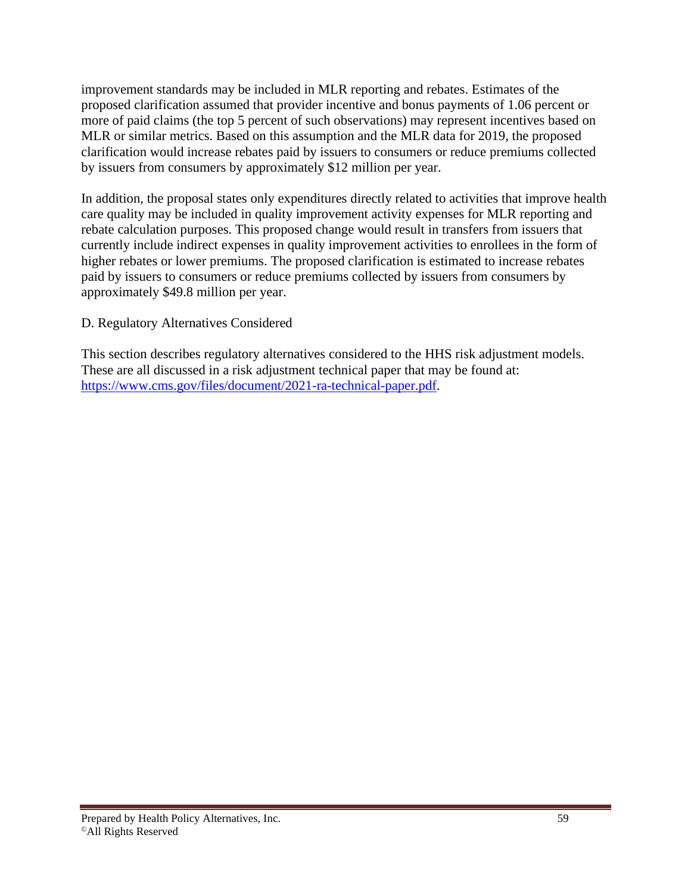improvement standards may be included in MLR reporting and rebates. Estimates of the proposed clarification assumed that provider incentive and bonus payments of 1.06 percent or more of paid claims (the top 5 percent of such observations) may represent incentives based on MLR or similar metrics. Based on this assumption and the MLR data for 2019, the proposed clarification would increase rebates paid by issuers to consumers or reduce premiums collected by issuers from consumers by approximately $12 million per year.

In addition, the proposal states only expenditures directly related to activities that improve health care quality may be included in quality improvement activity expenses for MLR reporting and rebate calculation purposes. This proposed change would result in transfers from issuers that currently include indirect expenses in quality improvement activities to enrollees in the form of higher rebates or lower premiums. The proposed clarification is estimated to increase rebates paid by issuers to consumers or reduce premiums collected by issuers from consumers by approximately $49.8 million per year.

D. Regulatory Alternatives Considered

This section describes regulatory alternatives considered to the HHS risk adjustment models. These are all discussed in a risk adjustment technical paper that may be found at: https://www.cms.gov/files/document/2021-ra-technical-paper.pdf.